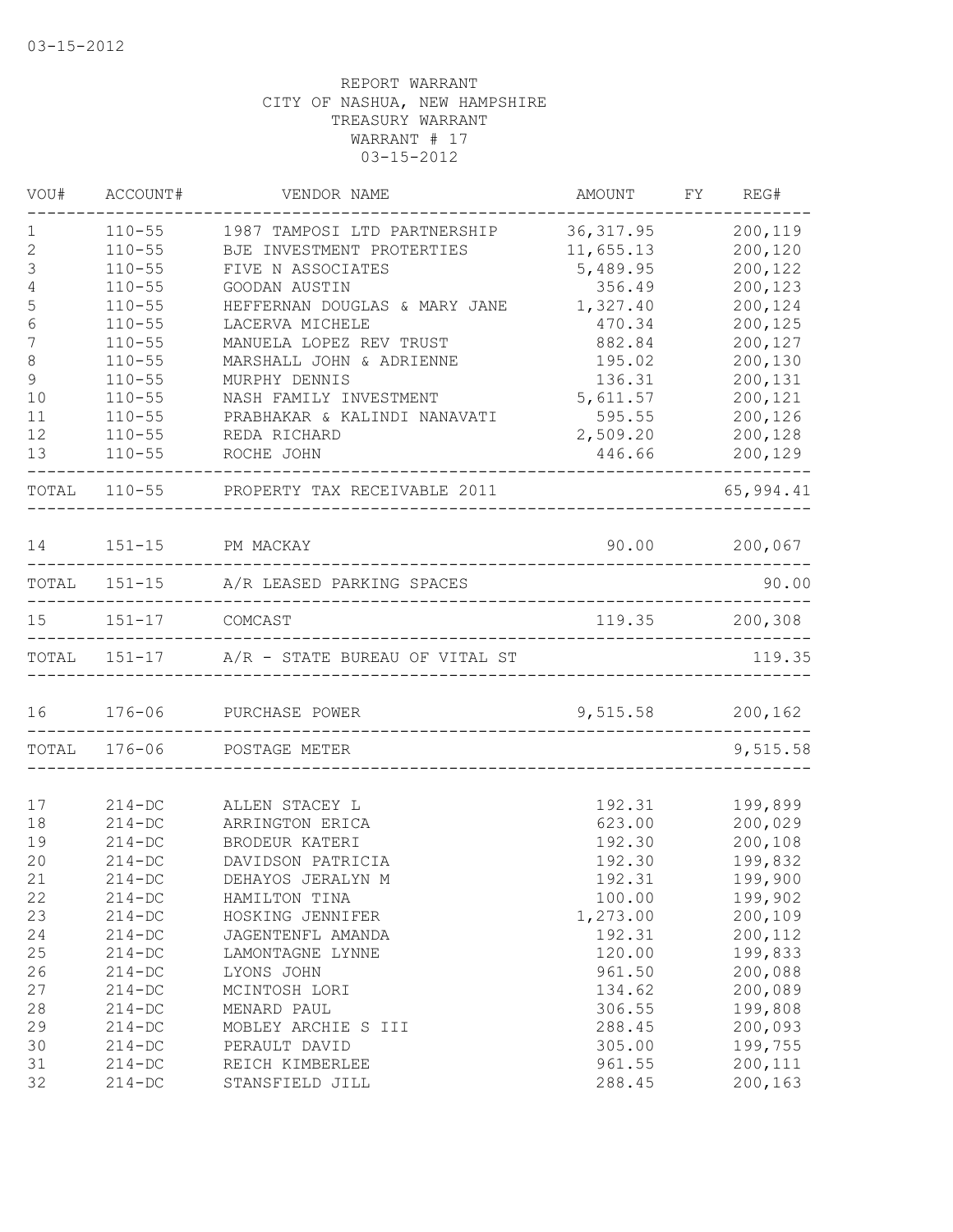03-15-2012

# REPORT WARRANT
## CITY OF NASHUA, NEW HAMPSHIRE
## TREASURY WARRANT
## WARRANT # 17
## 03-15-2012

| VOU# | ACCOUNT# | VENDOR NAME | AMOUNT | FY | REG# |
|---|---|---|---|---|---|
| 1 | 110-55 | 1987 TAMPOSI LTD PARTNERSHIP | 36,317.95 | | 200,119 |
| 2 | 110-55 | BJE INVESTMENT PROTERTIES | 11,655.13 | | 200,120 |
| 3 | 110-55 | FIVE N ASSOCIATES | 5,489.95 | | 200,122 |
| 4 | 110-55 | GOODAN AUSTIN | 356.49 | | 200,123 |
| 5 | 110-55 | HEFFERNAN DOUGLAS & MARY JANE | 1,327.40 | | 200,124 |
| 6 | 110-55 | LACERVA MICHELE | 470.34 | | 200,125 |
| 7 | 110-55 | MANUELA LOPEZ REV TRUST | 882.84 | | 200,127 |
| 8 | 110-55 | MARSHALL JOHN & ADRIENNE | 195.02 | | 200,130 |
| 9 | 110-55 | MURPHY DENNIS | 136.31 | | 200,131 |
| 10 | 110-55 | NASH FAMILY INVESTMENT | 5,611.57 | | 200,121 |
| 11 | 110-55 | PRABHAKAR & KALINDI NANAVATI | 595.55 | | 200,126 |
| 12 | 110-55 | REDA RICHARD | 2,509.20 | | 200,128 |
| 13 | 110-55 | ROCHE JOHN | 446.66 | | 200,129 |
| TOTAL | 110-55 | PROPERTY TAX RECEIVABLE 2011 | | | 65,994.41 |
| 14 | 151-15 | PM MACKAY | 90.00 | | 200,067 |
| TOTAL | 151-15 | A/R LEASED PARKING SPACES | | | 90.00 |
| 15 | 151-17 | COMCAST | 119.35 | | 200,308 |
| TOTAL | 151-17 | A/R - STATE BUREAU OF VITAL ST | | | 119.35 |
| 16 | 176-06 | PURCHASE POWER | 9,515.58 | | 200,162 |
| TOTAL | 176-06 | POSTAGE METER | | | 9,515.58 |
| 17 | 214-DC | ALLEN STACEY L | 192.31 | | 199,899 |
| 18 | 214-DC | ARRINGTON ERICA | 623.00 | | 200,029 |
| 19 | 214-DC | BRODEUR KATERI | 192.30 | | 200,108 |
| 20 | 214-DC | DAVIDSON PATRICIA | 192.30 | | 199,832 |
| 21 | 214-DC | DEHAYOS JERALYN M | 192.31 | | 199,900 |
| 22 | 214-DC | HAMILTON TINA | 100.00 | | 199,902 |
| 23 | 214-DC | HOSKING JENNIFER | 1,273.00 | | 200,109 |
| 24 | 214-DC | JAGENTENFL AMANDA | 192.31 | | 200,112 |
| 25 | 214-DC | LAMONTAGNE LYNNE | 120.00 | | 199,833 |
| 26 | 214-DC | LYONS JOHN | 961.50 | | 200,088 |
| 27 | 214-DC | MCINTOSH LORI | 134.62 | | 200,089 |
| 28 | 214-DC | MENARD PAUL | 306.55 | | 199,808 |
| 29 | 214-DC | MOBLEY ARCHIE S III | 288.45 | | 200,093 |
| 30 | 214-DC | PERAULT DAVID | 305.00 | | 199,755 |
| 31 | 214-DC | REICH KIMBERLEE | 961.55 | | 200,111 |
| 32 | 214-DC | STANSFIELD JILL | 288.45 | | 200,163 |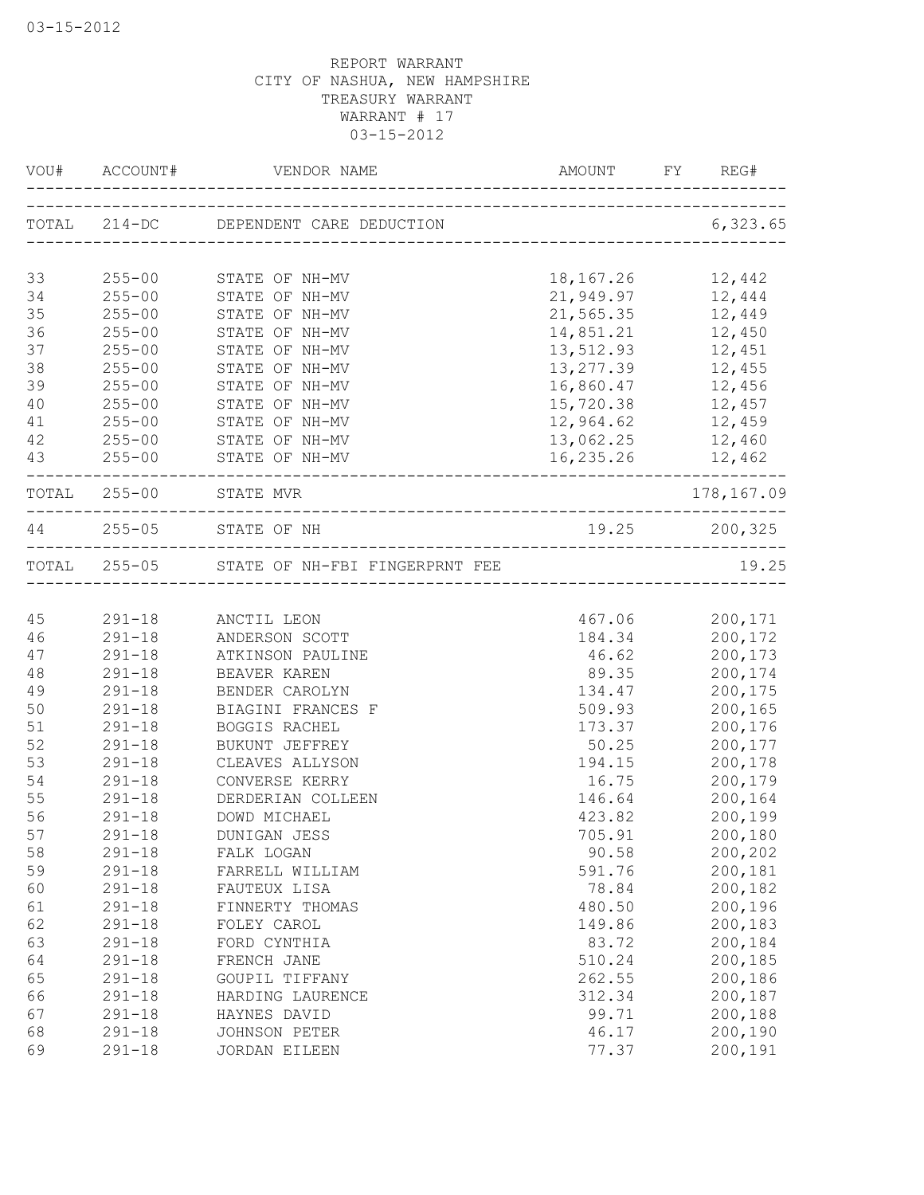03-15-2012

REPORT WARRANT
CITY OF NASHUA, NEW HAMPSHIRE
TREASURY WARRANT
WARRANT # 17
03-15-2012

| VOU# | ACCOUNT# | VENDOR NAME | AMOUNT | FY | REG# |
|---|---|---|---|---|---|
| TOTAL | 214-DC | DEPENDENT CARE DEDUCTION | | | 6,323.65 |
| 33 | 255-00 | STATE OF NH-MV | 18,167.26 | | 12,442 |
| 34 | 255-00 | STATE OF NH-MV | 21,949.97 | | 12,444 |
| 35 | 255-00 | STATE OF NH-MV | 21,565.35 | | 12,449 |
| 36 | 255-00 | STATE OF NH-MV | 14,851.21 | | 12,450 |
| 37 | 255-00 | STATE OF NH-MV | 13,512.93 | | 12,451 |
| 38 | 255-00 | STATE OF NH-MV | 13,277.39 | | 12,455 |
| 39 | 255-00 | STATE OF NH-MV | 16,860.47 | | 12,456 |
| 40 | 255-00 | STATE OF NH-MV | 15,720.38 | | 12,457 |
| 41 | 255-00 | STATE OF NH-MV | 12,964.62 | | 12,459 |
| 42 | 255-00 | STATE OF NH-MV | 13,062.25 | | 12,460 |
| 43 | 255-00 | STATE OF NH-MV | 16,235.26 | | 12,462 |
| TOTAL | 255-00 | STATE MVR | | | 178,167.09 |
| 44 | 255-05 | STATE OF NH | 19.25 | | 200,325 |
| TOTAL | 255-05 | STATE OF NH-FBI FINGERPRNT FEE | | | 19.25 |
| 45 | 291-18 | ANCTIL LEON | 467.06 | | 200,171 |
| 46 | 291-18 | ANDERSON SCOTT | 184.34 | | 200,172 |
| 47 | 291-18 | ATKINSON PAULINE | 46.62 | | 200,173 |
| 48 | 291-18 | BEAVER KAREN | 89.35 | | 200,174 |
| 49 | 291-18 | BENDER CAROLYN | 134.47 | | 200,175 |
| 50 | 291-18 | BIAGINI FRANCES F | 509.93 | | 200,165 |
| 51 | 291-18 | BOGGIS RACHEL | 173.37 | | 200,176 |
| 52 | 291-18 | BUKUNT JEFFREY | 50.25 | | 200,177 |
| 53 | 291-18 | CLEAVES ALLYSON | 194.15 | | 200,178 |
| 54 | 291-18 | CONVERSE KERRY | 16.75 | | 200,179 |
| 55 | 291-18 | DERDERIAN COLLEEN | 146.64 | | 200,164 |
| 56 | 291-18 | DOWD MICHAEL | 423.82 | | 200,199 |
| 57 | 291-18 | DUNIGAN JESS | 705.91 | | 200,180 |
| 58 | 291-18 | FALK LOGAN | 90.58 | | 200,202 |
| 59 | 291-18 | FARRELL WILLIAM | 591.76 | | 200,181 |
| 60 | 291-18 | FAUTEUX LISA | 78.84 | | 200,182 |
| 61 | 291-18 | FINNERTY THOMAS | 480.50 | | 200,196 |
| 62 | 291-18 | FOLEY CAROL | 149.86 | | 200,183 |
| 63 | 291-18 | FORD CYNTHIA | 83.72 | | 200,184 |
| 64 | 291-18 | FRENCH JANE | 510.24 | | 200,185 |
| 65 | 291-18 | GOUPIL TIFFANY | 262.55 | | 200,186 |
| 66 | 291-18 | HARDING LAURENCE | 312.34 | | 200,187 |
| 67 | 291-18 | HAYNES DAVID | 99.71 | | 200,188 |
| 68 | 291-18 | JOHNSON PETER | 46.17 | | 200,190 |
| 69 | 291-18 | JORDAN EILEEN | 77.37 | | 200,191 |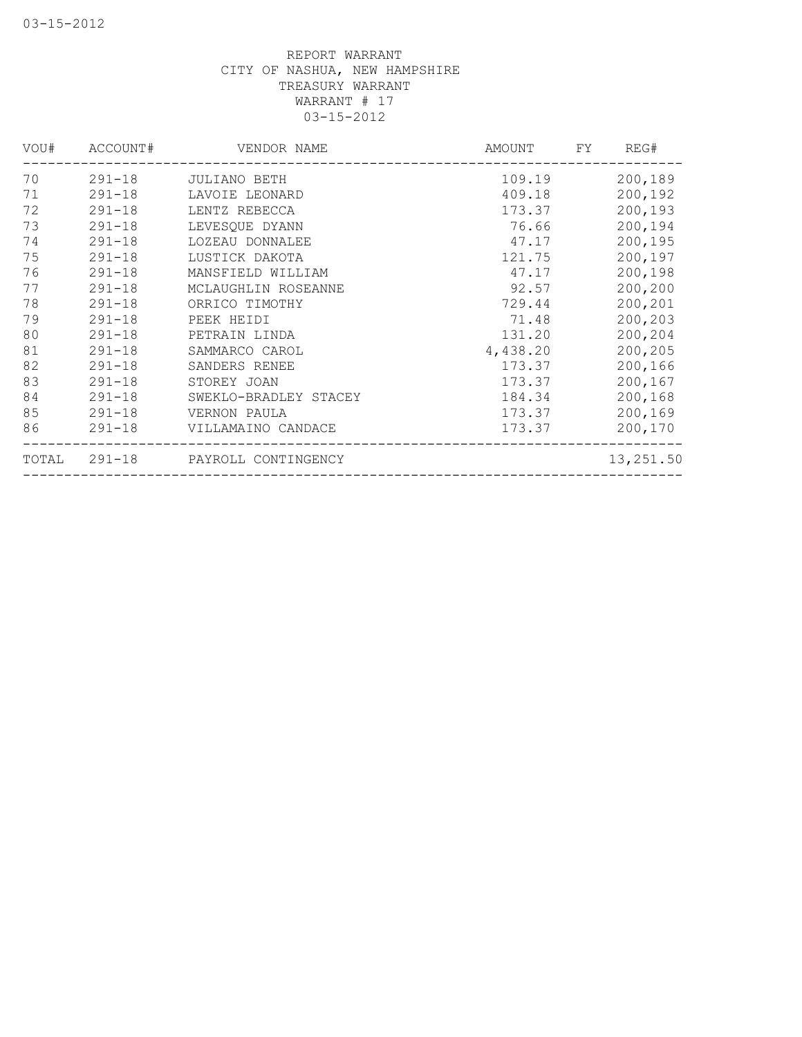REPORT WARRANT
CITY OF NASHUA, NEW HAMPSHIRE
TREASURY WARRANT
WARRANT # 17
03-15-2012

| VOU# | ACCOUNT# | VENDOR NAME | AMOUNT | FY | REG# |
|---|---|---|---|---|---|
| 70 | 291-18 | JULIANO BETH | 109.19 | | 200,189 |
| 71 | 291-18 | LAVOIE LEONARD | 409.18 | | 200,192 |
| 72 | 291-18 | LENTZ REBECCA | 173.37 | | 200,193 |
| 73 | 291-18 | LEVESQUE DYANN | 76.66 | | 200,194 |
| 74 | 291-18 | LOZEAU DONNALEE | 47.17 | | 200,195 |
| 75 | 291-18 | LUSTICK DAKOTA | 121.75 | | 200,197 |
| 76 | 291-18 | MANSFIELD WILLIAM | 47.17 | | 200,198 |
| 77 | 291-18 | MCLAUGHLIN ROSEANNE | 92.57 | | 200,200 |
| 78 | 291-18 | ORRICO TIMOTHY | 729.44 | | 200,201 |
| 79 | 291-18 | PEEK HEIDI | 71.48 | | 200,203 |
| 80 | 291-18 | PETRAIN LINDA | 131.20 | | 200,204 |
| 81 | 291-18 | SAMMARCO CAROL | 4,438.20 | | 200,205 |
| 82 | 291-18 | SANDERS RENEE | 173.37 | | 200,166 |
| 83 | 291-18 | STOREY JOAN | 173.37 | | 200,167 |
| 84 | 291-18 | SWEKLO-BRADLEY STACEY | 184.34 | | 200,168 |
| 85 | 291-18 | VERNON PAULA | 173.37 | | 200,169 |
| 86 | 291-18 | VILLAMAINO CANDACE | 173.37 | | 200,170 |
| TOTAL | 291-18 | PAYROLL CONTINGENCY | | | 13,251.50 |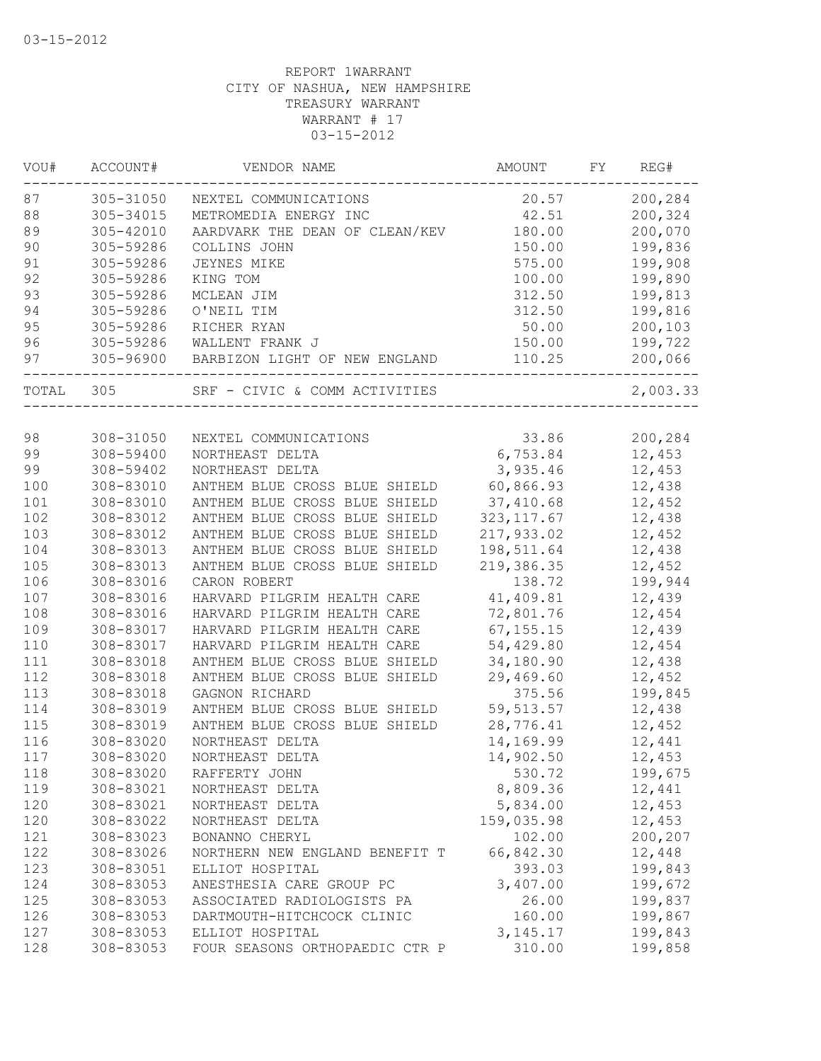03-15-2012

REPORT 1WARRANT
CITY OF NASHUA, NEW HAMPSHIRE
TREASURY WARRANT
WARRANT # 17
03-15-2012

| VOU# | ACCOUNT# | VENDOR NAME | AMOUNT | FY | REG# |
|---|---|---|---|---|---|
| 87 | 305-31050 | NEXTEL COMMUNICATIONS | 20.57 | | 200,284 |
| 88 | 305-34015 | METROMEDIA ENERGY INC | 42.51 | | 200,324 |
| 89 | 305-42010 | AARDVARK THE DEAN OF CLEAN/KEV | 180.00 | | 200,070 |
| 90 | 305-59286 | COLLINS JOHN | 150.00 | | 199,836 |
| 91 | 305-59286 | JEYNES MIKE | 575.00 | | 199,908 |
| 92 | 305-59286 | KING TOM | 100.00 | | 199,890 |
| 93 | 305-59286 | MCLEAN JIM | 312.50 | | 199,813 |
| 94 | 305-59286 | O'NEIL TIM | 312.50 | | 199,816 |
| 95 | 305-59286 | RICHER RYAN | 50.00 | | 200,103 |
| 96 | 305-59286 | WALLENT FRANK J | 150.00 | | 199,722 |
| 97 | 305-96900 | BARBIZON LIGHT OF NEW ENGLAND | 110.25 | | 200,066 |
| TOTAL | 305 | SRF - CIVIC & COMM ACTIVITIES | | | 2,003.33 |
| 98 | 308-31050 | NEXTEL COMMUNICATIONS | 33.86 | | 200,284 |
| 99 | 308-59400 | NORTHEAST DELTA | 6,753.84 | | 12,453 |
| 99 | 308-59402 | NORTHEAST DELTA | 3,935.46 | | 12,453 |
| 100 | 308-83010 | ANTHEM BLUE CROSS BLUE SHIELD | 60,866.93 | | 12,438 |
| 101 | 308-83010 | ANTHEM BLUE CROSS BLUE SHIELD | 37,410.68 | | 12,452 |
| 102 | 308-83012 | ANTHEM BLUE CROSS BLUE SHIELD | 323,117.67 | | 12,438 |
| 103 | 308-83012 | ANTHEM BLUE CROSS BLUE SHIELD | 217,933.02 | | 12,452 |
| 104 | 308-83013 | ANTHEM BLUE CROSS BLUE SHIELD | 198,511.64 | | 12,438 |
| 105 | 308-83013 | ANTHEM BLUE CROSS BLUE SHIELD | 219,386.35 | | 12,452 |
| 106 | 308-83016 | CARON ROBERT | 138.72 | | 199,944 |
| 107 | 308-83016 | HARVARD PILGRIM HEALTH CARE | 41,409.81 | | 12,439 |
| 108 | 308-83016 | HARVARD PILGRIM HEALTH CARE | 72,801.76 | | 12,454 |
| 109 | 308-83017 | HARVARD PILGRIM HEALTH CARE | 67,155.15 | | 12,439 |
| 110 | 308-83017 | HARVARD PILGRIM HEALTH CARE | 54,429.80 | | 12,454 |
| 111 | 308-83018 | ANTHEM BLUE CROSS BLUE SHIELD | 34,180.90 | | 12,438 |
| 112 | 308-83018 | ANTHEM BLUE CROSS BLUE SHIELD | 29,469.60 | | 12,452 |
| 113 | 308-83018 | GAGNON RICHARD | 375.56 | | 199,845 |
| 114 | 308-83019 | ANTHEM BLUE CROSS BLUE SHIELD | 59,513.57 | | 12,438 |
| 115 | 308-83019 | ANTHEM BLUE CROSS BLUE SHIELD | 28,776.41 | | 12,452 |
| 116 | 308-83020 | NORTHEAST DELTA | 14,169.99 | | 12,441 |
| 117 | 308-83020 | NORTHEAST DELTA | 14,902.50 | | 12,453 |
| 118 | 308-83020 | RAFFERTY JOHN | 530.72 | | 199,675 |
| 119 | 308-83021 | NORTHEAST DELTA | 8,809.36 | | 12,441 |
| 120 | 308-83021 | NORTHEAST DELTA | 5,834.00 | | 12,453 |
| 120 | 308-83022 | NORTHEAST DELTA | 159,035.98 | | 12,453 |
| 121 | 308-83023 | BONANNO CHERYL | 102.00 | | 200,207 |
| 122 | 308-83026 | NORTHERN NEW ENGLAND BENEFIT T | 66,842.30 | | 12,448 |
| 123 | 308-83051 | ELLIOT HOSPITAL | 393.03 | | 199,843 |
| 124 | 308-83053 | ANESTHESIA CARE GROUP PC | 3,407.00 | | 199,672 |
| 125 | 308-83053 | ASSOCIATED RADIOLOGISTS PA | 26.00 | | 199,837 |
| 126 | 308-83053 | DARTMOUTH-HITCHCOCK CLINIC | 160.00 | | 199,867 |
| 127 | 308-83053 | ELLIOT HOSPITAL | 3,145.17 | | 199,843 |
| 128 | 308-83053 | FOUR SEASONS ORTHOPAEDIC CTR P | 310.00 | | 199,858 |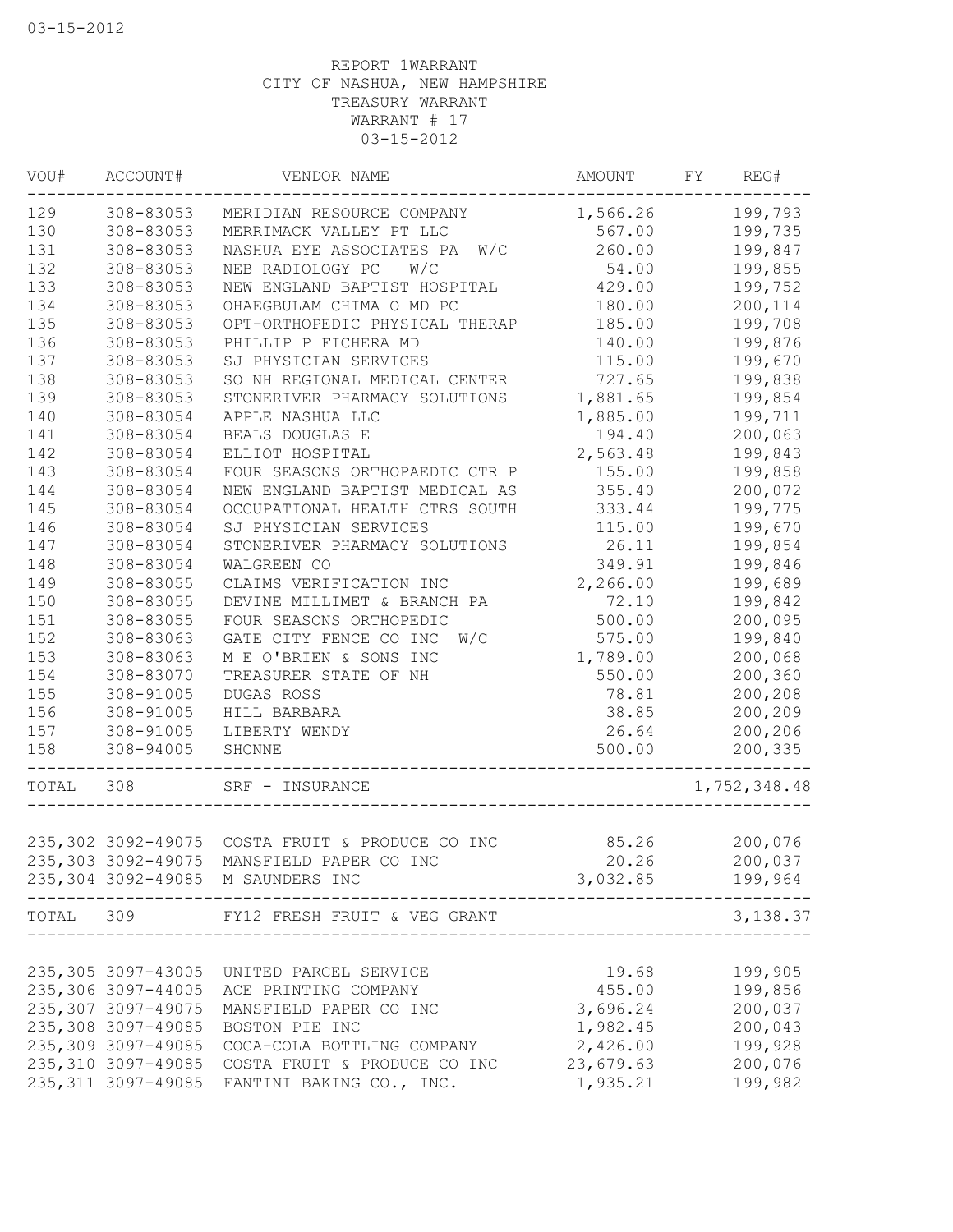03-15-2012

REPORT 1WARRANT
CITY OF NASHUA, NEW HAMPSHIRE
TREASURY WARRANT
WARRANT # 17
03-15-2012

| VOU# | ACCOUNT# | VENDOR NAME | AMOUNT | FY | REG# |
|---|---|---|---|---|---|
| 129 | 308-83053 | MERIDIAN RESOURCE COMPANY | 1,566.26 | | 199,793 |
| 130 | 308-83053 | MERRIMACK VALLEY PT LLC | 567.00 | | 199,735 |
| 131 | 308-83053 | NASHUA EYE ASSOCIATES PA W/C | 260.00 | | 199,847 |
| 132 | 308-83053 | NEB RADIOLOGY PC W/C | 54.00 | | 199,855 |
| 133 | 308-83053 | NEW ENGLAND BAPTIST HOSPITAL | 429.00 | | 199,752 |
| 134 | 308-83053 | OHAEGBULAM CHIMA O MD PC | 180.00 | | 200,114 |
| 135 | 308-83053 | OPT-ORTHOPEDIC PHYSICAL THERAP | 185.00 | | 199,708 |
| 136 | 308-83053 | PHILLIP P FICHERA MD | 140.00 | | 199,876 |
| 137 | 308-83053 | SJ PHYSICIAN SERVICES | 115.00 | | 199,670 |
| 138 | 308-83053 | SO NH REGIONAL MEDICAL CENTER | 727.65 | | 199,838 |
| 139 | 308-83053 | STONERIVER PHARMACY SOLUTIONS | 1,881.65 | | 199,854 |
| 140 | 308-83054 | APPLE NASHUA LLC | 1,885.00 | | 199,711 |
| 141 | 308-83054 | BEALS DOUGLAS E | 194.40 | | 200,063 |
| 142 | 308-83054 | ELLIOT HOSPITAL | 2,563.48 | | 199,843 |
| 143 | 308-83054 | FOUR SEASONS ORTHOPAEDIC CTR P | 155.00 | | 199,858 |
| 144 | 308-83054 | NEW ENGLAND BAPTIST MEDICAL AS | 355.40 | | 200,072 |
| 145 | 308-83054 | OCCUPATIONAL HEALTH CTRS SOUTH | 333.44 | | 199,775 |
| 146 | 308-83054 | SJ PHYSICIAN SERVICES | 115.00 | | 199,670 |
| 147 | 308-83054 | STONERIVER PHARMACY SOLUTIONS | 26.11 | | 199,854 |
| 148 | 308-83054 | WALGREEN CO | 349.91 | | 199,846 |
| 149 | 308-83055 | CLAIMS VERIFICATION INC | 2,266.00 | | 199,689 |
| 150 | 308-83055 | DEVINE MILLIMET & BRANCH PA | 72.10 | | 199,842 |
| 151 | 308-83055 | FOUR SEASONS ORTHOPEDIC | 500.00 | | 200,095 |
| 152 | 308-83063 | GATE CITY FENCE CO INC W/C | 575.00 | | 199,840 |
| 153 | 308-83063 | M E O'BRIEN & SONS INC | 1,789.00 | | 200,068 |
| 154 | 308-83070 | TREASURER STATE OF NH | 550.00 | | 200,360 |
| 155 | 308-91005 | DUGAS ROSS | 78.81 | | 200,208 |
| 156 | 308-91005 | HILL BARBARA | 38.85 | | 200,209 |
| 157 | 308-91005 | LIBERTY WENDY | 26.64 | | 200,206 |
| 158 | 308-94005 | SHCNNE | 500.00 | | 200,335 |
| TOTAL | 308 | SRF - INSURANCE | | | 1,752,348.48 |
| 235,302 | 3092-49075 | COSTA FRUIT & PRODUCE CO INC | 85.26 | | 200,076 |
| 235,303 | 3092-49075 | MANSFIELD PAPER CO INC | 20.26 | | 200,037 |
| 235,304 | 3092-49085 | M SAUNDERS INC | 3,032.85 | | 199,964 |
| TOTAL | 309 | FY12 FRESH FRUIT & VEG GRANT | | | 3,138.37 |
| 235,305 | 3097-43005 | UNITED PARCEL SERVICE | 19.68 | | 199,905 |
| 235,306 | 3097-44005 | ACE PRINTING COMPANY | 455.00 | | 199,856 |
| 235,307 | 3097-49075 | MANSFIELD PAPER CO INC | 3,696.24 | | 200,037 |
| 235,308 | 3097-49085 | BOSTON PIE INC | 1,982.45 | | 200,043 |
| 235,309 | 3097-49085 | COCA-COLA BOTTLING COMPANY | 2,426.00 | | 199,928 |
| 235,310 | 3097-49085 | COSTA FRUIT & PRODUCE CO INC | 23,679.63 | | 200,076 |
| 235,311 | 3097-49085 | FANTINI BAKING CO., INC. | 1,935.21 | | 199,982 |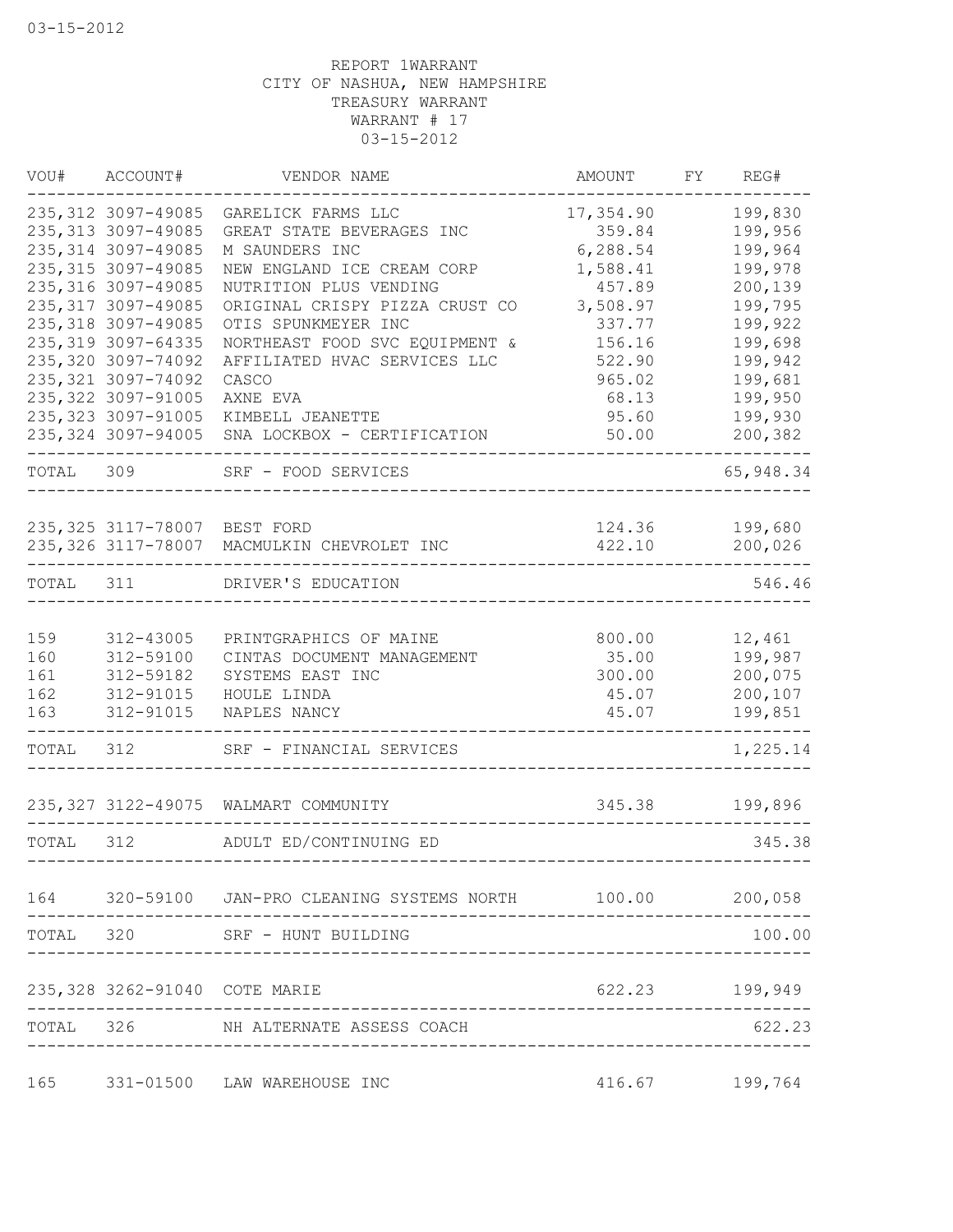03-15-2012

REPORT 1WARRANT
CITY OF NASHUA, NEW HAMPSHIRE
TREASURY WARRANT
WARRANT # 17
03-15-2012

| VOU# | ACCOUNT# | VENDOR NAME | AMOUNT | FY | REG# |
|---|---|---|---|---|---|
| 235,312 | 3097-49085 | GARELICK FARMS LLC | 17,354.90 | | 199,830 |
| 235,313 | 3097-49085 | GREAT STATE BEVERAGES INC | 359.84 | | 199,956 |
| 235,314 | 3097-49085 | M SAUNDERS INC | 6,288.54 | | 199,964 |
| 235,315 | 3097-49085 | NEW ENGLAND ICE CREAM CORP | 1,588.41 | | 199,978 |
| 235,316 | 3097-49085 | NUTRITION PLUS VENDING | 457.89 | | 200,139 |
| 235,317 | 3097-49085 | ORIGINAL CRISPY PIZZA CRUST CO | 3,508.97 | | 199,795 |
| 235,318 | 3097-49085 | OTIS SPUNKMEYER INC | 337.77 | | 199,922 |
| 235,319 | 3097-64335 | NORTHEAST FOOD SVC EQUIPMENT & | 156.16 | | 199,698 |
| 235,320 | 3097-74092 | AFFILIATED HVAC SERVICES LLC | 522.90 | | 199,942 |
| 235,321 | 3097-74092 | CASCO | 965.02 | | 199,681 |
| 235,322 | 3097-91005 | AXNE EVA | 68.13 | | 199,950 |
| 235,323 | 3097-91005 | KIMBELL JEANETTE | 95.60 | | 199,930 |
| 235,324 | 3097-94005 | SNA LOCKBOX - CERTIFICATION | 50.00 | | 200,382 |
| TOTAL | 309 | SRF - FOOD SERVICES | | | 65,948.34 |
| 235,325 | 3117-78007 | BEST FORD | 124.36 | | 199,680 |
| 235,326 | 3117-78007 | MACMULKIN CHEVROLET INC | 422.10 | | 200,026 |
| TOTAL | 311 | DRIVER'S EDUCATION | | | 546.46 |
| 159 | 312-43005 | PRINTGRAPHICS OF MAINE | 800.00 | | 12,461 |
| 160 | 312-59100 | CINTAS DOCUMENT MANAGEMENT | 35.00 | | 199,987 |
| 161 | 312-59182 | SYSTEMS EAST INC | 300.00 | | 200,075 |
| 162 | 312-91015 | HOULE LINDA | 45.07 | | 200,107 |
| 163 | 312-91015 | NAPLES NANCY | 45.07 | | 199,851 |
| TOTAL | 312 | SRF - FINANCIAL SERVICES | | | 1,225.14 |
| 235,327 | 3122-49075 | WALMART COMMUNITY | 345.38 | | 199,896 |
| TOTAL | 312 | ADULT ED/CONTINUING ED | | | 345.38 |
| 164 | 320-59100 | JAN-PRO CLEANING SYSTEMS NORTH | 100.00 | | 200,058 |
| TOTAL | 320 | SRF - HUNT BUILDING | | | 100.00 |
| 235,328 | 3262-91040 | COTE MARIE | 622.23 | | 199,949 |
| TOTAL | 326 | NH ALTERNATE ASSESS COACH | | | 622.23 |
| 165 | 331-01500 | LAW WAREHOUSE INC | 416.67 | | 199,764 |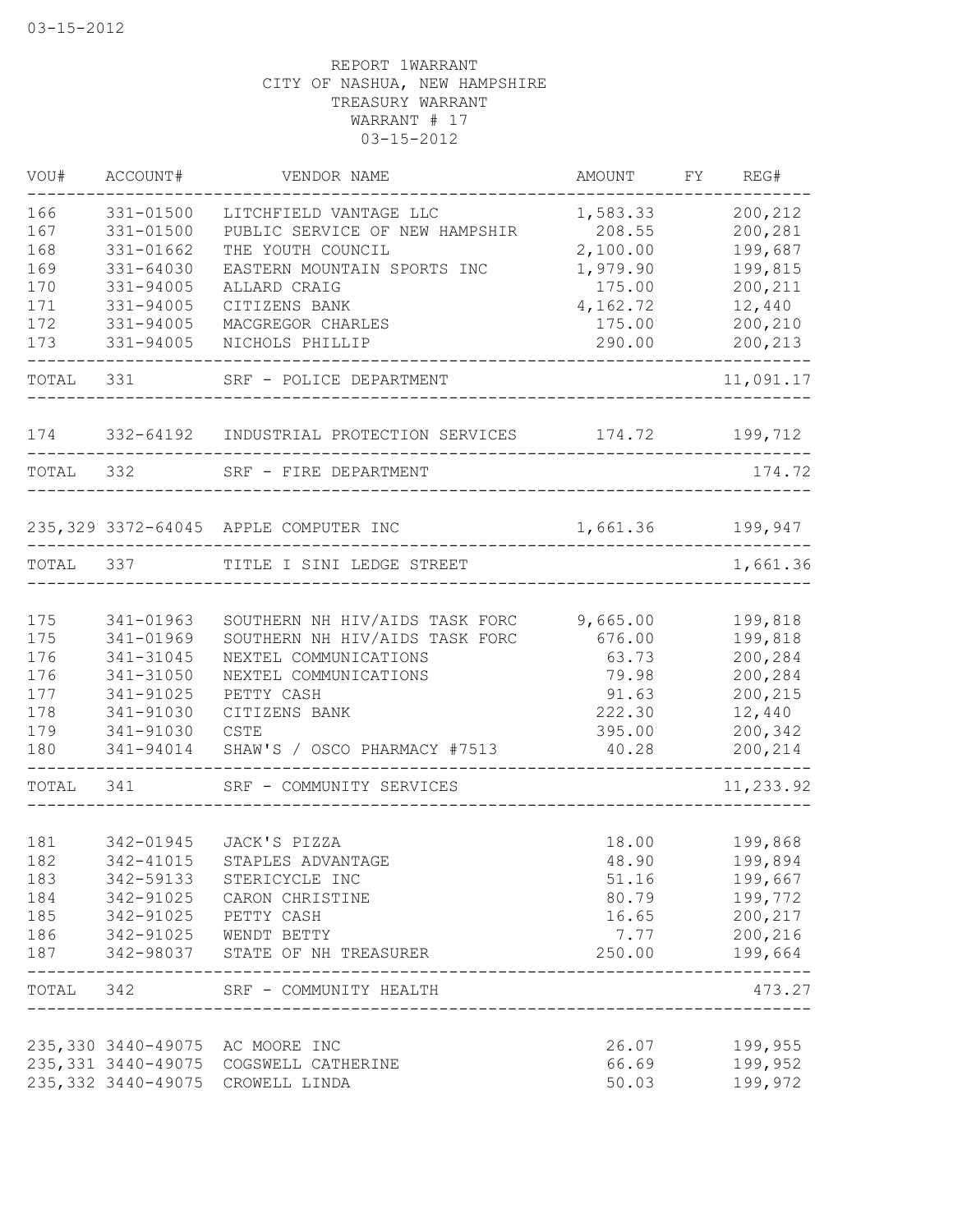REPORT 1WARRANT
CITY OF NASHUA, NEW HAMPSHIRE
TREASURY WARRANT
WARRANT # 17
03-15-2012

| VOU# | ACCOUNT# | VENDOR NAME | AMOUNT | FY | REG# |
|---|---|---|---|---|---|
| 166 | 331-01500 | LITCHFIELD VANTAGE LLC | 1,583.33 | | 200,212 |
| 167 | 331-01500 | PUBLIC SERVICE OF NEW HAMPSHIR | 208.55 | | 200,281 |
| 168 | 331-01662 | THE YOUTH COUNCIL | 2,100.00 | | 199,687 |
| 169 | 331-64030 | EASTERN MOUNTAIN SPORTS INC | 1,979.90 | | 199,815 |
| 170 | 331-94005 | ALLARD CRAIG | 175.00 | | 200,211 |
| 171 | 331-94005 | CITIZENS BANK | 4,162.72 | | 12,440 |
| 172 | 331-94005 | MACGREGOR CHARLES | 175.00 | | 200,210 |
| 173 | 331-94005 | NICHOLS PHILLIP | 290.00 | | 200,213 |
| TOTAL | 331 | SRF - POLICE DEPARTMENT | | | 11,091.17 |
| 174 | 332-64192 | INDUSTRIAL PROTECTION SERVICES | 174.72 | | 199,712 |
| TOTAL | 332 | SRF - FIRE DEPARTMENT | | | 174.72 |
| 235,329 | 3372-64045 | APPLE COMPUTER INC | 1,661.36 | | 199,947 |
| TOTAL | 337 | TITLE I SINI LEDGE STREET | | | 1,661.36 |
| 175 | 341-01963 | SOUTHERN NH HIV/AIDS TASK FORC | 9,665.00 | | 199,818 |
| 175 | 341-01969 | SOUTHERN NH HIV/AIDS TASK FORC | 676.00 | | 199,818 |
| 176 | 341-31045 | NEXTEL COMMUNICATIONS | 63.73 | | 200,284 |
| 176 | 341-31050 | NEXTEL COMMUNICATIONS | 79.98 | | 200,284 |
| 177 | 341-91025 | PETTY CASH | 91.63 | | 200,215 |
| 178 | 341-91030 | CITIZENS BANK | 222.30 | | 12,440 |
| 179 | 341-91030 | CSTE | 395.00 | | 200,342 |
| 180 | 341-94014 | SHAW'S / OSCO PHARMACY #7513 | 40.28 | | 200,214 |
| TOTAL | 341 | SRF - COMMUNITY SERVICES | | | 11,233.92 |
| 181 | 342-01945 | JACK'S PIZZA | 18.00 | | 199,868 |
| 182 | 342-41015 | STAPLES ADVANTAGE | 48.90 | | 199,894 |
| 183 | 342-59133 | STERICYCLE INC | 51.16 | | 199,667 |
| 184 | 342-91025 | CARON CHRISTINE | 80.79 | | 199,772 |
| 185 | 342-91025 | PETTY CASH | 16.65 | | 200,217 |
| 186 | 342-91025 | WENDT BETTY | 7.77 | | 200,216 |
| 187 | 342-98037 | STATE OF NH TREASURER | 250.00 | | 199,664 |
| TOTAL | 342 | SRF - COMMUNITY HEALTH | | | 473.27 |
| 235,330 | 3440-49075 | AC MOORE INC | 26.07 | | 199,955 |
| 235,331 | 3440-49075 | COGSWELL CATHERINE | 66.69 | | 199,952 |
| 235,332 | 3440-49075 | CROWELL LINDA | 50.03 | | 199,972 |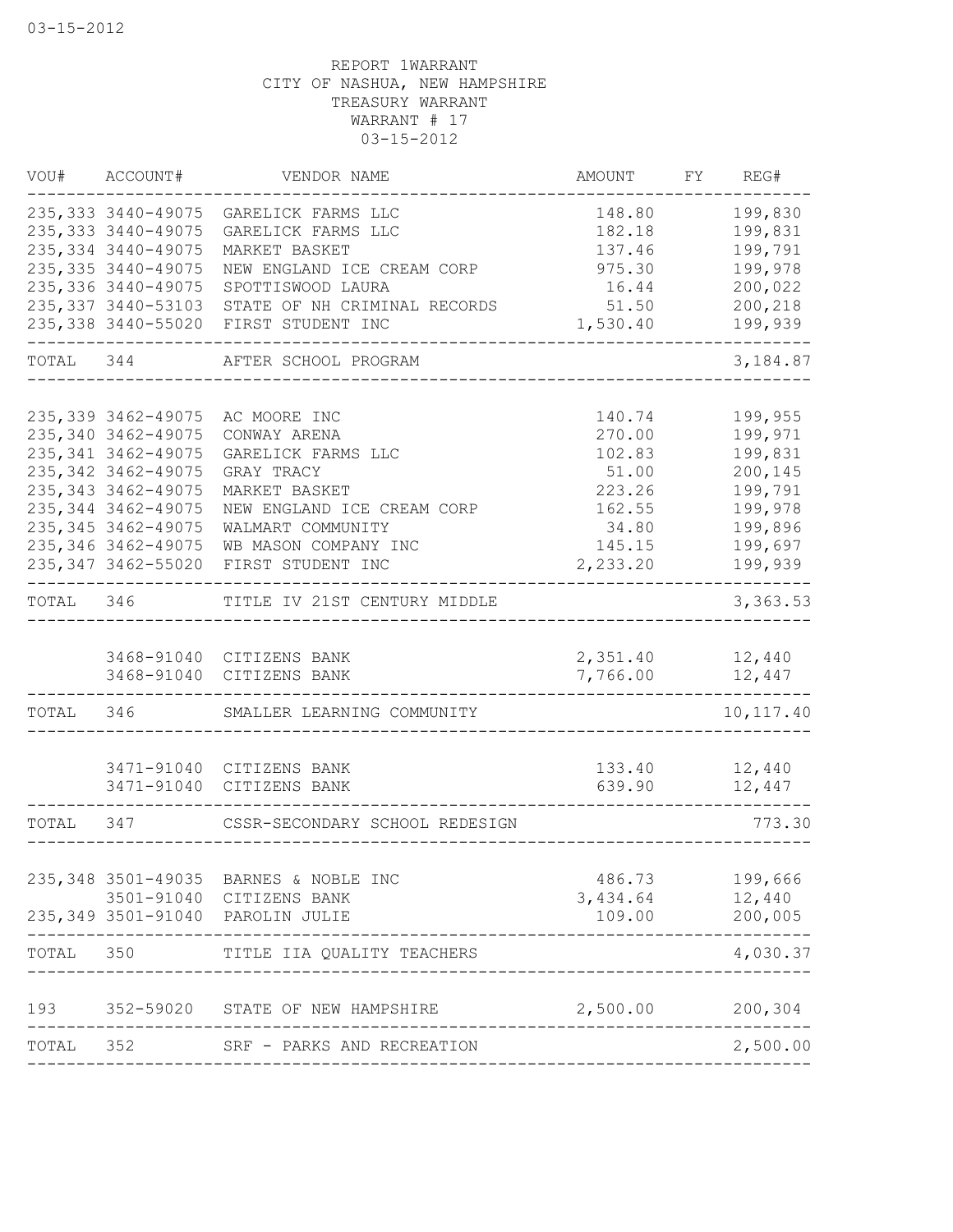REPORT 1WARRANT
CITY OF NASHUA, NEW HAMPSHIRE
TREASURY WARRANT
WARRANT # 17
03-15-2012

| VOU# | ACCOUNT# | VENDOR NAME | AMOUNT | FY | REG# |
|---|---|---|---|---|---|
| 235,333 | 3440-49075 | GARELICK FARMS LLC | 148.80 | | 199,830 |
| 235,333 | 3440-49075 | GARELICK FARMS LLC | 182.18 | | 199,831 |
| 235,334 | 3440-49075 | MARKET BASKET | 137.46 | | 199,791 |
| 235,335 | 3440-49075 | NEW ENGLAND ICE CREAM CORP | 975.30 | | 199,978 |
| 235,336 | 3440-49075 | SPOTTISWOOD LAURA | 16.44 | | 200,022 |
| 235,337 | 3440-53103 | STATE OF NH CRIMINAL RECORDS | 51.50 | | 200,218 |
| 235,338 | 3440-55020 | FIRST STUDENT INC | 1,530.40 | | 199,939 |
| TOTAL | 344 | AFTER SCHOOL PROGRAM | | | 3,184.87 |
| 235,339 | 3462-49075 | AC MOORE INC | 140.74 | | 199,955 |
| 235,340 | 3462-49075 | CONWAY ARENA | 270.00 | | 199,971 |
| 235,341 | 3462-49075 | GARELICK FARMS LLC | 102.83 | | 199,831 |
| 235,342 | 3462-49075 | GRAY TRACY | 51.00 | | 200,145 |
| 235,343 | 3462-49075 | MARKET BASKET | 223.26 | | 199,791 |
| 235,344 | 3462-49075 | NEW ENGLAND ICE CREAM CORP | 162.55 | | 199,978 |
| 235,345 | 3462-49075 | WALMART COMMUNITY | 34.80 | | 199,896 |
| 235,346 | 3462-49075 | WB MASON COMPANY INC | 145.15 | | 199,697 |
| 235,347 | 3462-55020 | FIRST STUDENT INC | 2,233.20 | | 199,939 |
| TOTAL | 346 | TITLE IV 21ST CENTURY MIDDLE | | | 3,363.53 |
| | 3468-91040 | CITIZENS BANK | 2,351.40 | | 12,440 |
| | 3468-91040 | CITIZENS BANK | 7,766.00 | | 12,447 |
| TOTAL | 346 | SMALLER LEARNING COMMUNITY | | | 10,117.40 |
| | 3471-91040 | CITIZENS BANK | 133.40 | | 12,440 |
| | 3471-91040 | CITIZENS BANK | 639.90 | | 12,447 |
| TOTAL | 347 | CSSR-SECONDARY SCHOOL REDESIGN | | | 773.30 |
| 235,348 | 3501-49035 | BARNES & NOBLE INC | 486.73 | | 199,666 |
| | 3501-91040 | CITIZENS BANK | 3,434.64 | | 12,440 |
| 235,349 | 3501-91040 | PAROLIN JULIE | 109.00 | | 200,005 |
| TOTAL | 350 | TITLE IIA QUALITY TEACHERS | | | 4,030.37 |
| 193 | 352-59020 | STATE OF NEW HAMPSHIRE | 2,500.00 | | 200,304 |
| TOTAL | 352 | SRF - PARKS AND RECREATION | | | 2,500.00 |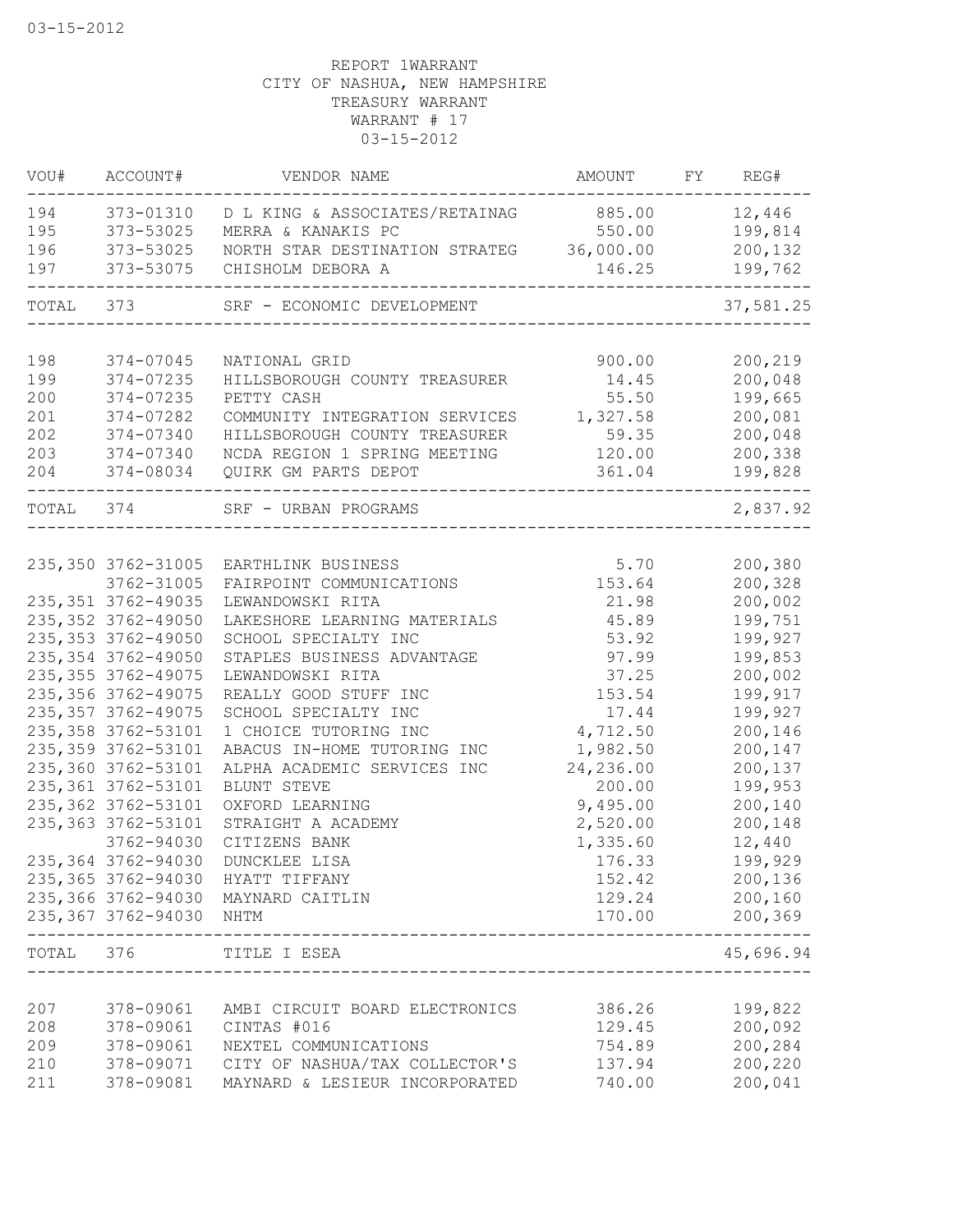03-15-2012

REPORT 1WARRANT
CITY OF NASHUA, NEW HAMPSHIRE
TREASURY WARRANT
WARRANT # 17
03-15-2012

| VOU# | ACCOUNT# | VENDOR NAME | AMOUNT | FY | REG# |
|---|---|---|---|---|---|
| 194 | 373-01310 | D L KING & ASSOCIATES/RETAINAG | 885.00 | | 12,446 |
| 195 | 373-53025 | MERRA & KANAKIS PC | 550.00 | | 199,814 |
| 196 | 373-53025 | NORTH STAR DESTINATION STRATEG | 36,000.00 | | 200,132 |
| 197 | 373-53075 | CHISHOLM DEBORA A | 146.25 | | 199,762 |
| TOTAL | 373 | SRF - ECONOMIC DEVELOPMENT | | | 37,581.25 |
| 198 | 374-07045 | NATIONAL GRID | 900.00 | | 200,219 |
| 199 | 374-07235 | HILLSBOROUGH COUNTY TREASURER | 14.45 | | 200,048 |
| 200 | 374-07235 | PETTY CASH | 55.50 | | 199,665 |
| 201 | 374-07282 | COMMUNITY INTEGRATION SERVICES | 1,327.58 | | 200,081 |
| 202 | 374-07340 | HILLSBOROUGH COUNTY TREASURER | 59.35 | | 200,048 |
| 203 | 374-07340 | NCDA REGION 1 SPRING MEETING | 120.00 | | 200,338 |
| 204 | 374-08034 | QUIRK GM PARTS DEPOT | 361.04 | | 199,828 |
| TOTAL | 374 | SRF - URBAN PROGRAMS | | | 2,837.92 |
| 235,350 | 3762-31005 | EARTHLINK BUSINESS | 5.70 | | 200,380 |
| | 3762-31005 | FAIRPOINT COMMUNICATIONS | 153.64 | | 200,328 |
| 235,351 | 3762-49035 | LEWANDOWSKI RITA | 21.98 | | 200,002 |
| 235,352 | 3762-49050 | LAKESHORE LEARNING MATERIALS | 45.89 | | 199,751 |
| 235,353 | 3762-49050 | SCHOOL SPECIALTY INC | 53.92 | | 199,927 |
| 235,354 | 3762-49050 | STAPLES BUSINESS ADVANTAGE | 97.99 | | 199,853 |
| 235,355 | 3762-49075 | LEWANDOWSKI RITA | 37.25 | | 200,002 |
| 235,356 | 3762-49075 | REALLY GOOD STUFF INC | 153.54 | | 199,917 |
| 235,357 | 3762-49075 | SCHOOL SPECIALTY INC | 17.44 | | 199,927 |
| 235,358 | 3762-53101 | 1 CHOICE TUTORING INC | 4,712.50 | | 200,146 |
| 235,359 | 3762-53101 | ABACUS IN-HOME TUTORING INC | 1,982.50 | | 200,147 |
| 235,360 | 3762-53101 | ALPHA ACADEMIC SERVICES INC | 24,236.00 | | 200,137 |
| 235,361 | 3762-53101 | BLUNT STEVE | 200.00 | | 199,953 |
| 235,362 | 3762-53101 | OXFORD LEARNING | 9,495.00 | | 200,140 |
| 235,363 | 3762-53101 | STRAIGHT A ACADEMY | 2,520.00 | | 200,148 |
| | 3762-94030 | CITIZENS BANK | 1,335.60 | | 12,440 |
| 235,364 | 3762-94030 | DUNCKLEE LISA | 176.33 | | 199,929 |
| 235,365 | 3762-94030 | HYATT TIFFANY | 152.42 | | 200,136 |
| 235,366 | 3762-94030 | MAYNARD CAITLIN | 129.24 | | 200,160 |
| 235,367 | 3762-94030 | NHTM | 170.00 | | 200,369 |
| TOTAL | 376 | TITLE I ESEA | | | 45,696.94 |
| 207 | 378-09061 | AMBI CIRCUIT BOARD ELECTRONICS | 386.26 | | 199,822 |
| 208 | 378-09061 | CINTAS #016 | 129.45 | | 200,092 |
| 209 | 378-09061 | NEXTEL COMMUNICATIONS | 754.89 | | 200,284 |
| 210 | 378-09071 | CITY OF NASHUA/TAX COLLECTOR'S | 137.94 | | 200,220 |
| 211 | 378-09081 | MAYNARD & LESIEUR INCORPORATED | 740.00 | | 200,041 |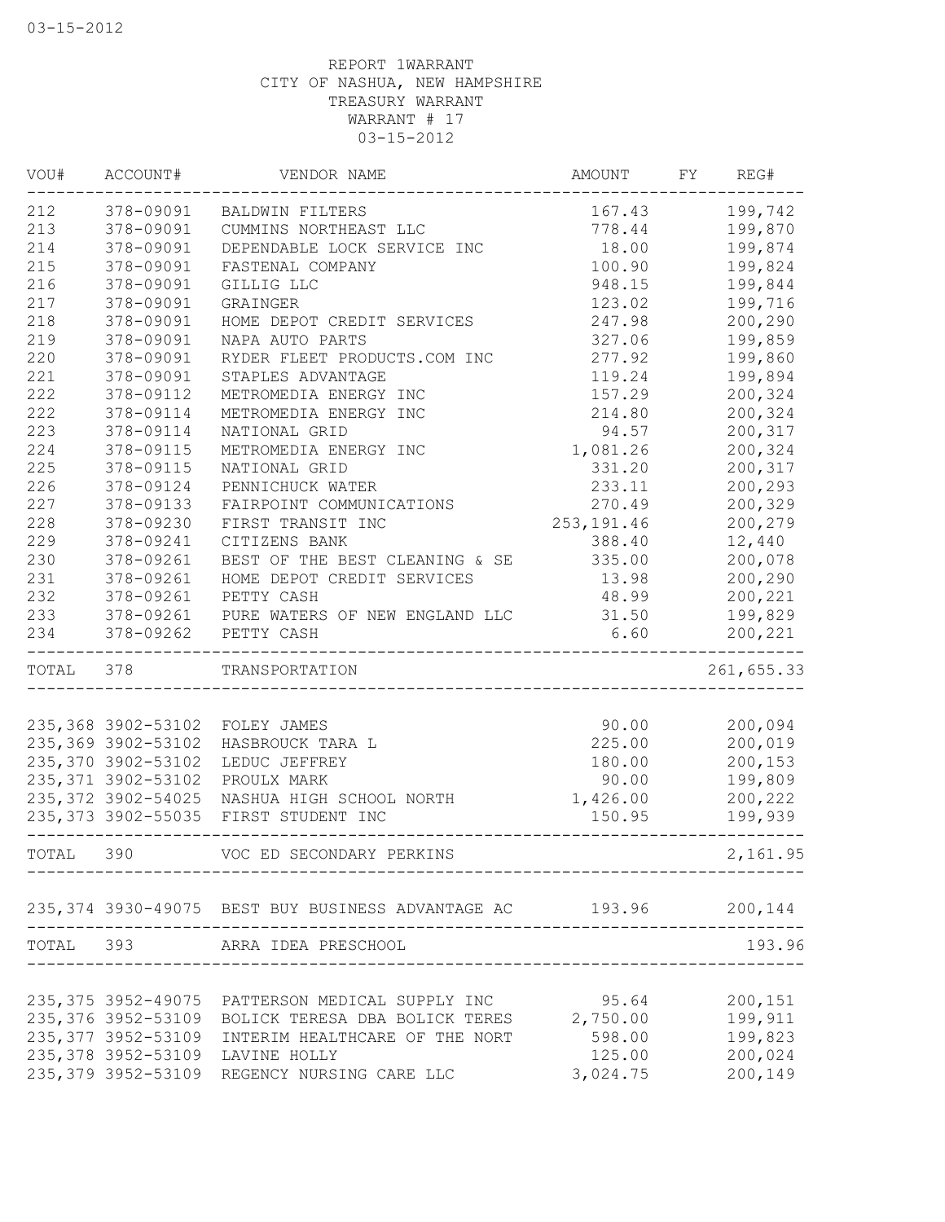03-15-2012

REPORT 1WARRANT
CITY OF NASHUA, NEW HAMPSHIRE
TREASURY WARRANT
WARRANT # 17
03-15-2012

| VOU# | ACCOUNT# | VENDOR NAME | AMOUNT | FY | REG# |
|---|---|---|---|---|---|
| 212 | 378-09091 | BALDWIN FILTERS | 167.43 | | 199,742 |
| 213 | 378-09091 | CUMMINS NORTHEAST LLC | 778.44 | | 199,870 |
| 214 | 378-09091 | DEPENDABLE LOCK SERVICE INC | 18.00 | | 199,874 |
| 215 | 378-09091 | FASTENAL COMPANY | 100.90 | | 199,824 |
| 216 | 378-09091 | GILLIG LLC | 948.15 | | 199,844 |
| 217 | 378-09091 | GRAINGER | 123.02 | | 199,716 |
| 218 | 378-09091 | HOME DEPOT CREDIT SERVICES | 247.98 | | 200,290 |
| 219 | 378-09091 | NAPA AUTO PARTS | 327.06 | | 199,859 |
| 220 | 378-09091 | RYDER FLEET PRODUCTS.COM INC | 277.92 | | 199,860 |
| 221 | 378-09091 | STAPLES ADVANTAGE | 119.24 | | 199,894 |
| 222 | 378-09112 | METROMEDIA ENERGY INC | 157.29 | | 200,324 |
| 222 | 378-09114 | METROMEDIA ENERGY INC | 214.80 | | 200,324 |
| 223 | 378-09114 | NATIONAL GRID | 94.57 | | 200,317 |
| 224 | 378-09115 | METROMEDIA ENERGY INC | 1,081.26 | | 200,324 |
| 225 | 378-09115 | NATIONAL GRID | 331.20 | | 200,317 |
| 226 | 378-09124 | PENNICHUCK WATER | 233.11 | | 200,293 |
| 227 | 378-09133 | FAIRPOINT COMMUNICATIONS | 270.49 | | 200,329 |
| 228 | 378-09230 | FIRST TRANSIT INC | 253,191.46 | | 200,279 |
| 229 | 378-09241 | CITIZENS BANK | 388.40 | | 12,440 |
| 230 | 378-09261 | BEST OF THE BEST CLEANING & SE | 335.00 | | 200,078 |
| 231 | 378-09261 | HOME DEPOT CREDIT SERVICES | 13.98 | | 200,290 |
| 232 | 378-09261 | PETTY CASH | 48.99 | | 200,221 |
| 233 | 378-09261 | PURE WATERS OF NEW ENGLAND LLC | 31.50 | | 199,829 |
| 234 | 378-09262 | PETTY CASH | 6.60 | | 200,221 |
| TOTAL | 378 | TRANSPORTATION | | | 261,655.33 |
| 235,368 | 3902-53102 | FOLEY JAMES | 90.00 | | 200,094 |
| 235,369 | 3902-53102 | HASBROUCK TARA L | 225.00 | | 200,019 |
| 235,370 | 3902-53102 | LEDUC JEFFREY | 180.00 | | 200,153 |
| 235,371 | 3902-53102 | PROULX MARK | 90.00 | | 199,809 |
| 235,372 | 3902-54025 | NASHUA HIGH SCHOOL NORTH | 1,426.00 | | 200,222 |
| 235,373 | 3902-55035 | FIRST STUDENT INC | 150.95 | | 199,939 |
| TOTAL | 390 | VOC ED SECONDARY PERKINS | | | 2,161.95 |
| 235,374 | 3930-49075 | BEST BUY BUSINESS ADVANTAGE AC | 193.96 | | 200,144 |
| TOTAL | 393 | ARRA IDEA PRESCHOOL | | | 193.96 |
| 235,375 | 3952-49075 | PATTERSON MEDICAL SUPPLY INC | 95.64 | | 200,151 |
| 235,376 | 3952-53109 | BOLICK TERESA DBA BOLICK TERES | 2,750.00 | | 199,911 |
| 235,377 | 3952-53109 | INTERIM HEALTHCARE OF THE NORT | 598.00 | | 199,823 |
| 235,378 | 3952-53109 | LAVINE HOLLY | 125.00 | | 200,024 |
| 235,379 | 3952-53109 | REGENCY NURSING CARE LLC | 3,024.75 | | 200,149 |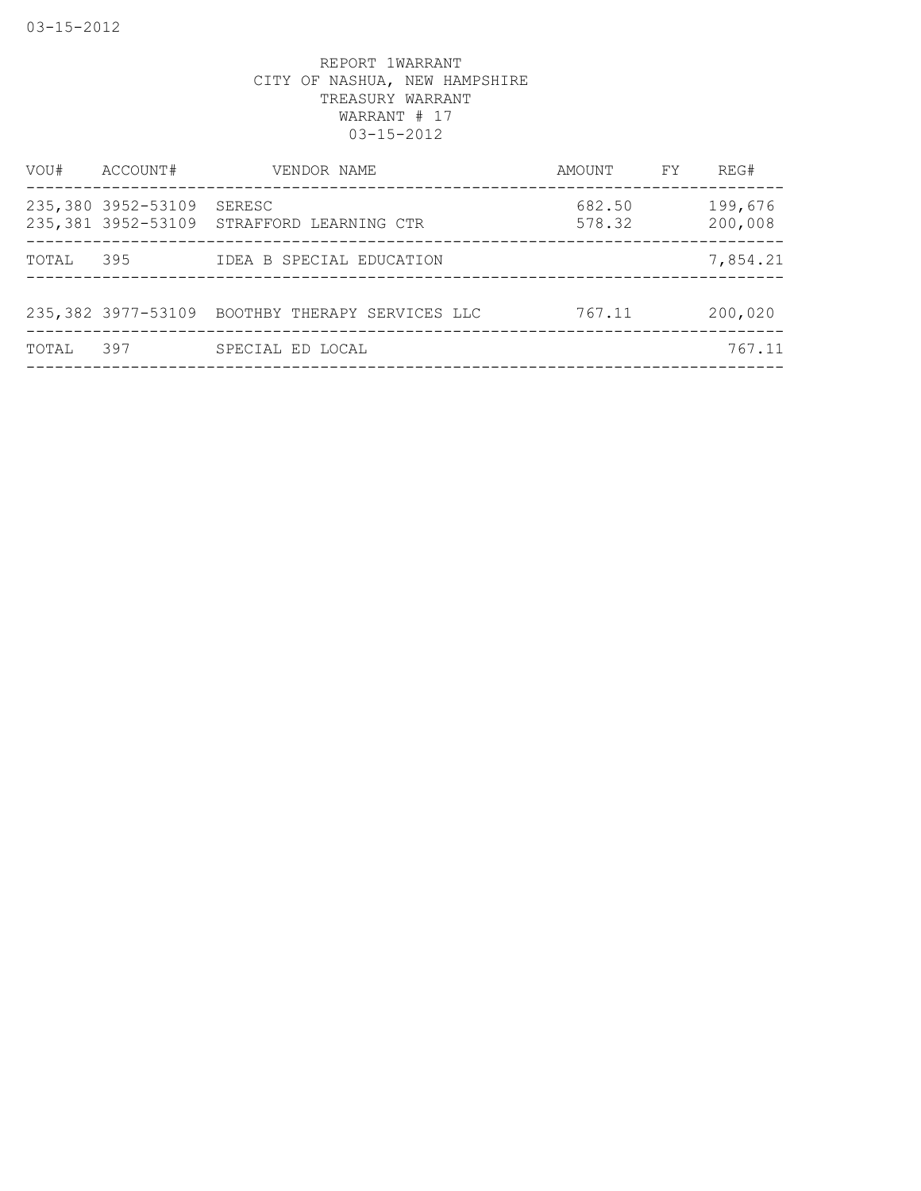REPORT 1WARRANT
CITY OF NASHUA, NEW HAMPSHIRE
TREASURY WARRANT
WARRANT # 17
03-15-2012

| VOU# | ACCOUNT# | VENDOR NAME | AMOUNT | FY | REG# |
|---|---|---|---|---|---|
| 235,380 | 3952-53109 | SERESC | 682.50 | | 199,676 |
| 235,381 | 3952-53109 | STRAFFORD LEARNING CTR | 578.32 | | 200,008 |
| TOTAL | 395 | IDEA B SPECIAL EDUCATION | | | 7,854.21 |
| 235,382 | 3977-53109 | BOOTHBY THERAPY SERVICES LLC | 767.11 | | 200,020 |
| TOTAL | 397 | SPECIAL ED LOCAL | | | 767.11 |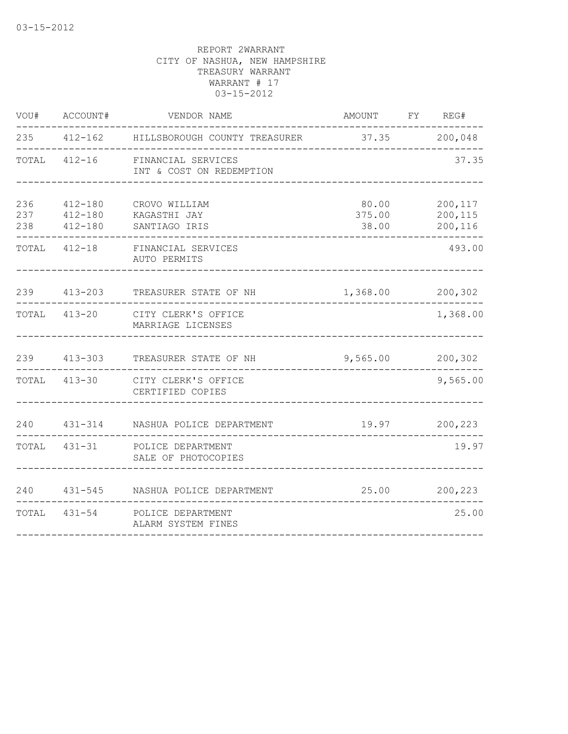REPORT 2WARRANT
CITY OF NASHUA, NEW HAMPSHIRE
TREASURY WARRANT
WARRANT # 17
03-15-2012

| VOU# | ACCOUNT# | VENDOR NAME | AMOUNT | FY | REG# |
|---|---|---|---|---|---|
| 235 | 412-162 | HILLSBOROUGH COUNTY TREASURER | 37.35 | | 200,048 |
| TOTAL | 412-16 | FINANCIAL SERVICES<br>INT & COST ON REDEMPTION | | | 37.35 |
| 236 | 412-180 | CROVO WILLIAM | 80.00 | | 200,117 |
| 237 | 412-180 | KAGASTHI JAY | 375.00 | | 200,115 |
| 238 | 412-180 | SANTIAGO IRIS | 38.00 | | 200,116 |
| TOTAL | 412-18 | FINANCIAL SERVICES<br>AUTO PERMITS | | | 493.00 |
| 239 | 413-203 | TREASURER STATE OF NH | 1,368.00 | | 200,302 |
| TOTAL | 413-20 | CITY CLERK'S OFFICE<br>MARRIAGE LICENSES | | | 1,368.00 |
| 239 | 413-303 | TREASURER STATE OF NH | 9,565.00 | | 200,302 |
| TOTAL | 413-30 | CITY CLERK'S OFFICE<br>CERTIFIED COPIES | | | 9,565.00 |
| 240 | 431-314 | NASHUA POLICE DEPARTMENT | 19.97 | | 200,223 |
| TOTAL | 431-31 | POLICE DEPARTMENT<br>SALE OF PHOTOCOPIES | | | 19.97 |
| 240 | 431-545 | NASHUA POLICE DEPARTMENT | 25.00 | | 200,223 |
| TOTAL | 431-54 | POLICE DEPARTMENT<br>ALARM SYSTEM FINES | | | 25.00 |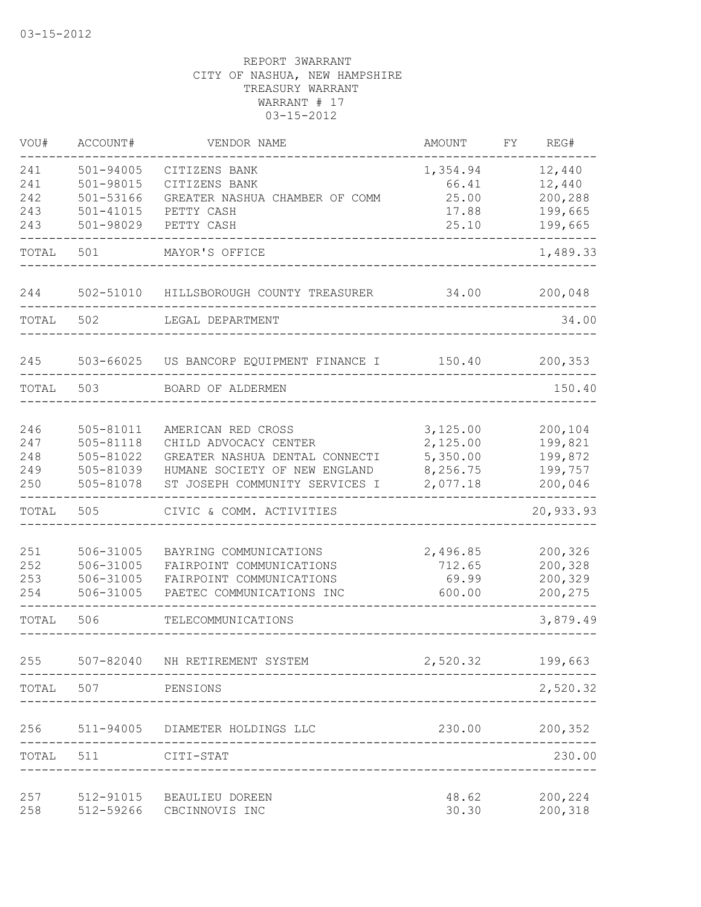03-15-2012

REPORT 3WARRANT
CITY OF NASHUA, NEW HAMPSHIRE
TREASURY WARRANT
WARRANT # 17
03-15-2012

| VOU# | ACCOUNT# | VENDOR NAME | AMOUNT | FY | REG# |
|---|---|---|---|---|---|
| 241 | 501-94005 | CITIZENS BANK | 1,354.94 | | 12,440 |
| 241 | 501-98015 | CITIZENS BANK | 66.41 | | 12,440 |
| 242 | 501-53166 | GREATER NASHUA CHAMBER OF COMM | 25.00 | | 200,288 |
| 243 | 501-41015 | PETTY CASH | 17.88 | | 199,665 |
| 243 | 501-98029 | PETTY CASH | 25.10 | | 199,665 |
| TOTAL | 501 | MAYOR'S OFFICE | | | 1,489.33 |
| 244 | 502-51010 | HILLSBOROUGH COUNTY TREASURER | 34.00 | | 200,048 |
| TOTAL | 502 | LEGAL DEPARTMENT | | | 34.00 |
| 245 | 503-66025 | US BANCORP EQUIPMENT FINANCE I | 150.40 | | 200,353 |
| TOTAL | 503 | BOARD OF ALDERMEN | | | 150.40 |
| 246 | 505-81011 | AMERICAN RED CROSS | 3,125.00 | | 200,104 |
| 247 | 505-81118 | CHILD ADVOCACY CENTER | 2,125.00 | | 199,821 |
| 248 | 505-81022 | GREATER NASHUA DENTAL CONNECTI | 5,350.00 | | 199,872 |
| 249 | 505-81039 | HUMANE SOCIETY OF NEW ENGLAND | 8,256.75 | | 199,757 |
| 250 | 505-81078 | ST JOSEPH COMMUNITY SERVICES I | 2,077.18 | | 200,046 |
| TOTAL | 505 | CIVIC & COMM. ACTIVITIES | | | 20,933.93 |
| 251 | 506-31005 | BAYRING COMMUNICATIONS | 2,496.85 | | 200,326 |
| 252 | 506-31005 | FAIRPOINT COMMUNICATIONS | 712.65 | | 200,328 |
| 253 | 506-31005 | FAIRPOINT COMMUNICATIONS | 69.99 | | 200,329 |
| 254 | 506-31005 | PAETEC COMMUNICATIONS INC | 600.00 | | 200,275 |
| TOTAL | 506 | TELECOMMUNICATIONS | | | 3,879.49 |
| 255 | 507-82040 | NH RETIREMENT SYSTEM | 2,520.32 | | 199,663 |
| TOTAL | 507 | PENSIONS | | | 2,520.32 |
| 256 | 511-94005 | DIAMETER HOLDINGS LLC | 230.00 | | 200,352 |
| TOTAL | 511 | CITI-STAT | | | 230.00 |
| 257 | 512-91015 | BEAULIEU DOREEN | 48.62 | | 200,224 |
| 258 | 512-59266 | CBCINNOVIS INC | 30.30 | | 200,318 |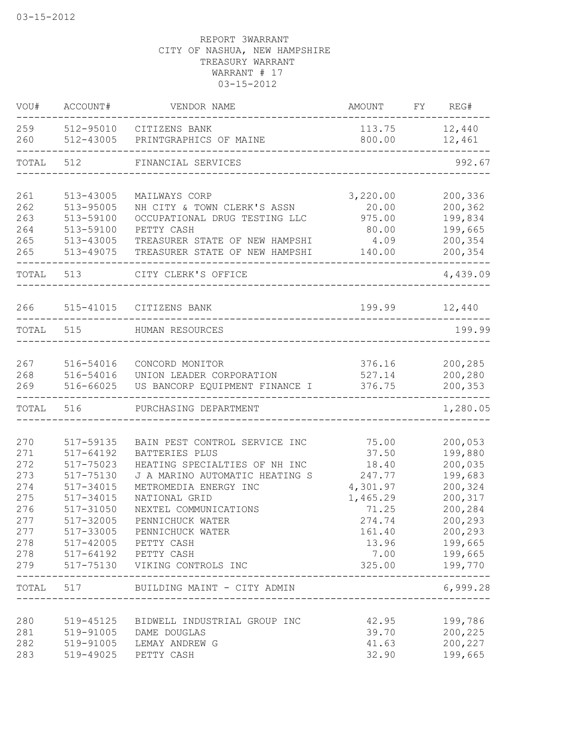03-15-2012

REPORT 3WARRANT
CITY OF NASHUA, NEW HAMPSHIRE
TREASURY WARRANT
WARRANT # 17
03-15-2012

| VOU# | ACCOUNT# | VENDOR NAME | AMOUNT | FY | REG# |
|---|---|---|---|---|---|
| 259 | 512-95010 | CITIZENS BANK | 113.75 | | 12,440 |
| 260 | 512-43005 | PRINTGRAPHICS OF MAINE | 800.00 | | 12,461 |
| TOTAL | 512 | FINANCIAL SERVICES | | | 992.67 |
| 261 | 513-43005 | MAILWAYS CORP | 3,220.00 | | 200,336 |
| 262 | 513-95005 | NH CITY & TOWN CLERK'S ASSN | 20.00 | | 200,362 |
| 263 | 513-59100 | OCCUPATIONAL DRUG TESTING LLC | 975.00 | | 199,834 |
| 264 | 513-59100 | PETTY CASH | 80.00 | | 199,665 |
| 265 | 513-43005 | TREASURER STATE OF NEW HAMPSHI | 4.09 | | 200,354 |
| 265 | 513-49075 | TREASURER STATE OF NEW HAMPSHI | 140.00 | | 200,354 |
| TOTAL | 513 | CITY CLERK'S OFFICE | | | 4,439.09 |
| 266 | 515-41015 | CITIZENS BANK | 199.99 | | 12,440 |
| TOTAL | 515 | HUMAN RESOURCES | | | 199.99 |
| 267 | 516-54016 | CONCORD MONITOR | 376.16 | | 200,285 |
| 268 | 516-54016 | UNION LEADER CORPORATION | 527.14 | | 200,280 |
| 269 | 516-66025 | US BANCORP EQUIPMENT FINANCE I | 376.75 | | 200,353 |
| TOTAL | 516 | PURCHASING DEPARTMENT | | | 1,280.05 |
| 270 | 517-59135 | BAIN PEST CONTROL SERVICE INC | 75.00 | | 200,053 |
| 271 | 517-64192 | BATTERIES PLUS | 37.50 | | 199,880 |
| 272 | 517-75023 | HEATING SPECIALTIES OF NH INC | 18.40 | | 200,035 |
| 273 | 517-75130 | J A MARINO AUTOMATIC HEATING S | 247.77 | | 199,683 |
| 274 | 517-34015 | METROMEDIA ENERGY INC | 4,301.97 | | 200,324 |
| 275 | 517-34015 | NATIONAL GRID | 1,465.29 | | 200,317 |
| 276 | 517-31050 | NEXTEL COMMUNICATIONS | 71.25 | | 200,284 |
| 277 | 517-32005 | PENNICHUCK WATER | 274.74 | | 200,293 |
| 277 | 517-33005 | PENNICHUCK WATER | 161.40 | | 200,293 |
| 278 | 517-42005 | PETTY CASH | 13.96 | | 199,665 |
| 278 | 517-64192 | PETTY CASH | 7.00 | | 199,665 |
| 279 | 517-75130 | VIKING CONTROLS INC | 325.00 | | 199,770 |
| TOTAL | 517 | BUILDING MAINT - CITY ADMIN | | | 6,999.28 |
| 280 | 519-45125 | BIDWELL INDUSTRIAL GROUP INC | 42.95 | | 199,786 |
| 281 | 519-91005 | DAME DOUGLAS | 39.70 | | 200,225 |
| 282 | 519-91005 | LEMAY ANDREW G | 41.63 | | 200,227 |
| 283 | 519-49025 | PETTY CASH | 32.90 | | 199,665 |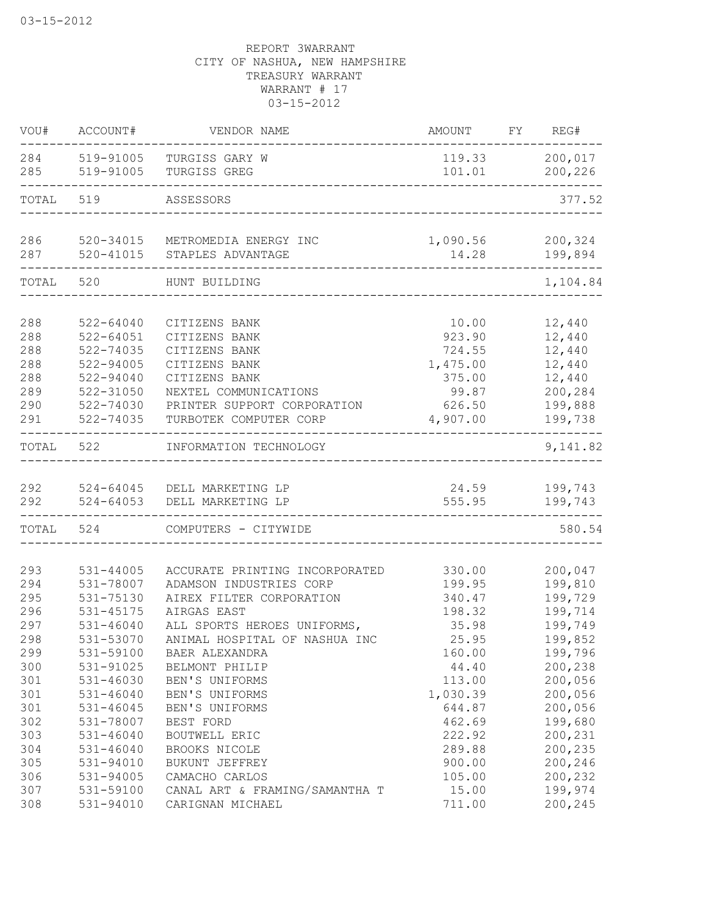03-15-2012

REPORT 3WARRANT
CITY OF NASHUA, NEW HAMPSHIRE
TREASURY WARRANT
WARRANT # 17
03-15-2012

| VOU# | ACCOUNT# | VENDOR NAME | AMOUNT | FY | REG# |
|---|---|---|---|---|---|
| 284 | 519-91005 | TURGISS GARY W | 119.33 | | 200,017 |
| 285 | 519-91005 | TURGISS GREG | 101.01 | | 200,226 |
| TOTAL | 519 | ASSESSORS | | | 377.52 |
| 286 | 520-34015 | METROMEDIA ENERGY INC | 1,090.56 | | 200,324 |
| 287 | 520-41015 | STAPLES ADVANTAGE | 14.28 | | 199,894 |
| TOTAL | 520 | HUNT BUILDING | | | 1,104.84 |
| 288 | 522-64040 | CITIZENS BANK | 10.00 | | 12,440 |
| 288 | 522-64051 | CITIZENS BANK | 923.90 | | 12,440 |
| 288 | 522-74035 | CITIZENS BANK | 724.55 | | 12,440 |
| 288 | 522-94005 | CITIZENS BANK | 1,475.00 | | 12,440 |
| 288 | 522-94040 | CITIZENS BANK | 375.00 | | 12,440 |
| 289 | 522-31050 | NEXTEL COMMUNICATIONS | 99.87 | | 200,284 |
| 290 | 522-74030 | PRINTER SUPPORT CORPORATION | 626.50 | | 199,888 |
| 291 | 522-74035 | TURBOTEK COMPUTER CORP | 4,907.00 | | 199,738 |
| TOTAL | 522 | INFORMATION TECHNOLOGY | | | 9,141.82 |
| 292 | 524-64045 | DELL MARKETING LP | 24.59 | | 199,743 |
| 292 | 524-64053 | DELL MARKETING LP | 555.95 | | 199,743 |
| TOTAL | 524 | COMPUTERS - CITYWIDE | | | 580.54 |
| 293 | 531-44005 | ACCURATE PRINTING INCORPORATED | 330.00 | | 200,047 |
| 294 | 531-78007 | ADAMSON INDUSTRIES CORP | 199.95 | | 199,810 |
| 295 | 531-75130 | AIREX FILTER CORPORATION | 340.47 | | 199,729 |
| 296 | 531-45175 | AIRGAS EAST | 198.32 | | 199,714 |
| 297 | 531-46040 | ALL SPORTS HEROES UNIFORMS, | 35.98 | | 199,749 |
| 298 | 531-53070 | ANIMAL HOSPITAL OF NASHUA INC | 25.95 | | 199,852 |
| 299 | 531-59100 | BAER ALEXANDRA | 160.00 | | 199,796 |
| 300 | 531-91025 | BELMONT PHILIP | 44.40 | | 200,238 |
| 301 | 531-46030 | BEN'S UNIFORMS | 113.00 | | 200,056 |
| 301 | 531-46040 | BEN'S UNIFORMS | 1,030.39 | | 200,056 |
| 301 | 531-46045 | BEN'S UNIFORMS | 644.87 | | 200,056 |
| 302 | 531-78007 | BEST FORD | 462.69 | | 199,680 |
| 303 | 531-46040 | BOUTWELL ERIC | 222.92 | | 200,231 |
| 304 | 531-46040 | BROOKS NICOLE | 289.88 | | 200,235 |
| 305 | 531-94010 | BUKUNT JEFFREY | 900.00 | | 200,246 |
| 306 | 531-94005 | CAMACHO CARLOS | 105.00 | | 200,232 |
| 307 | 531-59100 | CANAL ART & FRAMING/SAMANTHA T | 15.00 | | 199,974 |
| 308 | 531-94010 | CARIGNAN MICHAEL | 711.00 | | 200,245 |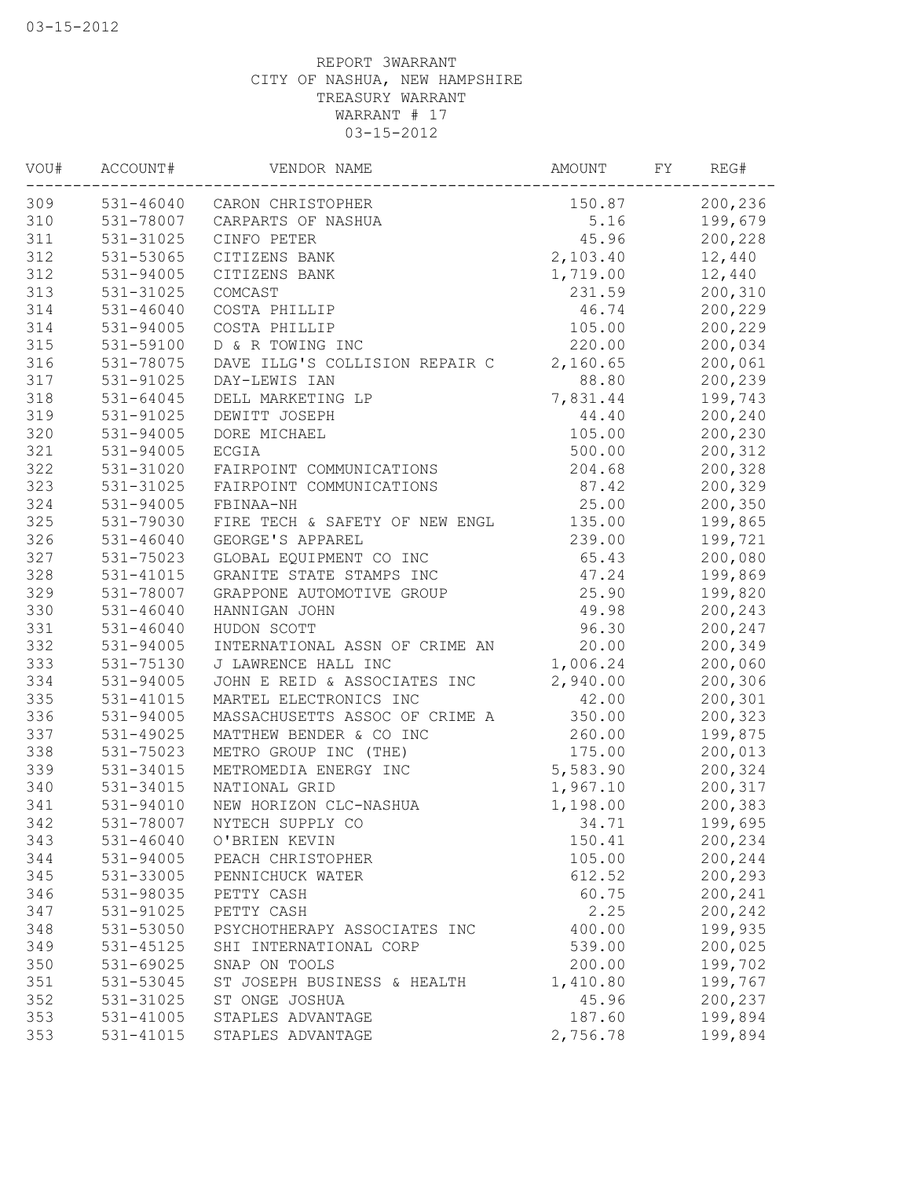REPORT 3WARRANT
CITY OF NASHUA, NEW HAMPSHIRE
TREASURY WARRANT
WARRANT # 17
03-15-2012

| VOU# | ACCOUNT# | VENDOR NAME | AMOUNT | FY | REG# |
|---|---|---|---|---|---|
| 309 | 531-46040 | CARON CHRISTOPHER | 150.87 | | 200,236 |
| 310 | 531-78007 | CARPARTS OF NASHUA | 5.16 | | 199,679 |
| 311 | 531-31025 | CINFO PETER | 45.96 | | 200,228 |
| 312 | 531-53065 | CITIZENS BANK | 2,103.40 | | 12,440 |
| 312 | 531-94005 | CITIZENS BANK | 1,719.00 | | 12,440 |
| 313 | 531-31025 | COMCAST | 231.59 | | 200,310 |
| 314 | 531-46040 | COSTA PHILLIP | 46.74 | | 200,229 |
| 314 | 531-94005 | COSTA PHILLIP | 105.00 | | 200,229 |
| 315 | 531-59100 | D & R TOWING INC | 220.00 | | 200,034 |
| 316 | 531-78075 | DAVE ILLG'S COLLISION REPAIR C | 2,160.65 | | 200,061 |
| 317 | 531-91025 | DAY-LEWIS IAN | 88.80 | | 200,239 |
| 318 | 531-64045 | DELL MARKETING LP | 7,831.44 | | 199,743 |
| 319 | 531-91025 | DEWITT JOSEPH | 44.40 | | 200,240 |
| 320 | 531-94005 | DORE MICHAEL | 105.00 | | 200,230 |
| 321 | 531-94005 | ECGIA | 500.00 | | 200,312 |
| 322 | 531-31020 | FAIRPOINT COMMUNICATIONS | 204.68 | | 200,328 |
| 323 | 531-31025 | FAIRPOINT COMMUNICATIONS | 87.42 | | 200,329 |
| 324 | 531-94005 | FBINAA-NH | 25.00 | | 200,350 |
| 325 | 531-79030 | FIRE TECH & SAFETY OF NEW ENGL | 135.00 | | 199,865 |
| 326 | 531-46040 | GEORGE'S APPAREL | 239.00 | | 199,721 |
| 327 | 531-75023 | GLOBAL EQUIPMENT CO INC | 65.43 | | 200,080 |
| 328 | 531-41015 | GRANITE STATE STAMPS INC | 47.24 | | 199,869 |
| 329 | 531-78007 | GRAPPONE AUTOMOTIVE GROUP | 25.90 | | 199,820 |
| 330 | 531-46040 | HANNIGAN JOHN | 49.98 | | 200,243 |
| 331 | 531-46040 | HUDON SCOTT | 96.30 | | 200,247 |
| 332 | 531-94005 | INTERNATIONAL ASSN OF CRIME AN | 20.00 | | 200,349 |
| 333 | 531-75130 | J LAWRENCE HALL INC | 1,006.24 | | 200,060 |
| 334 | 531-94005 | JOHN E REID & ASSOCIATES INC | 2,940.00 | | 200,306 |
| 335 | 531-41015 | MARTEL ELECTRONICS INC | 42.00 | | 200,301 |
| 336 | 531-94005 | MASSACHUSETTS ASSOC OF CRIME A | 350.00 | | 200,323 |
| 337 | 531-49025 | MATTHEW BENDER & CO INC | 260.00 | | 199,875 |
| 338 | 531-75023 | METRO GROUP INC (THE) | 175.00 | | 200,013 |
| 339 | 531-34015 | METROMEDIA ENERGY INC | 5,583.90 | | 200,324 |
| 340 | 531-34015 | NATIONAL GRID | 1,967.10 | | 200,317 |
| 341 | 531-94010 | NEW HORIZON CLC-NASHUA | 1,198.00 | | 200,383 |
| 342 | 531-78007 | NYTECH SUPPLY CO | 34.71 | | 199,695 |
| 343 | 531-46040 | O'BRIEN KEVIN | 150.41 | | 200,234 |
| 344 | 531-94005 | PEACH CHRISTOPHER | 105.00 | | 200,244 |
| 345 | 531-33005 | PENNICHUCK WATER | 612.52 | | 200,293 |
| 346 | 531-98035 | PETTY CASH | 60.75 | | 200,241 |
| 347 | 531-91025 | PETTY CASH | 2.25 | | 200,242 |
| 348 | 531-53050 | PSYCHOTHERAPY ASSOCIATES INC | 400.00 | | 199,935 |
| 349 | 531-45125 | SHI INTERNATIONAL CORP | 539.00 | | 200,025 |
| 350 | 531-69025 | SNAP ON TOOLS | 200.00 | | 199,702 |
| 351 | 531-53045 | ST JOSEPH BUSINESS & HEALTH | 1,410.80 | | 199,767 |
| 352 | 531-31025 | ST ONGE JOSHUA | 45.96 | | 200,237 |
| 353 | 531-41005 | STAPLES ADVANTAGE | 187.60 | | 199,894 |
| 353 | 531-41015 | STAPLES ADVANTAGE | 2,756.78 | | 199,894 |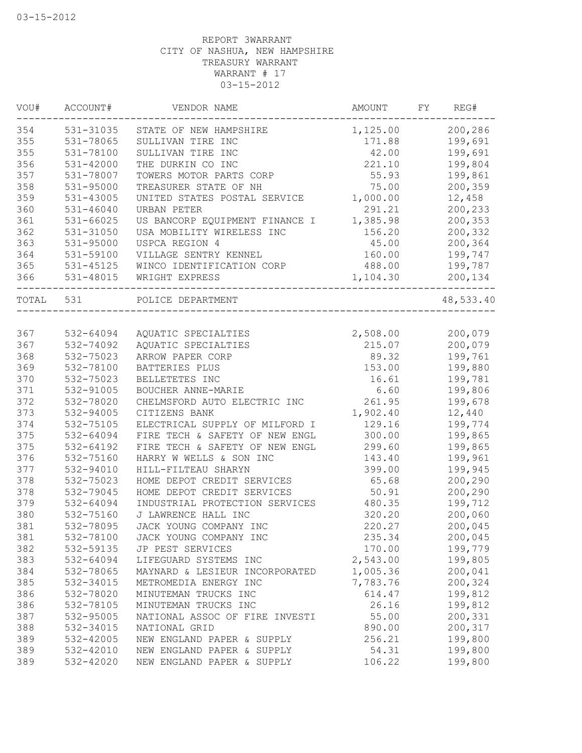REPORT 3WARRANT
CITY OF NASHUA, NEW HAMPSHIRE
TREASURY WARRANT
WARRANT # 17
03-15-2012

| VOU# | ACCOUNT# | VENDOR NAME | AMOUNT | FY | REG# |
|---|---|---|---|---|---|
| 354 | 531-31035 | STATE OF NEW HAMPSHIRE | 1,125.00 | | 200,286 |
| 355 | 531-78065 | SULLIVAN TIRE INC | 171.88 | | 199,691 |
| 355 | 531-78100 | SULLIVAN TIRE INC | 42.00 | | 199,691 |
| 356 | 531-42000 | THE DURKIN CO INC | 221.10 | | 199,804 |
| 357 | 531-78007 | TOWERS MOTOR PARTS CORP | 55.93 | | 199,861 |
| 358 | 531-95000 | TREASURER STATE OF NH | 75.00 | | 200,359 |
| 359 | 531-43005 | UNITED STATES POSTAL SERVICE | 1,000.00 | | 12,458 |
| 360 | 531-46040 | URBAN PETER | 291.21 | | 200,233 |
| 361 | 531-66025 | US BANCORP EQUIPMENT FINANCE I | 1,385.98 | | 200,353 |
| 362 | 531-31050 | USA MOBILITY WIRELESS INC | 156.20 | | 200,332 |
| 363 | 531-95000 | USPCA REGION 4 | 45.00 | | 200,364 |
| 364 | 531-59100 | VILLAGE SENTRY KENNEL | 160.00 | | 199,747 |
| 365 | 531-45125 | WINCO IDENTIFICATION CORP | 488.00 | | 199,787 |
| 366 | 531-48015 | WRIGHT EXPRESS | 1,104.30 | | 200,134 |
| TOTAL | 531 | POLICE DEPARTMENT | | | 48,533.40 |
| 367 | 532-64094 | AQUATIC SPECIALTIES | 2,508.00 | | 200,079 |
| 367 | 532-74092 | AQUATIC SPECIALTIES | 215.07 | | 200,079 |
| 368 | 532-75023 | ARROW PAPER CORP | 89.32 | | 199,761 |
| 369 | 532-78100 | BATTERIES PLUS | 153.00 | | 199,880 |
| 370 | 532-75023 | BELLETETES INC | 16.61 | | 199,781 |
| 371 | 532-91005 | BOUCHER ANNE-MARIE | 6.60 | | 199,806 |
| 372 | 532-78020 | CHELMSFORD AUTO ELECTRIC INC | 261.95 | | 199,678 |
| 373 | 532-94005 | CITIZENS BANK | 1,902.40 | | 12,440 |
| 374 | 532-75105 | ELECTRICAL SUPPLY OF MILFORD I | 129.16 | | 199,774 |
| 375 | 532-64094 | FIRE TECH & SAFETY OF NEW ENGL | 300.00 | | 199,865 |
| 375 | 532-64192 | FIRE TECH & SAFETY OF NEW ENGL | 299.60 | | 199,865 |
| 376 | 532-75160 | HARRY W WELLS & SON INC | 143.40 | | 199,961 |
| 377 | 532-94010 | HILL-FILTEAU SHARYN | 399.00 | | 199,945 |
| 378 | 532-75023 | HOME DEPOT CREDIT SERVICES | 65.68 | | 200,290 |
| 378 | 532-79045 | HOME DEPOT CREDIT SERVICES | 50.91 | | 200,290 |
| 379 | 532-64094 | INDUSTRIAL PROTECTION SERVICES | 480.35 | | 199,712 |
| 380 | 532-75160 | J LAWRENCE HALL INC | 320.20 | | 200,060 |
| 381 | 532-78095 | JACK YOUNG COMPANY INC | 220.27 | | 200,045 |
| 381 | 532-78100 | JACK YOUNG COMPANY INC | 235.34 | | 200,045 |
| 382 | 532-59135 | JP PEST SERVICES | 170.00 | | 199,779 |
| 383 | 532-64094 | LIFEGUARD SYSTEMS INC | 2,543.00 | | 199,805 |
| 384 | 532-78065 | MAYNARD & LESIEUR INCORPORATED | 1,005.36 | | 200,041 |
| 385 | 532-34015 | METROMEDIA ENERGY INC | 7,783.76 | | 200,324 |
| 386 | 532-78020 | MINUTEMAN TRUCKS INC | 614.47 | | 199,812 |
| 386 | 532-78105 | MINUTEMAN TRUCKS INC | 26.16 | | 199,812 |
| 387 | 532-95005 | NATIONAL ASSOC OF FIRE INVESTI | 55.00 | | 200,331 |
| 388 | 532-34015 | NATIONAL GRID | 890.00 | | 200,317 |
| 389 | 532-42005 | NEW ENGLAND PAPER & SUPPLY | 256.21 | | 199,800 |
| 389 | 532-42010 | NEW ENGLAND PAPER & SUPPLY | 54.31 | | 199,800 |
| 389 | 532-42020 | NEW ENGLAND PAPER & SUPPLY | 106.22 | | 199,800 |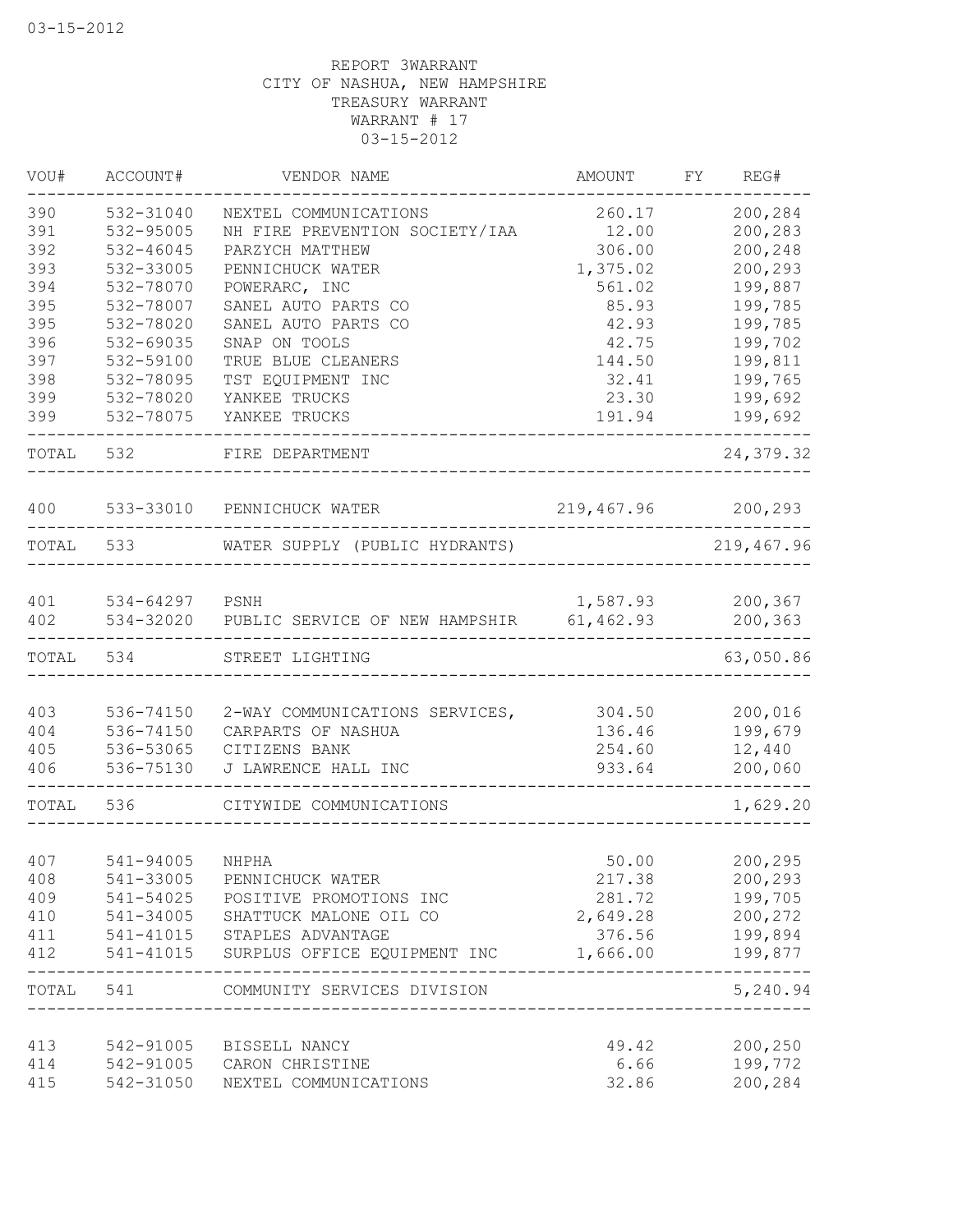03-15-2012

REPORT 3WARRANT
CITY OF NASHUA, NEW HAMPSHIRE
TREASURY WARRANT
WARRANT # 17
03-15-2012

| VOU# | ACCOUNT# | VENDOR NAME | AMOUNT | FY | REG# |
|---|---|---|---|---|---|
| 390 | 532-31040 | NEXTEL COMMUNICATIONS | 260.17 | | 200,284 |
| 391 | 532-95005 | NH FIRE PREVENTION SOCIETY/IAA | 12.00 | | 200,283 |
| 392 | 532-46045 | PARZYCH MATTHEW | 306.00 | | 200,248 |
| 393 | 532-33005 | PENNICHUCK WATER | 1,375.02 | | 200,293 |
| 394 | 532-78070 | POWERARC, INC | 561.02 | | 199,887 |
| 395 | 532-78007 | SANEL AUTO PARTS CO | 85.93 | | 199,785 |
| 395 | 532-78020 | SANEL AUTO PARTS CO | 42.93 | | 199,785 |
| 396 | 532-69035 | SNAP ON TOOLS | 42.75 | | 199,702 |
| 397 | 532-59100 | TRUE BLUE CLEANERS | 144.50 | | 199,811 |
| 398 | 532-78095 | TST EQUIPMENT INC | 32.41 | | 199,765 |
| 399 | 532-78020 | YANKEE TRUCKS | 23.30 | | 199,692 |
| 399 | 532-78075 | YANKEE TRUCKS | 191.94 | | 199,692 |
| TOTAL | 532 | FIRE DEPARTMENT | | | 24,379.32 |
| 400 | 533-33010 | PENNICHUCK WATER | 219,467.96 | | 200,293 |
| TOTAL | 533 | WATER SUPPLY (PUBLIC HYDRANTS) | | | 219,467.96 |
| 401 | 534-64297 | PSNH | 1,587.93 | | 200,367 |
| 402 | 534-32020 | PUBLIC SERVICE OF NEW HAMPSHIR | 61,462.93 | | 200,363 |
| TOTAL | 534 | STREET LIGHTING | | | 63,050.86 |
| 403 | 536-74150 | 2-WAY COMMUNICATIONS SERVICES, | 304.50 | | 200,016 |
| 404 | 536-74150 | CARPARTS OF NASHUA | 136.46 | | 199,679 |
| 405 | 536-53065 | CITIZENS BANK | 254.60 | | 12,440 |
| 406 | 536-75130 | J LAWRENCE HALL INC | 933.64 | | 200,060 |
| TOTAL | 536 | CITYWIDE COMMUNICATIONS | | | 1,629.20 |
| 407 | 541-94005 | NHPHA | 50.00 | | 200,295 |
| 408 | 541-33005 | PENNICHUCK WATER | 217.38 | | 200,293 |
| 409 | 541-54025 | POSITIVE PROMOTIONS INC | 281.72 | | 199,705 |
| 410 | 541-34005 | SHATTUCK MALONE OIL CO | 2,649.28 | | 200,272 |
| 411 | 541-41015 | STAPLES ADVANTAGE | 376.56 | | 199,894 |
| 412 | 541-41015 | SURPLUS OFFICE EQUIPMENT INC | 1,666.00 | | 199,877 |
| TOTAL | 541 | COMMUNITY SERVICES DIVISION | | | 5,240.94 |
| 413 | 542-91005 | BISSELL NANCY | 49.42 | | 200,250 |
| 414 | 542-91005 | CARON CHRISTINE | 6.66 | | 199,772 |
| 415 | 542-31050 | NEXTEL COMMUNICATIONS | 32.86 | | 200,284 |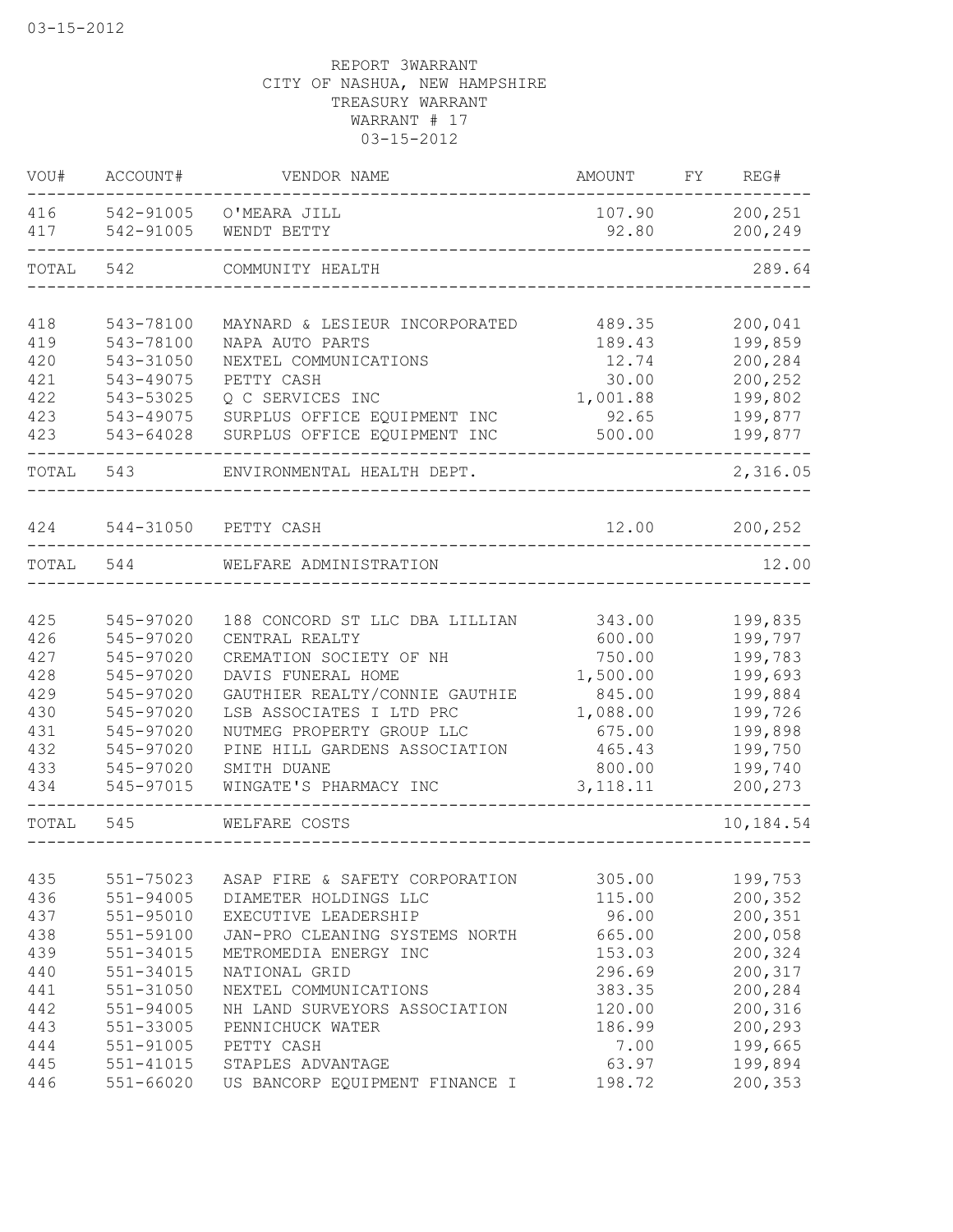03-15-2012

REPORT 3WARRANT
CITY OF NASHUA, NEW HAMPSHIRE
TREASURY WARRANT
WARRANT # 17
03-15-2012

| VOU# | ACCOUNT# | VENDOR NAME | AMOUNT | FY | REG# |
|---|---|---|---|---|---|
| 416 | 542-91005 | O'MEARA JILL | 107.90 | | 200,251 |
| 417 | 542-91005 | WENDT BETTY | 92.80 | | 200,249 |
| TOTAL | 542 | COMMUNITY HEALTH | | | 289.64 |
| 418 | 543-78100 | MAYNARD & LESIEUR INCORPORATED | 489.35 | | 200,041 |
| 419 | 543-78100 | NAPA AUTO PARTS | 189.43 | | 199,859 |
| 420 | 543-31050 | NEXTEL COMMUNICATIONS | 12.74 | | 200,284 |
| 421 | 543-49075 | PETTY CASH | 30.00 | | 200,252 |
| 422 | 543-53025 | Q C SERVICES INC | 1,001.88 | | 199,802 |
| 423 | 543-49075 | SURPLUS OFFICE EQUIPMENT INC | 92.65 | | 199,877 |
| 423 | 543-64028 | SURPLUS OFFICE EQUIPMENT INC | 500.00 | | 199,877 |
| TOTAL | 543 | ENVIRONMENTAL HEALTH DEPT. | | | 2,316.05 |
| 424 | 544-31050 | PETTY CASH | 12.00 | | 200,252 |
| TOTAL | 544 | WELFARE ADMINISTRATION | | | 12.00 |
| 425 | 545-97020 | 188 CONCORD ST LLC DBA LILLIAN | 343.00 | | 199,835 |
| 426 | 545-97020 | CENTRAL REALTY | 600.00 | | 199,797 |
| 427 | 545-97020 | CREMATION SOCIETY OF NH | 750.00 | | 199,783 |
| 428 | 545-97020 | DAVIS FUNERAL HOME | 1,500.00 | | 199,693 |
| 429 | 545-97020 | GAUTHIER REALTY/CONNIE GAUTHIE | 845.00 | | 199,884 |
| 430 | 545-97020 | LSB ASSOCIATES I LTD PRC | 1,088.00 | | 199,726 |
| 431 | 545-97020 | NUTMEG PROPERTY GROUP LLC | 675.00 | | 199,898 |
| 432 | 545-97020 | PINE HILL GARDENS ASSOCIATION | 465.43 | | 199,750 |
| 433 | 545-97020 | SMITH DUANE | 800.00 | | 199,740 |
| 434 | 545-97015 | WINGATE'S PHARMACY INC | 3,118.11 | | 200,273 |
| TOTAL | 545 | WELFARE COSTS | | | 10,184.54 |
| 435 | 551-75023 | ASAP FIRE & SAFETY CORPORATION | 305.00 | | 199,753 |
| 436 | 551-94005 | DIAMETER HOLDINGS LLC | 115.00 | | 200,352 |
| 437 | 551-95010 | EXECUTIVE LEADERSHIP | 96.00 | | 200,351 |
| 438 | 551-59100 | JAN-PRO CLEANING SYSTEMS NORTH | 665.00 | | 200,058 |
| 439 | 551-34015 | METROMEDIA ENERGY INC | 153.03 | | 200,324 |
| 440 | 551-34015 | NATIONAL GRID | 296.69 | | 200,317 |
| 441 | 551-31050 | NEXTEL COMMUNICATIONS | 383.35 | | 200,284 |
| 442 | 551-94005 | NH LAND SURVEYORS ASSOCIATION | 120.00 | | 200,316 |
| 443 | 551-33005 | PENNICHUCK WATER | 186.99 | | 200,293 |
| 444 | 551-91005 | PETTY CASH | 7.00 | | 199,665 |
| 445 | 551-41015 | STAPLES ADVANTAGE | 63.97 | | 199,894 |
| 446 | 551-66020 | US BANCORP EQUIPMENT FINANCE I | 198.72 | | 200,353 |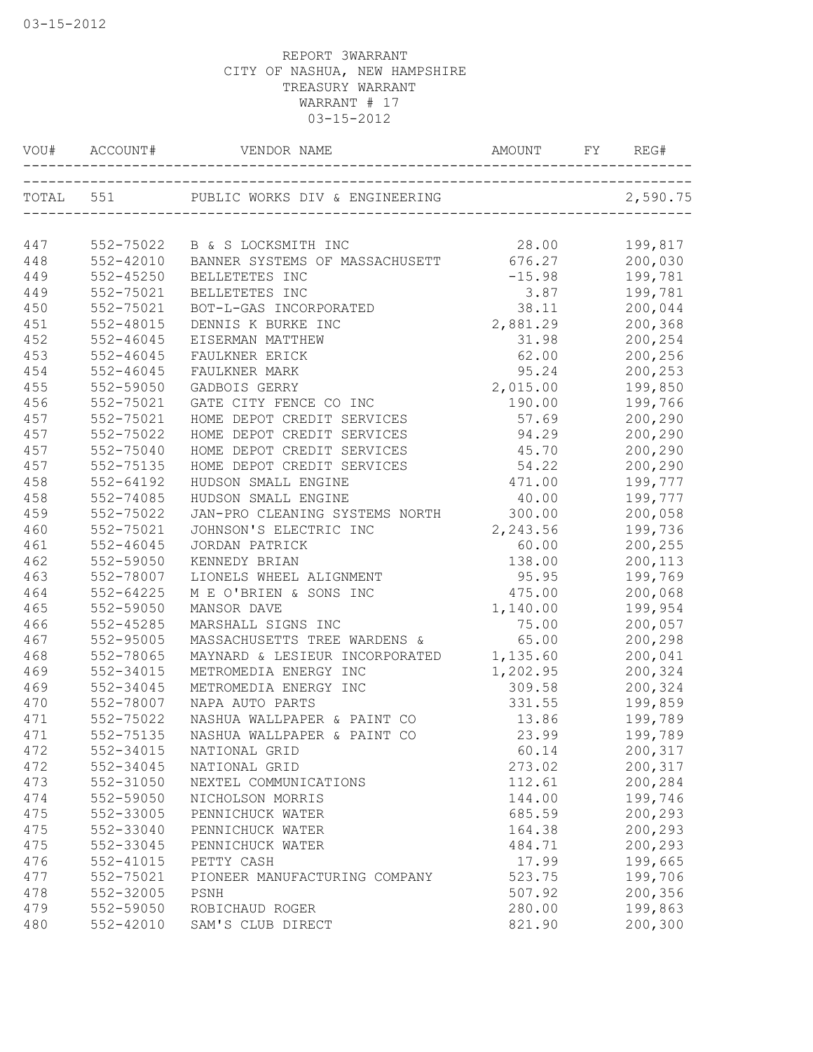03-15-2012

REPORT 3WARRANT
CITY OF NASHUA, NEW HAMPSHIRE
TREASURY WARRANT
WARRANT # 17
03-15-2012

| VOU# | ACCOUNT# | VENDOR NAME | AMOUNT | FY | REG# |
|---|---|---|---|---|---|
| TOTAL | 551 | PUBLIC WORKS DIV & ENGINEERING | | | 2,590.75 |
| 447 | 552-75022 | B & S LOCKSMITH INC | 28.00 | | 199,817 |
| 448 | 552-42010 | BANNER SYSTEMS OF MASSACHUSETT | 676.27 | | 200,030 |
| 449 | 552-45250 | BELLETETES INC | -15.98 | | 199,781 |
| 449 | 552-75021 | BELLETETES INC | 3.87 | | 199,781 |
| 450 | 552-75021 | BOT-L-GAS INCORPORATED | 38.11 | | 200,044 |
| 451 | 552-48015 | DENNIS K BURKE INC | 2,881.29 | | 200,368 |
| 452 | 552-46045 | EISERMAN MATTHEW | 31.98 | | 200,254 |
| 453 | 552-46045 | FAULKNER ERICK | 62.00 | | 200,256 |
| 454 | 552-46045 | FAULKNER MARK | 95.24 | | 200,253 |
| 455 | 552-59050 | GADBOIS GERRY | 2,015.00 | | 199,850 |
| 456 | 552-75021 | GATE CITY FENCE CO INC | 190.00 | | 199,766 |
| 457 | 552-75021 | HOME DEPOT CREDIT SERVICES | 57.69 | | 200,290 |
| 457 | 552-75022 | HOME DEPOT CREDIT SERVICES | 94.29 | | 200,290 |
| 457 | 552-75040 | HOME DEPOT CREDIT SERVICES | 45.70 | | 200,290 |
| 457 | 552-75135 | HOME DEPOT CREDIT SERVICES | 54.22 | | 200,290 |
| 458 | 552-64192 | HUDSON SMALL ENGINE | 471.00 | | 199,777 |
| 458 | 552-74085 | HUDSON SMALL ENGINE | 40.00 | | 199,777 |
| 459 | 552-75022 | JAN-PRO CLEANING SYSTEMS NORTH | 300.00 | | 200,058 |
| 460 | 552-75021 | JOHNSON'S ELECTRIC INC | 2,243.56 | | 199,736 |
| 461 | 552-46045 | JORDAN PATRICK | 60.00 | | 200,255 |
| 462 | 552-59050 | KENNEDY BRIAN | 138.00 | | 200,113 |
| 463 | 552-78007 | LIONELS WHEEL ALIGNMENT | 95.95 | | 199,769 |
| 464 | 552-64225 | M E O'BRIEN & SONS INC | 475.00 | | 200,068 |
| 465 | 552-59050 | MANSOR DAVE | 1,140.00 | | 199,954 |
| 466 | 552-45285 | MARSHALL SIGNS INC | 75.00 | | 200,057 |
| 467 | 552-95005 | MASSACHUSETTS TREE WARDENS & | 65.00 | | 200,298 |
| 468 | 552-78065 | MAYNARD & LESIEUR INCORPORATED | 1,135.60 | | 200,041 |
| 469 | 552-34015 | METROMEDIA ENERGY INC | 1,202.95 | | 200,324 |
| 469 | 552-34045 | METROMEDIA ENERGY INC | 309.58 | | 200,324 |
| 470 | 552-78007 | NAPA AUTO PARTS | 331.55 | | 199,859 |
| 471 | 552-75022 | NASHUA WALLPAPER & PAINT CO | 13.86 | | 199,789 |
| 471 | 552-75135 | NASHUA WALLPAPER & PAINT CO | 23.99 | | 199,789 |
| 472 | 552-34015 | NATIONAL GRID | 60.14 | | 200,317 |
| 472 | 552-34045 | NATIONAL GRID | 273.02 | | 200,317 |
| 473 | 552-31050 | NEXTEL COMMUNICATIONS | 112.61 | | 200,284 |
| 474 | 552-59050 | NICHOLSON MORRIS | 144.00 | | 199,746 |
| 475 | 552-33005 | PENNICHUCK WATER | 685.59 | | 200,293 |
| 475 | 552-33040 | PENNICHUCK WATER | 164.38 | | 200,293 |
| 475 | 552-33045 | PENNICHUCK WATER | 484.71 | | 200,293 |
| 476 | 552-41015 | PETTY CASH | 17.99 | | 199,665 |
| 477 | 552-75021 | PIONEER MANUFACTURING COMPANY | 523.75 | | 199,706 |
| 478 | 552-32005 | PSNH | 507.92 | | 200,356 |
| 479 | 552-59050 | ROBICHAUD ROGER | 280.00 | | 199,863 |
| 480 | 552-42010 | SAM'S CLUB DIRECT | 821.90 | | 200,300 |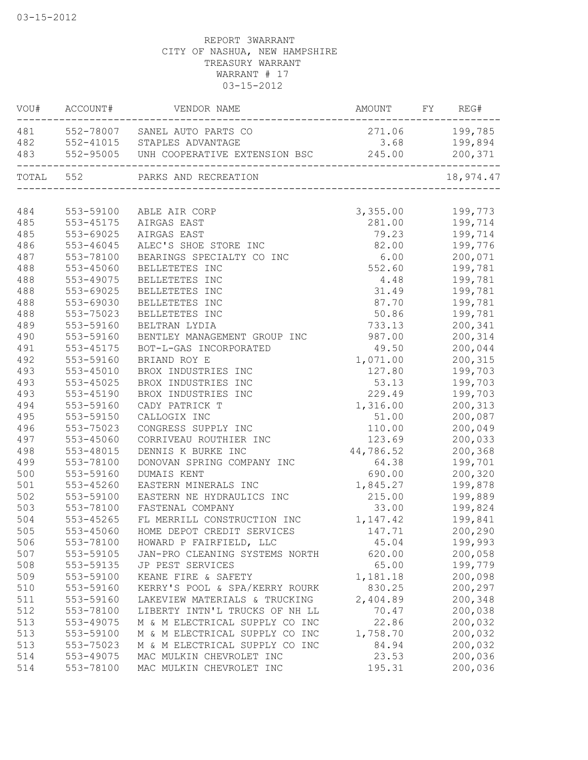REPORT 3WARRANT
CITY OF NASHUA, NEW HAMPSHIRE
TREASURY WARRANT
WARRANT # 17
03-15-2012

| VOU# | ACCOUNT# | VENDOR NAME | AMOUNT | FY | REG# |
|---|---|---|---|---|---|
| 481 | 552-78007 | SANEL AUTO PARTS CO | 271.06 | | 199,785 |
| 482 | 552-41015 | STAPLES ADVANTAGE | 3.68 | | 199,894 |
| 483 | 552-95005 | UNH COOPERATIVE EXTENSION BSC | 245.00 | | 200,371 |
| TOTAL | 552 | PARKS AND RECREATION | | | 18,974.47 |
| 484 | 553-59100 | ABLE AIR CORP | 3,355.00 | | 199,773 |
| 485 | 553-45175 | AIRGAS EAST | 281.00 | | 199,714 |
| 485 | 553-69025 | AIRGAS EAST | 79.23 | | 199,714 |
| 486 | 553-46045 | ALEC'S SHOE STORE INC | 82.00 | | 199,776 |
| 487 | 553-78100 | BEARINGS SPECIALTY CO INC | 6.00 | | 200,071 |
| 488 | 553-45060 | BELLETETES INC | 552.60 | | 199,781 |
| 488 | 553-49075 | BELLETETES INC | 4.48 | | 199,781 |
| 488 | 553-69025 | BELLETETES INC | 31.49 | | 199,781 |
| 488 | 553-69030 | BELLETETES INC | 87.70 | | 199,781 |
| 488 | 553-75023 | BELLETETES INC | 50.86 | | 199,781 |
| 489 | 553-59160 | BELTRAN LYDIA | 733.13 | | 200,341 |
| 490 | 553-59160 | BENTLEY MANAGEMENT GROUP INC | 987.00 | | 200,314 |
| 491 | 553-45175 | BOT-L-GAS INCORPORATED | 49.50 | | 200,044 |
| 492 | 553-59160 | BRIAND ROY E | 1,071.00 | | 200,315 |
| 493 | 553-45010 | BROX INDUSTRIES INC | 127.80 | | 199,703 |
| 493 | 553-45025 | BROX INDUSTRIES INC | 53.13 | | 199,703 |
| 493 | 553-45190 | BROX INDUSTRIES INC | 229.49 | | 199,703 |
| 494 | 553-59160 | CADY PATRICK T | 1,316.00 | | 200,313 |
| 495 | 553-59150 | CALLOGIX INC | 51.00 | | 200,087 |
| 496 | 553-75023 | CONGRESS SUPPLY INC | 110.00 | | 200,049 |
| 497 | 553-45060 | CORRIVEAU ROUTHIER INC | 123.69 | | 200,033 |
| 498 | 553-48015 | DENNIS K BURKE INC | 44,786.52 | | 200,368 |
| 499 | 553-78100 | DONOVAN SPRING COMPANY INC | 64.38 | | 199,701 |
| 500 | 553-59160 | DUMAIS KENT | 690.00 | | 200,320 |
| 501 | 553-45260 | EASTERN MINERALS INC | 1,845.27 | | 199,878 |
| 502 | 553-59100 | EASTERN NE HYDRAULICS INC | 215.00 | | 199,889 |
| 503 | 553-78100 | FASTENAL COMPANY | 33.00 | | 199,824 |
| 504 | 553-45265 | FL MERRILL CONSTRUCTION INC | 1,147.42 | | 199,841 |
| 505 | 553-45060 | HOME DEPOT CREDIT SERVICES | 147.71 | | 200,290 |
| 506 | 553-78100 | HOWARD P FAIRFIELD, LLC | 45.04 | | 199,993 |
| 507 | 553-59105 | JAN-PRO CLEANING SYSTEMS NORTH | 620.00 | | 200,058 |
| 508 | 553-59135 | JP PEST SERVICES | 65.00 | | 199,779 |
| 509 | 553-59100 | KEANE FIRE & SAFETY | 1,181.18 | | 200,098 |
| 510 | 553-59160 | KERRY'S POOL & SPA/KERRY ROURK | 830.25 | | 200,297 |
| 511 | 553-59160 | LAKEVIEW MATERIALS & TRUCKING | 2,404.89 | | 200,348 |
| 512 | 553-78100 | LIBERTY INTN'L TRUCKS OF NH LL | 70.47 | | 200,038 |
| 513 | 553-49075 | M & M ELECTRICAL SUPPLY CO INC | 22.86 | | 200,032 |
| 513 | 553-59100 | M & M ELECTRICAL SUPPLY CO INC | 1,758.70 | | 200,032 |
| 513 | 553-75023 | M & M ELECTRICAL SUPPLY CO INC | 84.94 | | 200,032 |
| 514 | 553-49075 | MAC MULKIN CHEVROLET INC | 23.53 | | 200,036 |
| 514 | 553-78100 | MAC MULKIN CHEVROLET INC | 195.31 | | 200,036 |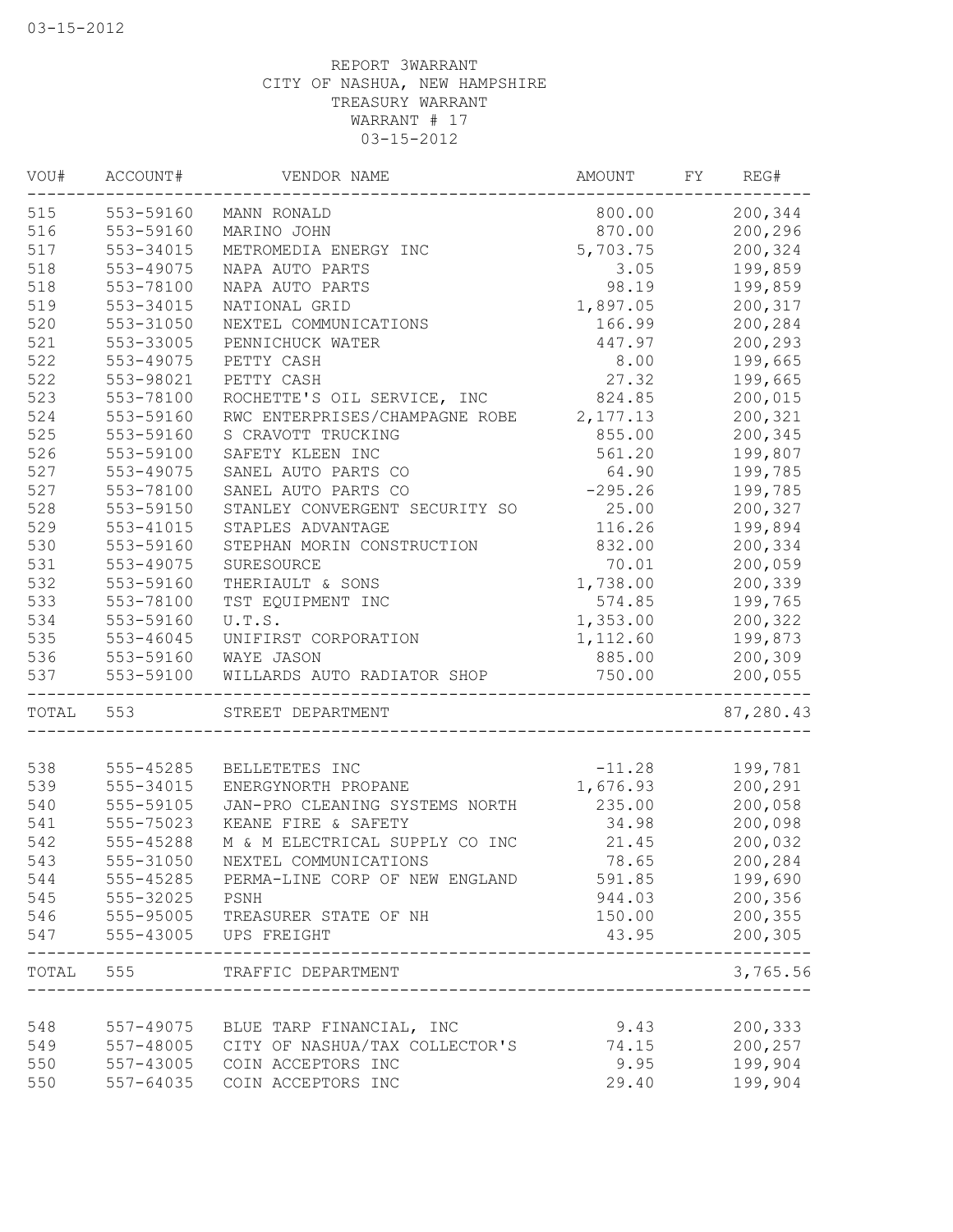03-15-2012

REPORT 3WARRANT
CITY OF NASHUA, NEW HAMPSHIRE
TREASURY WARRANT
WARRANT # 17
03-15-2012

| VOU# | ACCOUNT# | VENDOR NAME | AMOUNT | FY | REG# |
|---|---|---|---|---|---|
| 515 | 553-59160 | MANN RONALD | 800.00 | | 200,344 |
| 516 | 553-59160 | MARINO JOHN | 870.00 | | 200,296 |
| 517 | 553-34015 | METROMEDIA ENERGY INC | 5,703.75 | | 200,324 |
| 518 | 553-49075 | NAPA AUTO PARTS | 3.05 | | 199,859 |
| 518 | 553-78100 | NAPA AUTO PARTS | 98.19 | | 199,859 |
| 519 | 553-34015 | NATIONAL GRID | 1,897.05 | | 200,317 |
| 520 | 553-31050 | NEXTEL COMMUNICATIONS | 166.99 | | 200,284 |
| 521 | 553-33005 | PENNICHUCK WATER | 447.97 | | 200,293 |
| 522 | 553-49075 | PETTY CASH | 8.00 | | 199,665 |
| 522 | 553-98021 | PETTY CASH | 27.32 | | 199,665 |
| 523 | 553-78100 | ROCHETTE'S OIL SERVICE, INC | 824.85 | | 200,015 |
| 524 | 553-59160 | RWC ENTERPRISES/CHAMPAGNE ROBE | 2,177.13 | | 200,321 |
| 525 | 553-59160 | S CRAVOTT TRUCKING | 855.00 | | 200,345 |
| 526 | 553-59100 | SAFETY KLEEN INC | 561.20 | | 199,807 |
| 527 | 553-49075 | SANEL AUTO PARTS CO | 64.90 | | 199,785 |
| 527 | 553-78100 | SANEL AUTO PARTS CO | -295.26 | | 199,785 |
| 528 | 553-59150 | STANLEY CONVERGENT SECURITY SO | 25.00 | | 200,327 |
| 529 | 553-41015 | STAPLES ADVANTAGE | 116.26 | | 199,894 |
| 530 | 553-59160 | STEPHAN MORIN CONSTRUCTION | 832.00 | | 200,334 |
| 531 | 553-49075 | SURESOURCE | 70.01 | | 200,059 |
| 532 | 553-59160 | THERIAULT & SONS | 1,738.00 | | 200,339 |
| 533 | 553-78100 | TST EQUIPMENT INC | 574.85 | | 199,765 |
| 534 | 553-59160 | U.T.S. | 1,353.00 | | 200,322 |
| 535 | 553-46045 | UNIFIRST CORPORATION | 1,112.60 | | 199,873 |
| 536 | 553-59160 | WAYE JASON | 885.00 | | 200,309 |
| 537 | 553-59100 | WILLARDS AUTO RADIATOR SHOP | 750.00 | | 200,055 |
| TOTAL | 553 | STREET DEPARTMENT | | | 87,280.43 |
| 538 | 555-45285 | BELLETETES INC | -11.28 | | 199,781 |
| 539 | 555-34015 | ENERGYNORTH PROPANE | 1,676.93 | | 200,291 |
| 540 | 555-59105 | JAN-PRO CLEANING SYSTEMS NORTH | 235.00 | | 200,058 |
| 541 | 555-75023 | KEANE FIRE & SAFETY | 34.98 | | 200,098 |
| 542 | 555-45288 | M & M ELECTRICAL SUPPLY CO INC | 21.45 | | 200,032 |
| 543 | 555-31050 | NEXTEL COMMUNICATIONS | 78.65 | | 200,284 |
| 544 | 555-45285 | PERMA-LINE CORP OF NEW ENGLAND | 591.85 | | 199,690 |
| 545 | 555-32025 | PSNH | 944.03 | | 200,356 |
| 546 | 555-95005 | TREASURER STATE OF NH | 150.00 | | 200,355 |
| 547 | 555-43005 | UPS FREIGHT | 43.95 | | 200,305 |
| TOTAL | 555 | TRAFFIC DEPARTMENT | | | 3,765.56 |
| 548 | 557-49075 | BLUE TARP FINANCIAL, INC | 9.43 | | 200,333 |
| 549 | 557-48005 | CITY OF NASHUA/TAX COLLECTOR'S | 74.15 | | 200,257 |
| 550 | 557-43005 | COIN ACCEPTORS INC | 9.95 | | 199,904 |
| 550 | 557-64035 | COIN ACCEPTORS INC | 29.40 | | 199,904 |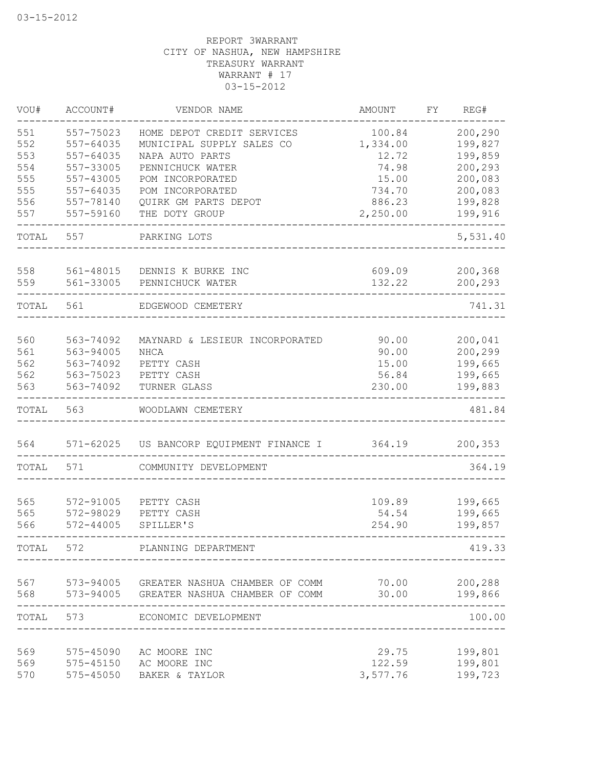03-15-2012

REPORT 3WARRANT
CITY OF NASHUA, NEW HAMPSHIRE
TREASURY WARRANT
WARRANT # 17
03-15-2012

| VOU# | ACCOUNT# | VENDOR NAME | AMOUNT | FY | REG# |
|---|---|---|---|---|---|
| 551 | 557-75023 | HOME DEPOT CREDIT SERVICES | 100.84 | | 200,290 |
| 552 | 557-64035 | MUNICIPAL SUPPLY SALES CO | 1,334.00 | | 199,827 |
| 553 | 557-64035 | NAPA AUTO PARTS | 12.72 | | 199,859 |
| 554 | 557-33005 | PENNICHUCK WATER | 74.98 | | 200,293 |
| 555 | 557-43005 | POM INCORPORATED | 15.00 | | 200,083 |
| 555 | 557-64035 | POM INCORPORATED | 734.70 | | 200,083 |
| 556 | 557-78140 | QUIRK GM PARTS DEPOT | 886.23 | | 199,828 |
| 557 | 557-59160 | THE DOTY GROUP | 2,250.00 | | 199,916 |
| TOTAL | 557 | PARKING LOTS | | | 5,531.40 |
| 558 | 561-48015 | DENNIS K BURKE INC | 609.09 | | 200,368 |
| 559 | 561-33005 | PENNICHUCK WATER | 132.22 | | 200,293 |
| TOTAL | 561 | EDGEWOOD CEMETERY | | | 741.31 |
| 560 | 563-74092 | MAYNARD & LESIEUR INCORPORATED | 90.00 | | 200,041 |
| 561 | 563-94005 | NHCA | 90.00 | | 200,299 |
| 562 | 563-74092 | PETTY CASH | 15.00 | | 199,665 |
| 562 | 563-75023 | PETTY CASH | 56.84 | | 199,665 |
| 563 | 563-74092 | TURNER GLASS | 230.00 | | 199,883 |
| TOTAL | 563 | WOODLAWN CEMETERY | | | 481.84 |
| 564 | 571-62025 | US BANCORP EQUIPMENT FINANCE I | 364.19 | | 200,353 |
| TOTAL | 571 | COMMUNITY DEVELOPMENT | | | 364.19 |
| 565 | 572-91005 | PETTY CASH | 109.89 | | 199,665 |
| 565 | 572-98029 | PETTY CASH | 54.54 | | 199,665 |
| 566 | 572-44005 | SPILLER'S | 254.90 | | 199,857 |
| TOTAL | 572 | PLANNING DEPARTMENT | | | 419.33 |
| 567 | 573-94005 | GREATER NASHUA CHAMBER OF COMM | 70.00 | | 200,288 |
| 568 | 573-94005 | GREATER NASHUA CHAMBER OF COMM | 30.00 | | 199,866 |
| TOTAL | 573 | ECONOMIC DEVELOPMENT | | | 100.00 |
| 569 | 575-45090 | AC MOORE INC | 29.75 | | 199,801 |
| 569 | 575-45150 | AC MOORE INC | 122.59 | | 199,801 |
| 570 | 575-45050 | BAKER & TAYLOR | 3,577.76 | | 199,723 |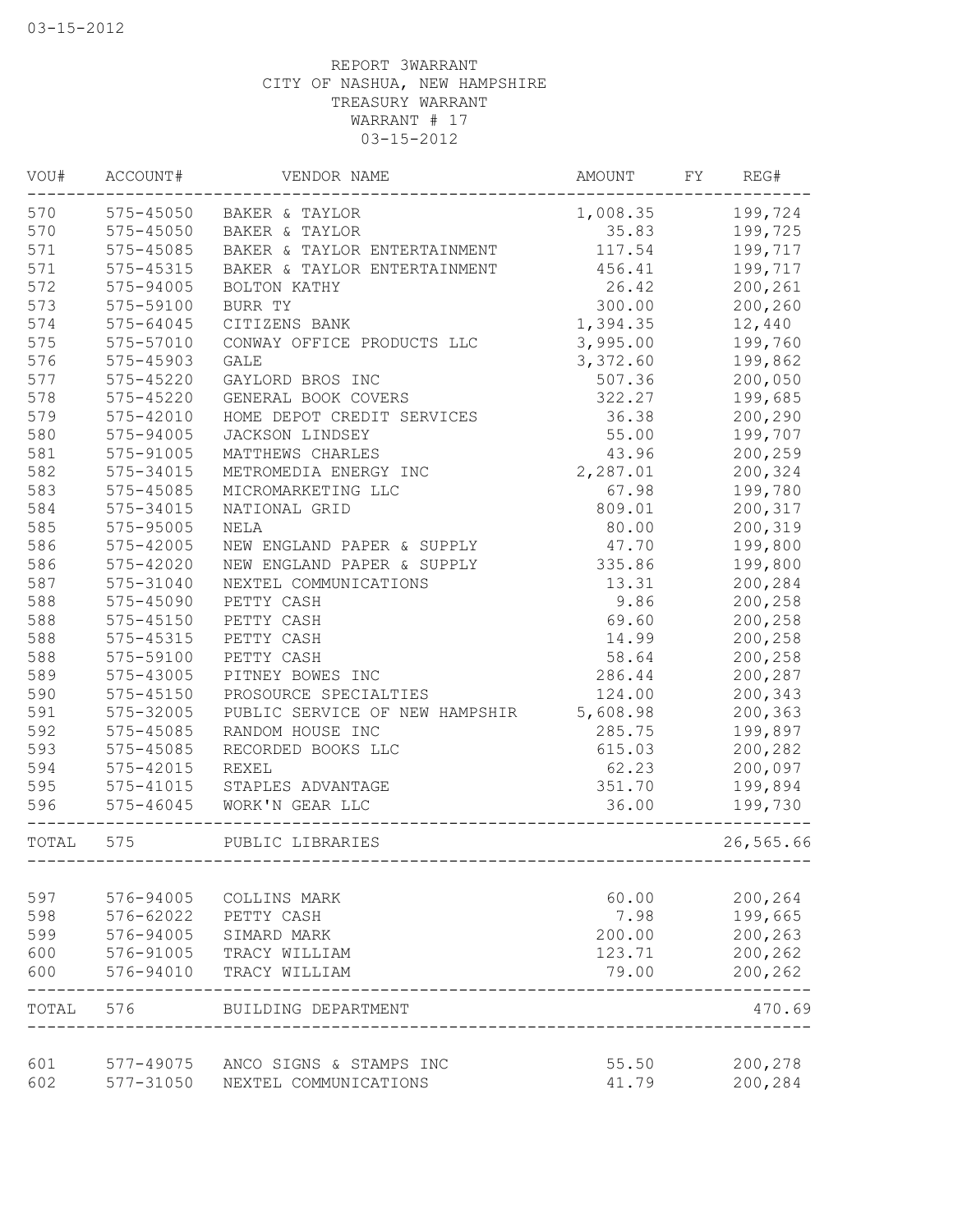REPORT 3WARRANT
CITY OF NASHUA, NEW HAMPSHIRE
TREASURY WARRANT
WARRANT # 17
03-15-2012

| VOU# | ACCOUNT# | VENDOR NAME | AMOUNT | FY | REG# |
|---|---|---|---|---|---|
| 570 | 575-45050 | BAKER & TAYLOR | 1,008.35 | | 199,724 |
| 570 | 575-45050 | BAKER & TAYLOR | 35.83 | | 199,725 |
| 571 | 575-45085 | BAKER & TAYLOR ENTERTAINMENT | 117.54 | | 199,717 |
| 571 | 575-45315 | BAKER & TAYLOR ENTERTAINMENT | 456.41 | | 199,717 |
| 572 | 575-94005 | BOLTON KATHY | 26.42 | | 200,261 |
| 573 | 575-59100 | BURR TY | 300.00 | | 200,260 |
| 574 | 575-64045 | CITIZENS BANK | 1,394.35 | | 12,440 |
| 575 | 575-57010 | CONWAY OFFICE PRODUCTS LLC | 3,995.00 | | 199,760 |
| 576 | 575-45903 | GALE | 3,372.60 | | 199,862 |
| 577 | 575-45220 | GAYLORD BROS INC | 507.36 | | 200,050 |
| 578 | 575-45220 | GENERAL BOOK COVERS | 322.27 | | 199,685 |
| 579 | 575-42010 | HOME DEPOT CREDIT SERVICES | 36.38 | | 200,290 |
| 580 | 575-94005 | JACKSON LINDSEY | 55.00 | | 199,707 |
| 581 | 575-91005 | MATTHEWS CHARLES | 43.96 | | 200,259 |
| 582 | 575-34015 | METROMEDIA ENERGY INC | 2,287.01 | | 200,324 |
| 583 | 575-45085 | MICROMARKETING LLC | 67.98 | | 199,780 |
| 584 | 575-34015 | NATIONAL GRID | 809.01 | | 200,317 |
| 585 | 575-95005 | NELA | 80.00 | | 200,319 |
| 586 | 575-42005 | NEW ENGLAND PAPER & SUPPLY | 47.70 | | 199,800 |
| 586 | 575-42020 | NEW ENGLAND PAPER & SUPPLY | 335.86 | | 199,800 |
| 587 | 575-31040 | NEXTEL COMMUNICATIONS | 13.31 | | 200,284 |
| 588 | 575-45090 | PETTY CASH | 9.86 | | 200,258 |
| 588 | 575-45150 | PETTY CASH | 69.60 | | 200,258 |
| 588 | 575-45315 | PETTY CASH | 14.99 | | 200,258 |
| 588 | 575-59100 | PETTY CASH | 58.64 | | 200,258 |
| 589 | 575-43005 | PITNEY BOWES INC | 286.44 | | 200,287 |
| 590 | 575-45150 | PROSOURCE SPECIALTIES | 124.00 | | 200,343 |
| 591 | 575-32005 | PUBLIC SERVICE OF NEW HAMPSHIR | 5,608.98 | | 200,363 |
| 592 | 575-45085 | RANDOM HOUSE INC | 285.75 | | 199,897 |
| 593 | 575-45085 | RECORDED BOOKS LLC | 615.03 | | 200,282 |
| 594 | 575-42015 | REXEL | 62.23 | | 200,097 |
| 595 | 575-41015 | STAPLES ADVANTAGE | 351.70 | | 199,894 |
| 596 | 575-46045 | WORK'N GEAR LLC | 36.00 | | 199,730 |
| TOTAL | 575 | PUBLIC LIBRARIES | | | 26,565.66 |
| 597 | 576-94005 | COLLINS MARK | 60.00 | | 200,264 |
| 598 | 576-62022 | PETTY CASH | 7.98 | | 199,665 |
| 599 | 576-94005 | SIMARD MARK | 200.00 | | 200,263 |
| 600 | 576-91005 | TRACY WILLIAM | 123.71 | | 200,262 |
| 600 | 576-94010 | TRACY WILLIAM | 79.00 | | 200,262 |
| TOTAL | 576 | BUILDING DEPARTMENT | | | 470.69 |
| 601 | 577-49075 | ANCO SIGNS & STAMPS INC | 55.50 | | 200,278 |
| 602 | 577-31050 | NEXTEL COMMUNICATIONS | 41.79 | | 200,284 |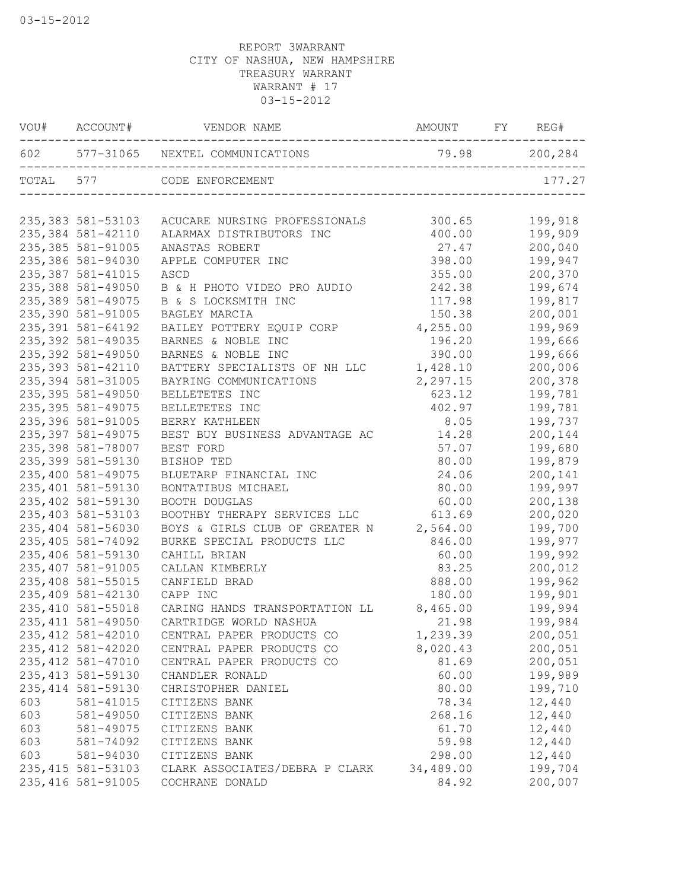03-15-2012

REPORT 3WARRANT
CITY OF NASHUA, NEW HAMPSHIRE
TREASURY WARRANT
WARRANT # 17
03-15-2012

| VOU# | ACCOUNT# | VENDOR NAME | AMOUNT | FY | REG# |
|---|---|---|---|---|---|
| 602 | 577-31065 | NEXTEL COMMUNICATIONS | 79.98 | | 200,284 |
| TOTAL | 577 | CODE ENFORCEMENT | | | 177.27 |
| 235,383 | 581-53103 | ACUCARE NURSING PROFESSIONALS | 300.65 | | 199,918 |
| 235,384 | 581-42110 | ALARMAX DISTRIBUTORS INC | 400.00 | | 199,909 |
| 235,385 | 581-91005 | ANASTAS ROBERT | 27.47 | | 200,040 |
| 235,386 | 581-94030 | APPLE COMPUTER INC | 398.00 | | 199,947 |
| 235,387 | 581-41015 | ASCD | 355.00 | | 200,370 |
| 235,388 | 581-49050 | B & H PHOTO VIDEO PRO AUDIO | 242.38 | | 199,674 |
| 235,389 | 581-49075 | B & S LOCKSMITH INC | 117.98 | | 199,817 |
| 235,390 | 581-91005 | BAGLEY MARCIA | 150.38 | | 200,001 |
| 235,391 | 581-64192 | BAILEY POTTERY EQUIP CORP | 4,255.00 | | 199,969 |
| 235,392 | 581-49035 | BARNES & NOBLE INC | 196.20 | | 199,666 |
| 235,392 | 581-49050 | BARNES & NOBLE INC | 390.00 | | 199,666 |
| 235,393 | 581-42110 | BATTERY SPECIALISTS OF NH LLC | 1,428.10 | | 200,006 |
| 235,394 | 581-31005 | BAYRING COMMUNICATIONS | 2,297.15 | | 200,378 |
| 235,395 | 581-49050 | BELLETETES INC | 623.12 | | 199,781 |
| 235,395 | 581-49075 | BELLETETES INC | 402.97 | | 199,781 |
| 235,396 | 581-91005 | BERRY KATHLEEN | 8.05 | | 199,737 |
| 235,397 | 581-49075 | BEST BUY BUSINESS ADVANTAGE AC | 14.28 | | 200,144 |
| 235,398 | 581-78007 | BEST FORD | 57.07 | | 199,680 |
| 235,399 | 581-59130 | BISHOP TED | 80.00 | | 199,879 |
| 235,400 | 581-49075 | BLUETARP FINANCIAL INC | 24.06 | | 200,141 |
| 235,401 | 581-59130 | BONTATIBUS MICHAEL | 80.00 | | 199,997 |
| 235,402 | 581-59130 | BOOTH DOUGLAS | 60.00 | | 200,138 |
| 235,403 | 581-53103 | BOOTHBY THERAPY SERVICES LLC | 613.69 | | 200,020 |
| 235,404 | 581-56030 | BOYS & GIRLS CLUB OF GREATER N | 2,564.00 | | 199,700 |
| 235,405 | 581-74092 | BURKE SPECIAL PRODUCTS LLC | 846.00 | | 199,977 |
| 235,406 | 581-59130 | CAHILL BRIAN | 60.00 | | 199,992 |
| 235,407 | 581-91005 | CALLAN KIMBERLY | 83.25 | | 200,012 |
| 235,408 | 581-55015 | CANFIELD BRAD | 888.00 | | 199,962 |
| 235,409 | 581-42130 | CAPP INC | 180.00 | | 199,901 |
| 235,410 | 581-55018 | CARING HANDS TRANSPORTATION LL | 8,465.00 | | 199,994 |
| 235,411 | 581-49050 | CARTRIDGE WORLD NASHUA | 21.98 | | 199,984 |
| 235,412 | 581-42010 | CENTRAL PAPER PRODUCTS CO | 1,239.39 | | 200,051 |
| 235,412 | 581-42020 | CENTRAL PAPER PRODUCTS CO | 8,020.43 | | 200,051 |
| 235,412 | 581-47010 | CENTRAL PAPER PRODUCTS CO | 81.69 | | 200,051 |
| 235,413 | 581-59130 | CHANDLER RONALD | 60.00 | | 199,989 |
| 235,414 | 581-59130 | CHRISTOPHER DANIEL | 80.00 | | 199,710 |
| 603 | 581-41015 | CITIZENS BANK | 78.34 | | 12,440 |
| 603 | 581-49050 | CITIZENS BANK | 268.16 | | 12,440 |
| 603 | 581-49075 | CITIZENS BANK | 61.70 | | 12,440 |
| 603 | 581-74092 | CITIZENS BANK | 59.98 | | 12,440 |
| 603 | 581-94030 | CITIZENS BANK | 298.00 | | 12,440 |
| 235,415 | 581-53103 | CLARK ASSOCIATES/DEBRA P CLARK | 34,489.00 | | 199,704 |
| 235,416 | 581-91005 | COCHRANE DONALD | 84.92 | | 200,007 |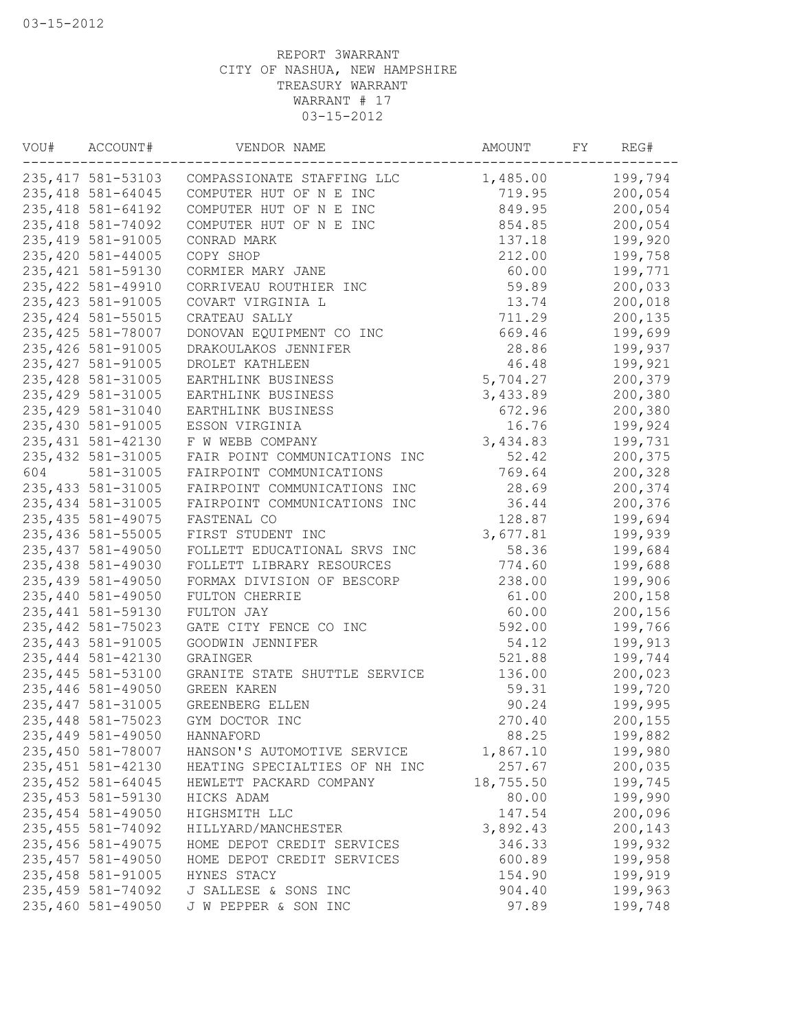03-15-2012

REPORT 3WARRANT
CITY OF NASHUA, NEW HAMPSHIRE
TREASURY WARRANT
WARRANT # 17
03-15-2012

| VOU# | ACCOUNT# | VENDOR NAME | AMOUNT | FY | REG# |
|---|---|---|---|---|---|
| 235,417 | 581-53103 | COMPASSIONATE STAFFING LLC | 1,485.00 | | 199,794 |
| 235,418 | 581-64045 | COMPUTER HUT OF N E INC | 719.95 | | 200,054 |
| 235,418 | 581-64192 | COMPUTER HUT OF N E INC | 849.95 | | 200,054 |
| 235,418 | 581-74092 | COMPUTER HUT OF N E INC | 854.85 | | 200,054 |
| 235,419 | 581-91005 | CONRAD MARK | 137.18 | | 199,920 |
| 235,420 | 581-44005 | COPY SHOP | 212.00 | | 199,758 |
| 235,421 | 581-59130 | CORMIER MARY JANE | 60.00 | | 199,771 |
| 235,422 | 581-49910 | CORRIVEAU ROUTHIER INC | 59.89 | | 200,033 |
| 235,423 | 581-91005 | COVART VIRGINIA L | 13.74 | | 200,018 |
| 235,424 | 581-55015 | CRATEAU SALLY | 711.29 | | 200,135 |
| 235,425 | 581-78007 | DONOVAN EQUIPMENT CO INC | 669.46 | | 199,699 |
| 235,426 | 581-91005 | DRAKOULAKOS JENNIFER | 28.86 | | 199,937 |
| 235,427 | 581-91005 | DROLET KATHLEEN | 46.48 | | 199,921 |
| 235,428 | 581-31005 | EARTHLINK BUSINESS | 5,704.27 | | 200,379 |
| 235,429 | 581-31005 | EARTHLINK BUSINESS | 3,433.89 | | 200,380 |
| 235,429 | 581-31040 | EARTHLINK BUSINESS | 672.96 | | 200,380 |
| 235,430 | 581-91005 | ESSON VIRGINIA | 16.76 | | 199,924 |
| 235,431 | 581-42130 | F W WEBB COMPANY | 3,434.83 | | 199,731 |
| 235,432 | 581-31005 | FAIR POINT COMMUNICATIONS INC | 52.42 | | 200,375 |
| 604 | 581-31005 | FAIRPOINT COMMUNICATIONS | 769.64 | | 200,328 |
| 235,433 | 581-31005 | FAIRPOINT COMMUNICATIONS INC | 28.69 | | 200,374 |
| 235,434 | 581-31005 | FAIRPOINT COMMUNICATIONS INC | 36.44 | | 200,376 |
| 235,435 | 581-49075 | FASTENAL CO | 128.87 | | 199,694 |
| 235,436 | 581-55005 | FIRST STUDENT INC | 3,677.81 | | 199,939 |
| 235,437 | 581-49050 | FOLLETT EDUCATIONAL SRVS INC | 58.36 | | 199,684 |
| 235,438 | 581-49030 | FOLLETT LIBRARY RESOURCES | 774.60 | | 199,688 |
| 235,439 | 581-49050 | FORMAX DIVISION OF BESCORP | 238.00 | | 199,906 |
| 235,440 | 581-49050 | FULTON CHERRIE | 61.00 | | 200,158 |
| 235,441 | 581-59130 | FULTON JAY | 60.00 | | 200,156 |
| 235,442 | 581-75023 | GATE CITY FENCE CO INC | 592.00 | | 199,766 |
| 235,443 | 581-91005 | GOODWIN JENNIFER | 54.12 | | 199,913 |
| 235,444 | 581-42130 | GRAINGER | 521.88 | | 199,744 |
| 235,445 | 581-53100 | GRANITE STATE SHUTTLE SERVICE | 136.00 | | 200,023 |
| 235,446 | 581-49050 | GREEN KAREN | 59.31 | | 199,720 |
| 235,447 | 581-31005 | GREENBERG ELLEN | 90.24 | | 199,995 |
| 235,448 | 581-75023 | GYM DOCTOR INC | 270.40 | | 200,155 |
| 235,449 | 581-49050 | HANNAFORD | 88.25 | | 199,882 |
| 235,450 | 581-78007 | HANSON'S AUTOMOTIVE SERVICE | 1,867.10 | | 199,980 |
| 235,451 | 581-42130 | HEATING SPECIALTIES OF NH INC | 257.67 | | 200,035 |
| 235,452 | 581-64045 | HEWLETT PACKARD COMPANY | 18,755.50 | | 199,745 |
| 235,453 | 581-59130 | HICKS ADAM | 80.00 | | 199,990 |
| 235,454 | 581-49050 | HIGHSMITH LLC | 147.54 | | 200,096 |
| 235,455 | 581-74092 | HILLYARD/MANCHESTER | 3,892.43 | | 200,143 |
| 235,456 | 581-49075 | HOME DEPOT CREDIT SERVICES | 346.33 | | 199,932 |
| 235,457 | 581-49050 | HOME DEPOT CREDIT SERVICES | 600.89 | | 199,958 |
| 235,458 | 581-91005 | HYNES STACY | 154.90 | | 199,919 |
| 235,459 | 581-74092 | J SALLESE & SONS INC | 904.40 | | 199,963 |
| 235,460 | 581-49050 | J W PEPPER & SON INC | 97.89 | | 199,748 |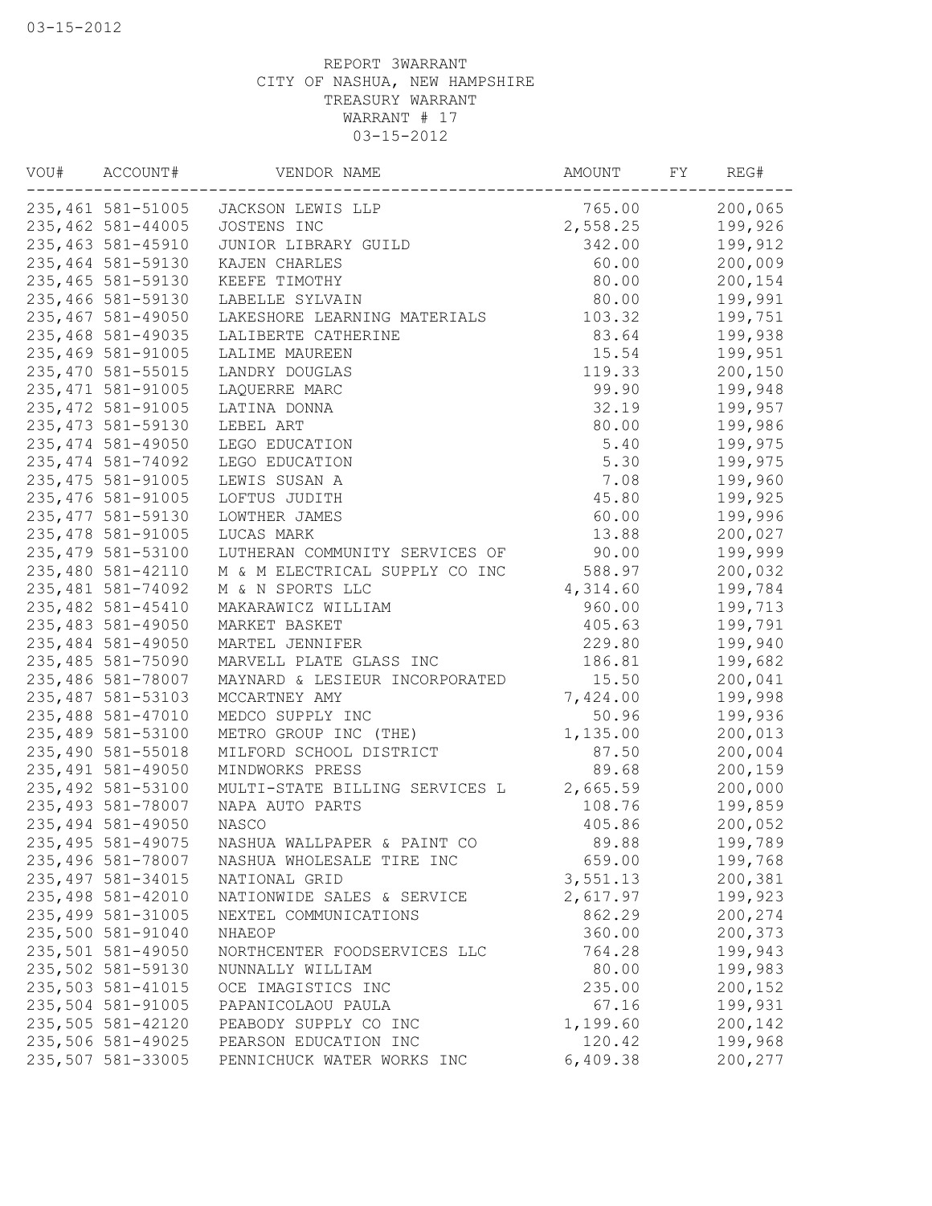REPORT 3WARRANT
CITY OF NASHUA, NEW HAMPSHIRE
TREASURY WARRANT
WARRANT # 17
03-15-2012

| VOU# | ACCOUNT# | VENDOR NAME | AMOUNT | FY | REG# |
|---|---|---|---|---|---|
| 235,461 | 581-51005 | JACKSON LEWIS LLP | 765.00 | | 200,065 |
| 235,462 | 581-44005 | JOSTENS INC | 2,558.25 | | 199,926 |
| 235,463 | 581-45910 | JUNIOR LIBRARY GUILD | 342.00 | | 199,912 |
| 235,464 | 581-59130 | KAJEN CHARLES | 60.00 | | 200,009 |
| 235,465 | 581-59130 | KEEFE TIMOTHY | 80.00 | | 200,154 |
| 235,466 | 581-59130 | LABELLE SYLVAIN | 80.00 | | 199,991 |
| 235,467 | 581-49050 | LAKESHORE LEARNING MATERIALS | 103.32 | | 199,751 |
| 235,468 | 581-49035 | LALIBERTE CATHERINE | 83.64 | | 199,938 |
| 235,469 | 581-91005 | LALIME MAUREEN | 15.54 | | 199,951 |
| 235,470 | 581-55015 | LANDRY DOUGLAS | 119.33 | | 200,150 |
| 235,471 | 581-91005 | LAQUERRE MARC | 99.90 | | 199,948 |
| 235,472 | 581-91005 | LATINA DONNA | 32.19 | | 199,957 |
| 235,473 | 581-59130 | LEBEL ART | 80.00 | | 199,986 |
| 235,474 | 581-49050 | LEGO EDUCATION | 5.40 | | 199,975 |
| 235,474 | 581-74092 | LEGO EDUCATION | 5.30 | | 199,975 |
| 235,475 | 581-91005 | LEWIS SUSAN A | 7.08 | | 199,960 |
| 235,476 | 581-91005 | LOFTUS JUDITH | 45.80 | | 199,925 |
| 235,477 | 581-59130 | LOWTHER JAMES | 60.00 | | 199,996 |
| 235,478 | 581-91005 | LUCAS MARK | 13.88 | | 200,027 |
| 235,479 | 581-53100 | LUTHERAN COMMUNITY SERVICES OF | 90.00 | | 199,999 |
| 235,480 | 581-42110 | M & M ELECTRICAL SUPPLY CO INC | 588.97 | | 200,032 |
| 235,481 | 581-74092 | M & N SPORTS LLC | 4,314.60 | | 199,784 |
| 235,482 | 581-45410 | MAKARAWICZ WILLIAM | 960.00 | | 199,713 |
| 235,483 | 581-49050 | MARKET BASKET | 405.63 | | 199,791 |
| 235,484 | 581-49050 | MARTEL JENNIFER | 229.80 | | 199,940 |
| 235,485 | 581-75090 | MARVELL PLATE GLASS INC | 186.81 | | 199,682 |
| 235,486 | 581-78007 | MAYNARD & LESIEUR INCORPORATED | 15.50 | | 200,041 |
| 235,487 | 581-53103 | MCCARTNEY AMY | 7,424.00 | | 199,998 |
| 235,488 | 581-47010 | MEDCO SUPPLY INC | 50.96 | | 199,936 |
| 235,489 | 581-53100 | METRO GROUP INC (THE) | 1,135.00 | | 200,013 |
| 235,490 | 581-55018 | MILFORD SCHOOL DISTRICT | 87.50 | | 200,004 |
| 235,491 | 581-49050 | MINDWORKS PRESS | 89.68 | | 200,159 |
| 235,492 | 581-53100 | MULTI-STATE BILLING SERVICES L | 2,665.59 | | 200,000 |
| 235,493 | 581-78007 | NAPA AUTO PARTS | 108.76 | | 199,859 |
| 235,494 | 581-49050 | NASCO | 405.86 | | 200,052 |
| 235,495 | 581-49075 | NASHUA WALLPAPER & PAINT CO | 89.88 | | 199,789 |
| 235,496 | 581-78007 | NASHUA WHOLESALE TIRE INC | 659.00 | | 199,768 |
| 235,497 | 581-34015 | NATIONAL GRID | 3,551.13 | | 200,381 |
| 235,498 | 581-42010 | NATIONWIDE SALES & SERVICE | 2,617.97 | | 199,923 |
| 235,499 | 581-31005 | NEXTEL COMMUNICATIONS | 862.29 | | 200,274 |
| 235,500 | 581-91040 | NHAEOP | 360.00 | | 200,373 |
| 235,501 | 581-49050 | NORTHCENTER FOODSERVICES LLC | 764.28 | | 199,943 |
| 235,502 | 581-59130 | NUNNALLY WILLIAM | 80.00 | | 199,983 |
| 235,503 | 581-41015 | OCE IMAGISTICS INC | 235.00 | | 200,152 |
| 235,504 | 581-91005 | PAPANICOLAOU PAULA | 67.16 | | 199,931 |
| 235,505 | 581-42120 | PEABODY SUPPLY CO INC | 1,199.60 | | 200,142 |
| 235,506 | 581-49025 | PEARSON EDUCATION INC | 120.42 | | 199,968 |
| 235,507 | 581-33005 | PENNICHUCK WATER WORKS INC | 6,409.38 | | 200,277 |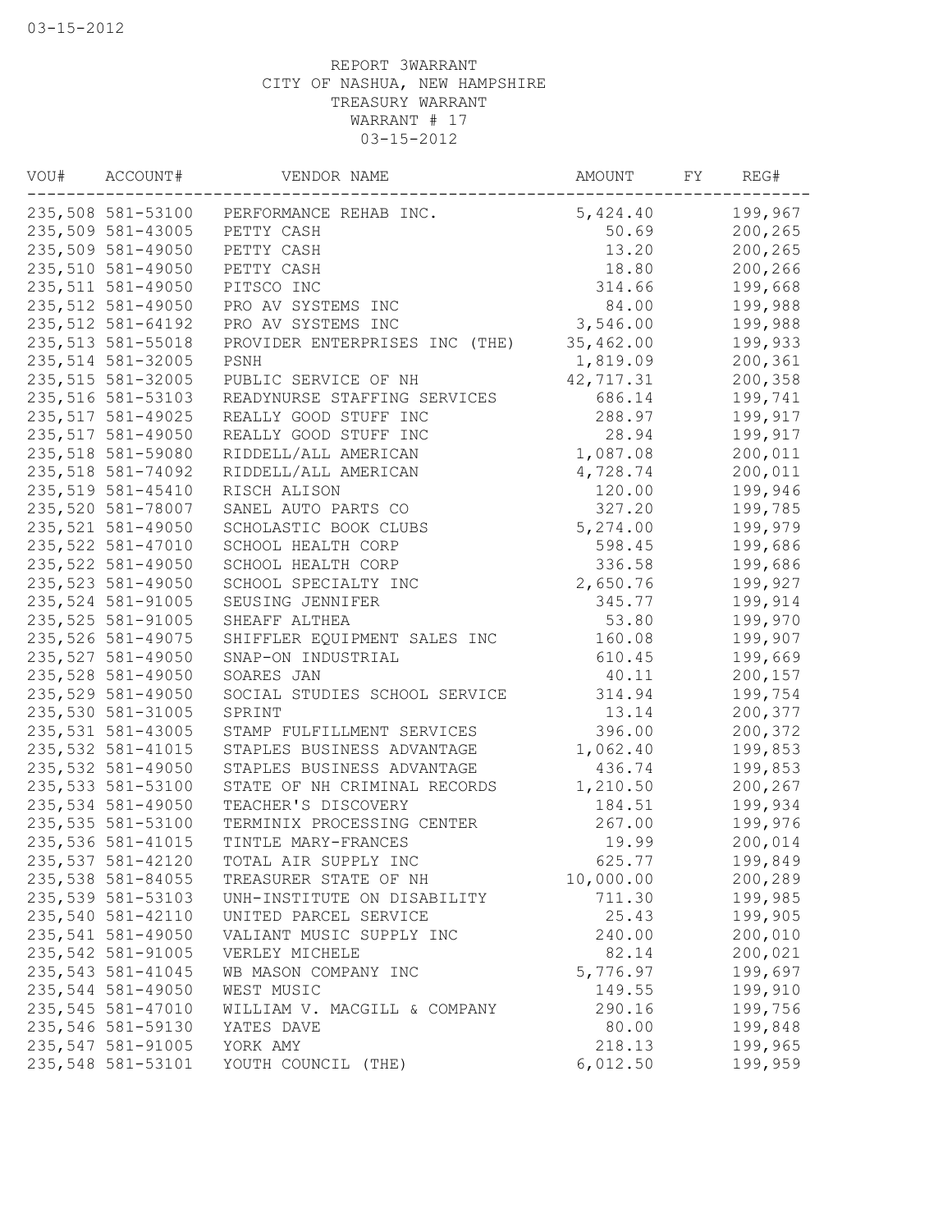REPORT 3WARRANT
CITY OF NASHUA, NEW HAMPSHIRE
TREASURY WARRANT
WARRANT # 17
03-15-2012

| VOU# | ACCOUNT# | VENDOR NAME | AMOUNT | FY | REG# |
|---|---|---|---|---|---|
| 235,508 | 581-53100 | PERFORMANCE REHAB INC. | 5,424.40 | | 199,967 |
| 235,509 | 581-43005 | PETTY CASH | 50.69 | | 200,265 |
| 235,509 | 581-49050 | PETTY CASH | 13.20 | | 200,265 |
| 235,510 | 581-49050 | PETTY CASH | 18.80 | | 200,266 |
| 235,511 | 581-49050 | PITSCO INC | 314.66 | | 199,668 |
| 235,512 | 581-49050 | PRO AV SYSTEMS INC | 84.00 | | 199,988 |
| 235,512 | 581-64192 | PRO AV SYSTEMS INC | 3,546.00 | | 199,988 |
| 235,513 | 581-55018 | PROVIDER ENTERPRISES INC (THE) | 35,462.00 | | 199,933 |
| 235,514 | 581-32005 | PSNH | 1,819.09 | | 200,361 |
| 235,515 | 581-32005 | PUBLIC SERVICE OF NH | 42,717.31 | | 200,358 |
| 235,516 | 581-53103 | READYNURSE STAFFING SERVICES | 686.14 | | 199,741 |
| 235,517 | 581-49025 | REALLY GOOD STUFF INC | 288.97 | | 199,917 |
| 235,517 | 581-49050 | REALLY GOOD STUFF INC | 28.94 | | 199,917 |
| 235,518 | 581-59080 | RIDDELL/ALL AMERICAN | 1,087.08 | | 200,011 |
| 235,518 | 581-74092 | RIDDELL/ALL AMERICAN | 4,728.74 | | 200,011 |
| 235,519 | 581-45410 | RISCH ALISON | 120.00 | | 199,946 |
| 235,520 | 581-78007 | SANEL AUTO PARTS CO | 327.20 | | 199,785 |
| 235,521 | 581-49050 | SCHOLASTIC BOOK CLUBS | 5,274.00 | | 199,979 |
| 235,522 | 581-47010 | SCHOOL HEALTH CORP | 598.45 | | 199,686 |
| 235,522 | 581-49050 | SCHOOL HEALTH CORP | 336.58 | | 199,686 |
| 235,523 | 581-49050 | SCHOOL SPECIALTY INC | 2,650.76 | | 199,927 |
| 235,524 | 581-91005 | SEUSING JENNIFER | 345.77 | | 199,914 |
| 235,525 | 581-91005 | SHEAFF ALTHEA | 53.80 | | 199,970 |
| 235,526 | 581-49075 | SHIFFLER EQUIPMENT SALES INC | 160.08 | | 199,907 |
| 235,527 | 581-49050 | SNAP-ON INDUSTRIAL | 610.45 | | 199,669 |
| 235,528 | 581-49050 | SOARES JAN | 40.11 | | 200,157 |
| 235,529 | 581-49050 | SOCIAL STUDIES SCHOOL SERVICE | 314.94 | | 199,754 |
| 235,530 | 581-31005 | SPRINT | 13.14 | | 200,377 |
| 235,531 | 581-43005 | STAMP FULFILLMENT SERVICES | 396.00 | | 200,372 |
| 235,532 | 581-41015 | STAPLES BUSINESS ADVANTAGE | 1,062.40 | | 199,853 |
| 235,532 | 581-49050 | STAPLES BUSINESS ADVANTAGE | 436.74 | | 199,853 |
| 235,533 | 581-53100 | STATE OF NH CRIMINAL RECORDS | 1,210.50 | | 200,267 |
| 235,534 | 581-49050 | TEACHER'S DISCOVERY | 184.51 | | 199,934 |
| 235,535 | 581-53100 | TERMINIX PROCESSING CENTER | 267.00 | | 199,976 |
| 235,536 | 581-41015 | TINTLE MARY-FRANCES | 19.99 | | 200,014 |
| 235,537 | 581-42120 | TOTAL AIR SUPPLY INC | 625.77 | | 199,849 |
| 235,538 | 581-84055 | TREASURER STATE OF NH | 10,000.00 | | 200,289 |
| 235,539 | 581-53103 | UNH-INSTITUTE ON DISABILITY | 711.30 | | 199,985 |
| 235,540 | 581-42110 | UNITED PARCEL SERVICE | 25.43 | | 199,905 |
| 235,541 | 581-49050 | VALIANT MUSIC SUPPLY INC | 240.00 | | 200,010 |
| 235,542 | 581-91005 | VERLEY MICHELE | 82.14 | | 200,021 |
| 235,543 | 581-41045 | WB MASON COMPANY INC | 5,776.97 | | 199,697 |
| 235,544 | 581-49050 | WEST MUSIC | 149.55 | | 199,910 |
| 235,545 | 581-47010 | WILLIAM V. MACGILL & COMPANY | 290.16 | | 199,756 |
| 235,546 | 581-59130 | YATES DAVE | 80.00 | | 199,848 |
| 235,547 | 581-91005 | YORK AMY | 218.13 | | 199,965 |
| 235,548 | 581-53101 | YOUTH COUNCIL (THE) | 6,012.50 | | 199,959 |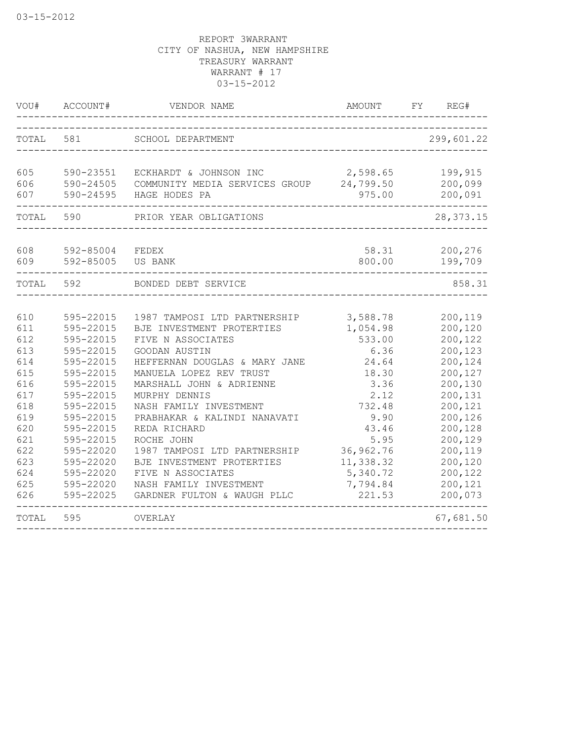REPORT 3WARRANT
CITY OF NASHUA, NEW HAMPSHIRE
TREASURY WARRANT
WARRANT # 17
03-15-2012

| VOU# | ACCOUNT# | VENDOR NAME | AMOUNT | FY | REG# |
|---|---|---|---|---|---|
| TOTAL | 581 | SCHOOL DEPARTMENT | | | 299,601.22 |
| 605 | 590-23551 | ECKHARDT & JOHNSON INC | 2,598.65 | | 199,915 |
| 606 | 590-24505 | COMMUNITY MEDIA SERVICES GROUP | 24,799.50 | | 200,099 |
| 607 | 590-24595 | HAGE HODES PA | 975.00 | | 200,091 |
| TOTAL | 590 | PRIOR YEAR OBLIGATIONS | | | 28,373.15 |
| 608 | 592-85004 | FEDEX | 58.31 | | 200,276 |
| 609 | 592-85005 | US BANK | 800.00 | | 199,709 |
| TOTAL | 592 | BONDED DEBT SERVICE | | | 858.31 |
| 610 | 595-22015 | 1987 TAMPOSI LTD PARTNERSHIP | 3,588.78 | | 200,119 |
| 611 | 595-22015 | BJE INVESTMENT PROTERTIES | 1,054.98 | | 200,120 |
| 612 | 595-22015 | FIVE N ASSOCIATES | 533.00 | | 200,122 |
| 613 | 595-22015 | GOODAN AUSTIN | 6.36 | | 200,123 |
| 614 | 595-22015 | HEFFERNAN DOUGLAS & MARY JANE | 24.64 | | 200,124 |
| 615 | 595-22015 | MANUELA LOPEZ REV TRUST | 18.30 | | 200,127 |
| 616 | 595-22015 | MARSHALL JOHN & ADRIENNE | 3.36 | | 200,130 |
| 617 | 595-22015 | MURPHY DENNIS | 2.12 | | 200,131 |
| 618 | 595-22015 | NASH FAMILY INVESTMENT | 732.48 | | 200,121 |
| 619 | 595-22015 | PRABHAKAR & KALINDI NANAVATI | 9.90 | | 200,126 |
| 620 | 595-22015 | REDA RICHARD | 43.46 | | 200,128 |
| 621 | 595-22015 | ROCHE JOHN | 5.95 | | 200,129 |
| 622 | 595-22020 | 1987 TAMPOSI LTD PARTNERSHIP | 36,962.76 | | 200,119 |
| 623 | 595-22020 | BJE INVESTMENT PROTERTIES | 11,338.32 | | 200,120 |
| 624 | 595-22020 | FIVE N ASSOCIATES | 5,340.72 | | 200,122 |
| 625 | 595-22020 | NASH FAMILY INVESTMENT | 7,794.84 | | 200,121 |
| 626 | 595-22025 | GARDNER FULTON & WAUGH PLLC | 221.53 | | 200,073 |
| TOTAL | 595 | OVERLAY | | | 67,681.50 |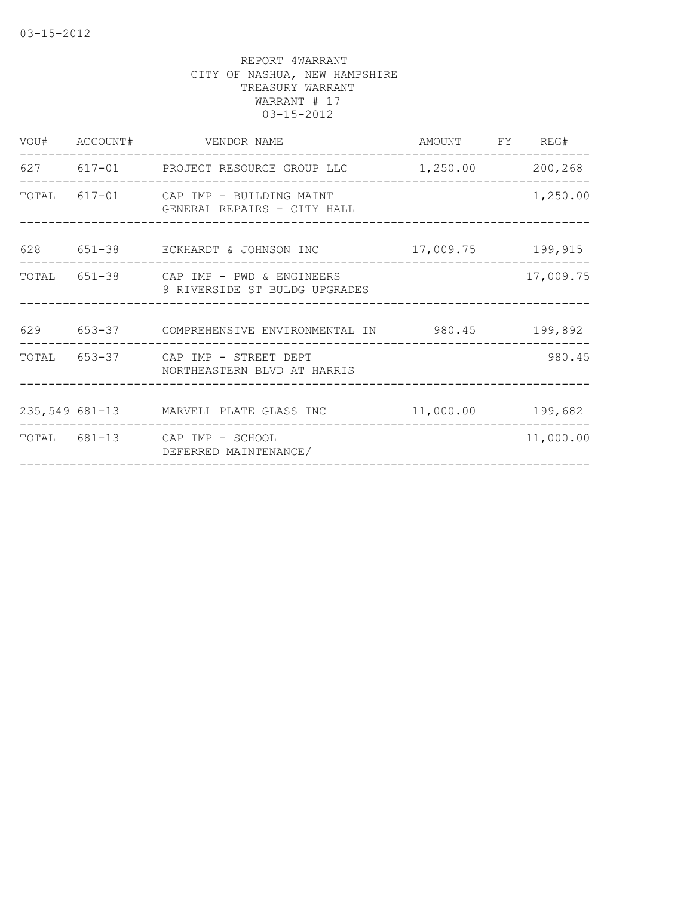REPORT 4WARRANT
CITY OF NASHUA, NEW HAMPSHIRE
TREASURY WARRANT
WARRANT # 17
03-15-2012

| VOU# | ACCOUNT# | VENDOR NAME | AMOUNT | FY | REG# |
|---|---|---|---|---|---|
| 627 | 617-01 | PROJECT RESOURCE GROUP LLC | 1,250.00 | | 200,268 |
| TOTAL | 617-01 | CAP IMP - BUILDING MAINT<br>GENERAL REPAIRS - CITY HALL | | | 1,250.00 |
| 628 | 651-38 | ECKHARDT & JOHNSON INC | 17,009.75 | | 199,915 |
| TOTAL | 651-38 | CAP IMP - PWD & ENGINEERS<br>9 RIVERSIDE ST BULDG UPGRADES | | | 17,009.75 |
| 629 | 653-37 | COMPREHENSIVE ENVIRONMENTAL IN | 980.45 | | 199,892 |
| TOTAL | 653-37 | CAP IMP - STREET DEPT<br>NORTHEASTERN BLVD AT HARRIS | | | 980.45 |
| 235,549 | 681-13 | MARVELL PLATE GLASS INC | 11,000.00 | | 199,682 |
| TOTAL | 681-13 | CAP IMP - SCHOOL<br>DEFERRED MAINTENANCE/ | | | 11,000.00 |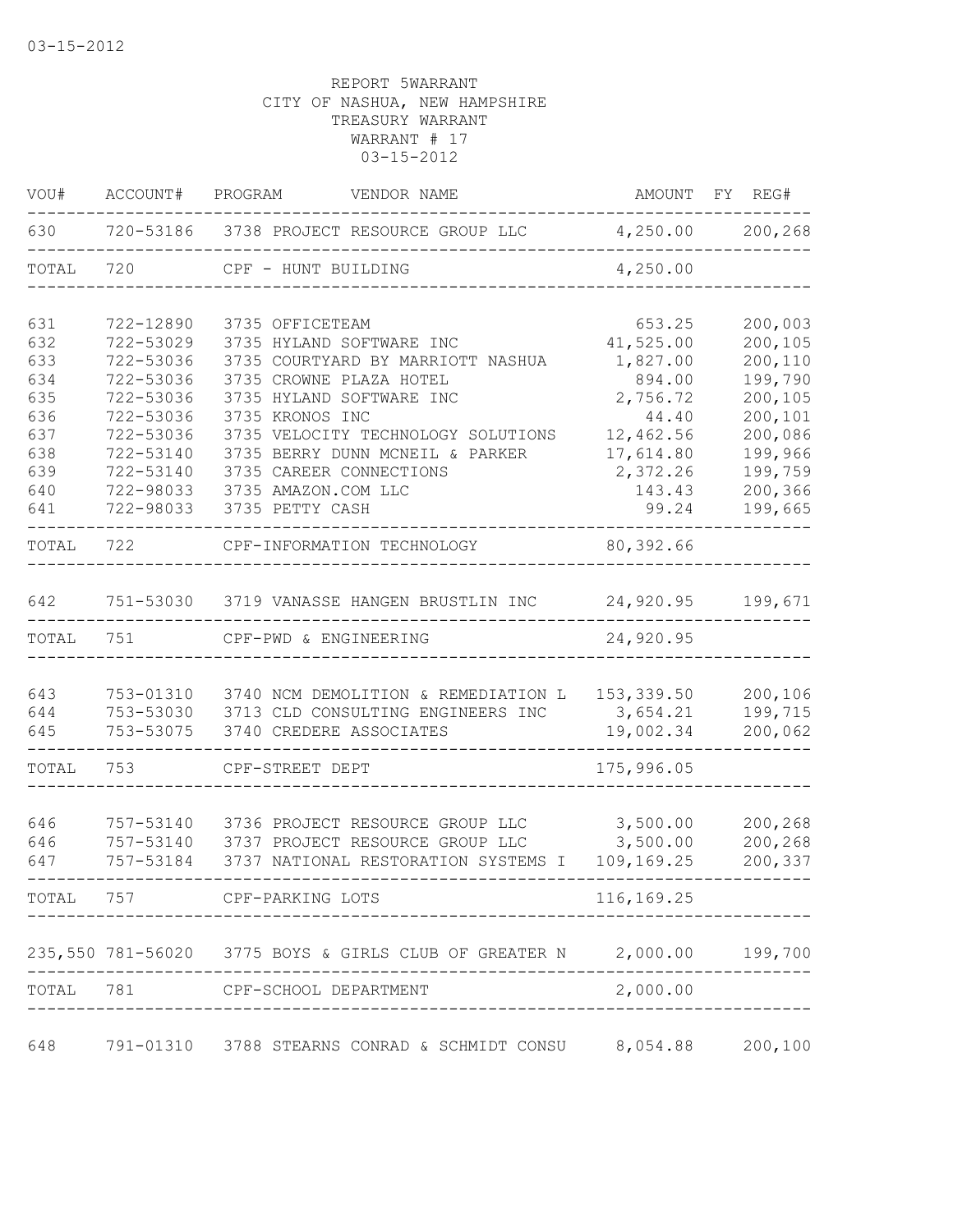03-15-2012

REPORT 5WARRANT
CITY OF NASHUA, NEW HAMPSHIRE
TREASURY WARRANT
WARRANT # 17
03-15-2012

| VOU# | ACCOUNT# | PROGRAM | VENDOR NAME | AMOUNT | FY | REG# |
|---|---|---|---|---|---|---|
| 630 | 720-53186 | 3738 | PROJECT RESOURCE GROUP LLC | 4,250.00 | | 200,268 |
| TOTAL | 720 | | CPF - HUNT BUILDING | 4,250.00 | | |
| 631 | 722-12890 | 3735 | OFFICETEAM | 653.25 | | 200,003 |
| 632 | 722-53029 | 3735 | HYLAND SOFTWARE INC | 41,525.00 | | 200,105 |
| 633 | 722-53036 | 3735 | COURTYARD BY MARRIOTT NASHUA | 1,827.00 | | 200,110 |
| 634 | 722-53036 | 3735 | CROWNE PLAZA HOTEL | 894.00 | | 199,790 |
| 635 | 722-53036 | 3735 | HYLAND SOFTWARE INC | 2,756.72 | | 200,105 |
| 636 | 722-53036 | 3735 | KRONOS INC | 44.40 | | 200,101 |
| 637 | 722-53036 | 3735 | VELOCITY TECHNOLOGY SOLUTIONS | 12,462.56 | | 200,086 |
| 638 | 722-53140 | 3735 | BERRY DUNN MCNEIL & PARKER | 17,614.80 | | 199,966 |
| 639 | 722-53140 | 3735 | CAREER CONNECTIONS | 2,372.26 | | 199,759 |
| 640 | 722-98033 | 3735 | AMAZON.COM LLC | 143.43 | | 200,366 |
| 641 | 722-98033 | 3735 | PETTY CASH | 99.24 | | 199,665 |
| TOTAL | 722 | | CPF-INFORMATION TECHNOLOGY | 80,392.66 | | |
| 642 | 751-53030 | 3719 | VANASSE HANGEN BRUSTLIN INC | 24,920.95 | | 199,671 |
| TOTAL | 751 | | CPF-PWD & ENGINEERING | 24,920.95 | | |
| 643 | 753-01310 | 3740 | NCM DEMOLITION & REMEDIATION L | 153,339.50 | | 200,106 |
| 644 | 753-53030 | 3713 | CLD CONSULTING ENGINEERS INC | 3,654.21 | | 199,715 |
| 645 | 753-53075 | 3740 | CREDERE ASSOCIATES | 19,002.34 | | 200,062 |
| TOTAL | 753 | | CPF-STREET DEPT | 175,996.05 | | |
| 646 | 757-53140 | 3736 | PROJECT RESOURCE GROUP LLC | 3,500.00 | | 200,268 |
| 646 | 757-53140 | 3737 | PROJECT RESOURCE GROUP LLC | 3,500.00 | | 200,268 |
| 647 | 757-53184 | 3737 | NATIONAL RESTORATION SYSTEMS I | 109,169.25 | | 200,337 |
| TOTAL | 757 | | CPF-PARKING LOTS | 116,169.25 | | |
| 235,550 | 781-56020 | 3775 | BOYS & GIRLS CLUB OF GREATER N | 2,000.00 | | 199,700 |
| TOTAL | 781 | | CPF-SCHOOL DEPARTMENT | 2,000.00 | | |
| 648 | 791-01310 | 3788 | STEARNS CONRAD & SCHMIDT CONSU | 8,054.88 | | 200,100 |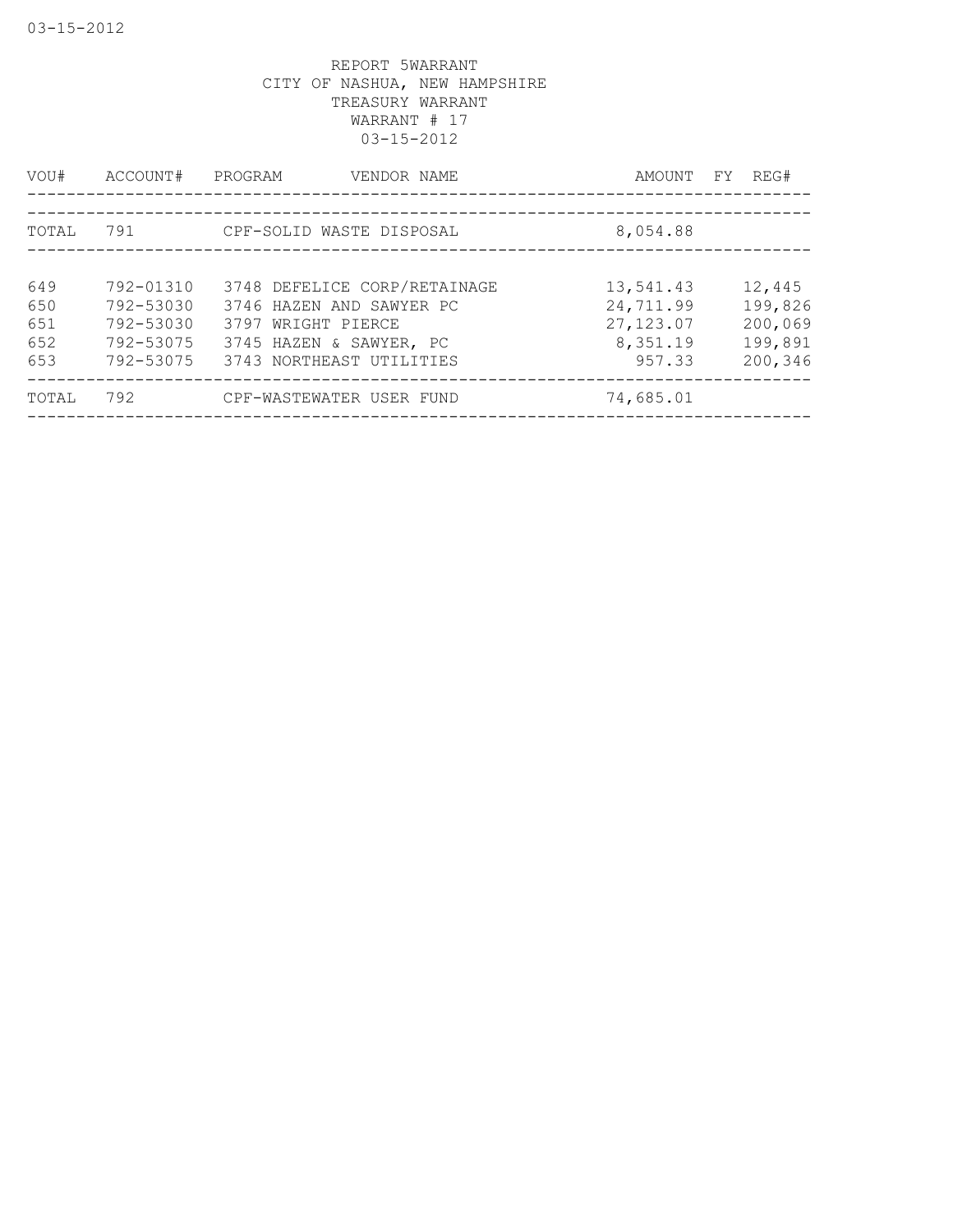REPORT 5WARRANT
CITY OF NASHUA, NEW HAMPSHIRE
TREASURY WARRANT
WARRANT # 17
03-15-2012

| VOU# | ACCOUNT# | PROGRAM | VENDOR NAME | AMOUNT | FY | REG# |
|---|---|---|---|---|---|---|
| TOTAL | 791 | | CPF-SOLID WASTE DISPOSAL | 8,054.88 | | |
| 649 | 792-01310 | | 3748 DEFELICE CORP/RETAINAGE | 13,541.43 | | 12,445 |
| 650 | 792-53030 | | 3746 HAZEN AND SAWYER PC | 24,711.99 | | 199,826 |
| 651 | 792-53030 | | 3797 WRIGHT PIERCE | 27,123.07 | | 200,069 |
| 652 | 792-53075 | | 3745 HAZEN & SAWYER, PC | 8,351.19 | | 199,891 |
| 653 | 792-53075 | | 3743 NORTHEAST UTILITIES | 957.33 | | 200,346 |
| TOTAL | 792 | | CPF-WASTEWATER USER FUND | 74,685.01 | | |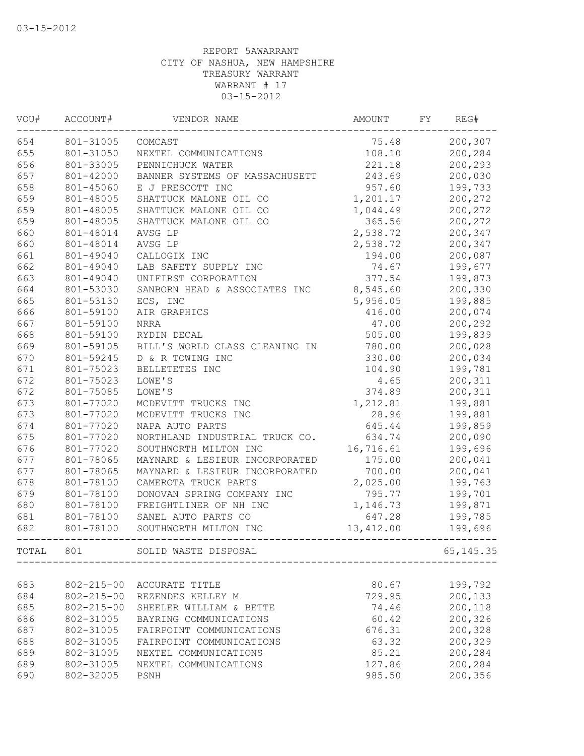REPORT 5AWARRANT
CITY OF NASHUA, NEW HAMPSHIRE
TREASURY WARRANT
WARRANT # 17
03-15-2012

| VOU# | ACCOUNT# | VENDOR NAME | AMOUNT | FY | REG# |
|---|---|---|---|---|---|
| 654 | 801-31005 | COMCAST | 75.48 | | 200,307 |
| 655 | 801-31050 | NEXTEL COMMUNICATIONS | 108.10 | | 200,284 |
| 656 | 801-33005 | PENNICHUCK WATER | 221.18 | | 200,293 |
| 657 | 801-42000 | BANNER SYSTEMS OF MASSACHUSETT | 243.69 | | 200,030 |
| 658 | 801-45060 | E J PRESCOTT INC | 957.60 | | 199,733 |
| 659 | 801-48005 | SHATTUCK MALONE OIL CO | 1,201.17 | | 200,272 |
| 659 | 801-48005 | SHATTUCK MALONE OIL CO | 1,044.49 | | 200,272 |
| 659 | 801-48005 | SHATTUCK MALONE OIL CO | 365.56 | | 200,272 |
| 660 | 801-48014 | AVSG LP | 2,538.72 | | 200,347 |
| 660 | 801-48014 | AVSG LP | 2,538.72 | | 200,347 |
| 661 | 801-49040 | CALLOGIX INC | 194.00 | | 200,087 |
| 662 | 801-49040 | LAB SAFETY SUPPLY INC | 74.67 | | 199,677 |
| 663 | 801-49040 | UNIFIRST CORPORATION | 377.54 | | 199,873 |
| 664 | 801-53030 | SANBORN HEAD & ASSOCIATES INC | 8,545.60 | | 200,330 |
| 665 | 801-53130 | ECS, INC | 5,956.05 | | 199,885 |
| 666 | 801-59100 | AIR GRAPHICS | 416.00 | | 200,074 |
| 667 | 801-59100 | NRRA | 47.00 | | 200,292 |
| 668 | 801-59100 | RYDIN DECAL | 505.00 | | 199,839 |
| 669 | 801-59105 | BILL'S WORLD CLASS CLEANING IN | 780.00 | | 200,028 |
| 670 | 801-59245 | D & R TOWING INC | 330.00 | | 200,034 |
| 671 | 801-75023 | BELLETETES INC | 104.90 | | 199,781 |
| 672 | 801-75023 | LOWE'S | 4.65 | | 200,311 |
| 672 | 801-75085 | LOWE'S | 374.89 | | 200,311 |
| 673 | 801-77020 | MCDEVITT TRUCKS INC | 1,212.81 | | 199,881 |
| 673 | 801-77020 | MCDEVITT TRUCKS INC | 28.96 | | 199,881 |
| 674 | 801-77020 | NAPA AUTO PARTS | 645.44 | | 199,859 |
| 675 | 801-77020 | NORTHLAND INDUSTRIAL TRUCK CO. | 634.74 | | 200,090 |
| 676 | 801-77020 | SOUTHWORTH MILTON INC | 16,716.61 | | 199,696 |
| 677 | 801-78065 | MAYNARD & LESIEUR INCORPORATED | 175.00 | | 200,041 |
| 677 | 801-78065 | MAYNARD & LESIEUR INCORPORATED | 700.00 | | 200,041 |
| 678 | 801-78100 | CAMEROTA TRUCK PARTS | 2,025.00 | | 199,763 |
| 679 | 801-78100 | DONOVAN SPRING COMPANY INC | 795.77 | | 199,701 |
| 680 | 801-78100 | FREIGHTLINER OF NH INC | 1,146.73 | | 199,871 |
| 681 | 801-78100 | SANEL AUTO PARTS CO | 647.28 | | 199,785 |
| 682 | 801-78100 | SOUTHWORTH MILTON INC | 13,412.00 | | 199,696 |
| TOTAL | 801 | SOLID WASTE DISPOSAL | | | 65,145.35 |
| 683 | 802-215-00 | ACCURATE TITLE | 80.67 | | 199,792 |
| 684 | 802-215-00 | REZENDES KELLEY M | 729.95 | | 200,133 |
| 685 | 802-215-00 | SHEELER WILLIAM & BETTE | 74.46 | | 200,118 |
| 686 | 802-31005 | BAYRING COMMUNICATIONS | 60.42 | | 200,326 |
| 687 | 802-31005 | FAIRPOINT COMMUNICATIONS | 676.31 | | 200,328 |
| 688 | 802-31005 | FAIRPOINT COMMUNICATIONS | 63.32 | | 200,329 |
| 689 | 802-31005 | NEXTEL COMMUNICATIONS | 85.21 | | 200,284 |
| 689 | 802-31005 | NEXTEL COMMUNICATIONS | 127.86 | | 200,284 |
| 690 | 802-32005 | PSNH | 985.50 | | 200,356 |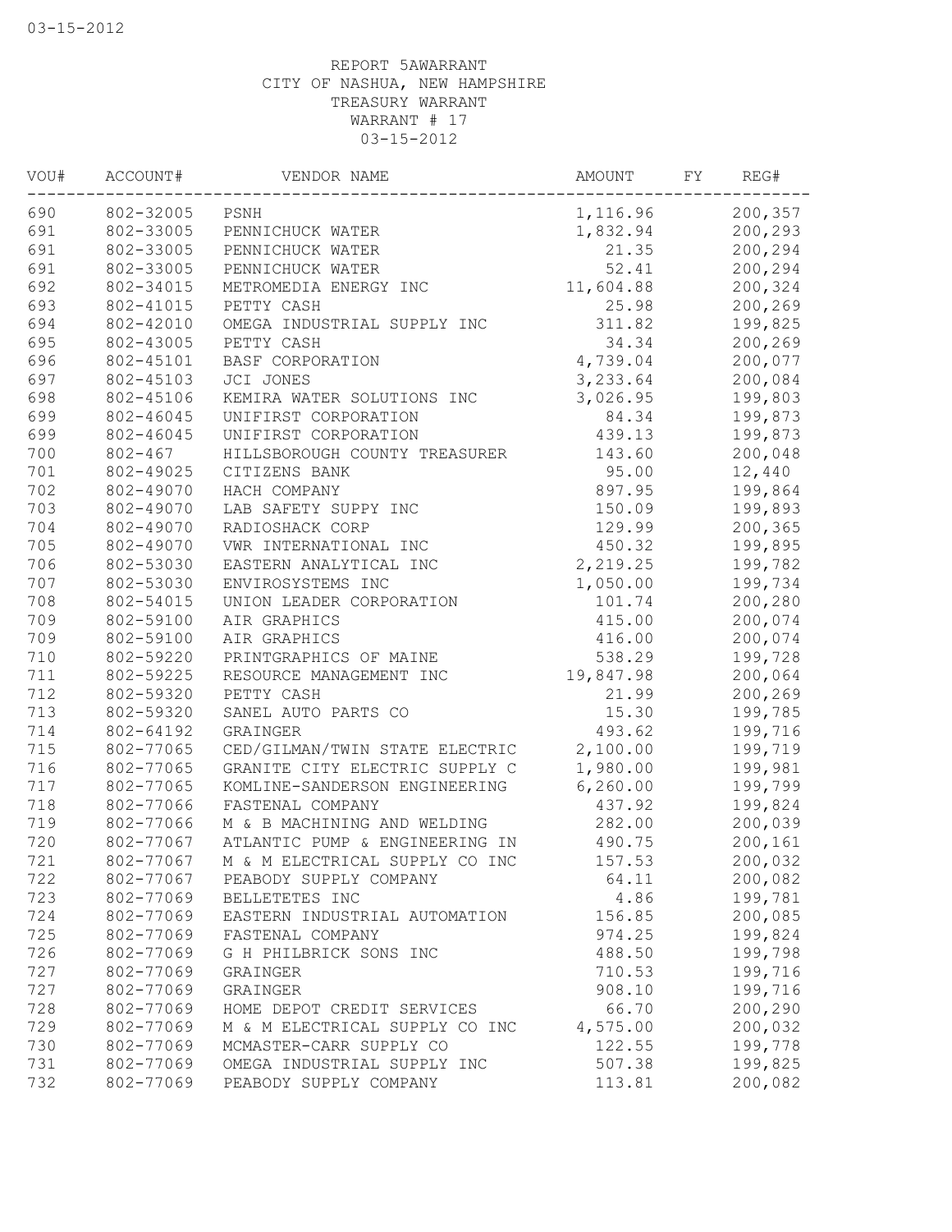03-15-2012

REPORT 5AWARRANT
CITY OF NASHUA, NEW HAMPSHIRE
TREASURY WARRANT
WARRANT # 17
03-15-2012

| VOU# | ACCOUNT# | VENDOR NAME | AMOUNT | FY | REG# |
|---|---|---|---|---|---|
| 690 | 802-32005 | PSNH | 1,116.96 | | 200,357 |
| 691 | 802-33005 | PENNICHUCK WATER | 1,832.94 | | 200,293 |
| 691 | 802-33005 | PENNICHUCK WATER | 21.35 | | 200,294 |
| 691 | 802-33005 | PENNICHUCK WATER | 52.41 | | 200,294 |
| 692 | 802-34015 | METROMEDIA ENERGY INC | 11,604.88 | | 200,324 |
| 693 | 802-41015 | PETTY CASH | 25.98 | | 200,269 |
| 694 | 802-42010 | OMEGA INDUSTRIAL SUPPLY INC | 311.82 | | 199,825 |
| 695 | 802-43005 | PETTY CASH | 34.34 | | 200,269 |
| 696 | 802-45101 | BASF CORPORATION | 4,739.04 | | 200,077 |
| 697 | 802-45103 | JCI JONES | 3,233.64 | | 200,084 |
| 698 | 802-45106 | KEMIRA WATER SOLUTIONS INC | 3,026.95 | | 199,803 |
| 699 | 802-46045 | UNIFIRST CORPORATION | 84.34 | | 199,873 |
| 699 | 802-46045 | UNIFIRST CORPORATION | 439.13 | | 199,873 |
| 700 | 802-467 | HILLSBOROUGH COUNTY TREASURER | 143.60 | | 200,048 |
| 701 | 802-49025 | CITIZENS BANK | 95.00 | | 12,440 |
| 702 | 802-49070 | HACH COMPANY | 897.95 | | 199,864 |
| 703 | 802-49070 | LAB SAFETY SUPPY INC | 150.09 | | 199,893 |
| 704 | 802-49070 | RADIOSHACK CORP | 129.99 | | 200,365 |
| 705 | 802-49070 | VWR INTERNATIONAL INC | 450.32 | | 199,895 |
| 706 | 802-53030 | EASTERN ANALYTICAL INC | 2,219.25 | | 199,782 |
| 707 | 802-53030 | ENVIROSYSTEMS INC | 1,050.00 | | 199,734 |
| 708 | 802-54015 | UNION LEADER CORPORATION | 101.74 | | 200,280 |
| 709 | 802-59100 | AIR GRAPHICS | 415.00 | | 200,074 |
| 709 | 802-59100 | AIR GRAPHICS | 416.00 | | 200,074 |
| 710 | 802-59220 | PRINTGRAPHICS OF MAINE | 538.29 | | 199,728 |
| 711 | 802-59225 | RESOURCE MANAGEMENT INC | 19,847.98 | | 200,064 |
| 712 | 802-59320 | PETTY CASH | 21.99 | | 200,269 |
| 713 | 802-59320 | SANEL AUTO PARTS CO | 15.30 | | 199,785 |
| 714 | 802-64192 | GRAINGER | 493.62 | | 199,716 |
| 715 | 802-77065 | CED/GILMAN/TWIN STATE ELECTRIC | 2,100.00 | | 199,719 |
| 716 | 802-77065 | GRANITE CITY ELECTRIC SUPPLY C | 1,980.00 | | 199,981 |
| 717 | 802-77065 | KOMLINE-SANDERSON ENGINEERING | 6,260.00 | | 199,799 |
| 718 | 802-77066 | FASTENAL COMPANY | 437.92 | | 199,824 |
| 719 | 802-77066 | M & B MACHINING AND WELDING | 282.00 | | 200,039 |
| 720 | 802-77067 | ATLANTIC PUMP & ENGINEERING IN | 490.75 | | 200,161 |
| 721 | 802-77067 | M & M ELECTRICAL SUPPLY CO INC | 157.53 | | 200,032 |
| 722 | 802-77067 | PEABODY SUPPLY COMPANY | 64.11 | | 200,082 |
| 723 | 802-77069 | BELLETETES INC | 4.86 | | 199,781 |
| 724 | 802-77069 | EASTERN INDUSTRIAL AUTOMATION | 156.85 | | 200,085 |
| 725 | 802-77069 | FASTENAL COMPANY | 974.25 | | 199,824 |
| 726 | 802-77069 | G H PHILBRICK SONS INC | 488.50 | | 199,798 |
| 727 | 802-77069 | GRAINGER | 710.53 | | 199,716 |
| 727 | 802-77069 | GRAINGER | 908.10 | | 199,716 |
| 728 | 802-77069 | HOME DEPOT CREDIT SERVICES | 66.70 | | 200,290 |
| 729 | 802-77069 | M & M ELECTRICAL SUPPLY CO INC | 4,575.00 | | 200,032 |
| 730 | 802-77069 | MCMASTER-CARR SUPPLY CO | 122.55 | | 199,778 |
| 731 | 802-77069 | OMEGA INDUSTRIAL SUPPLY INC | 507.38 | | 199,825 |
| 732 | 802-77069 | PEABODY SUPPLY COMPANY | 113.81 | | 200,082 |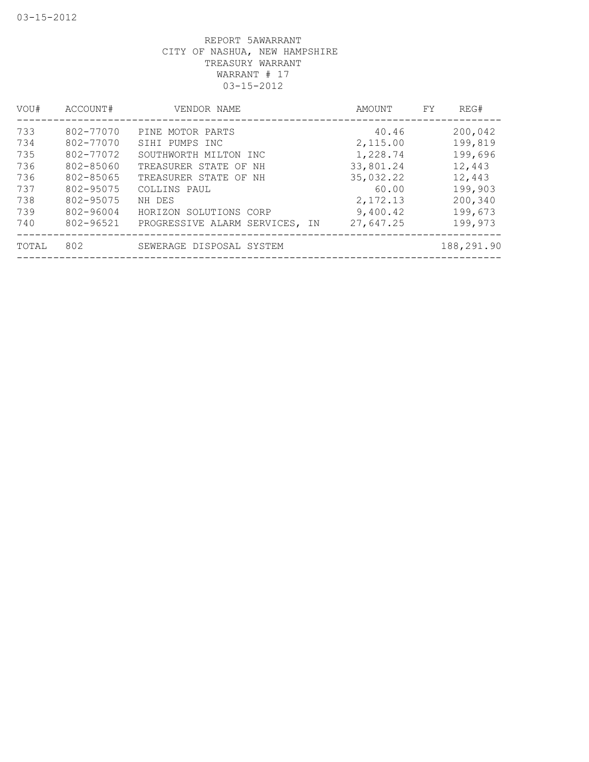REPORT 5AWARRANT
CITY OF NASHUA, NEW HAMPSHIRE
TREASURY WARRANT
WARRANT # 17
03-15-2012

| VOU# | ACCOUNT# | VENDOR NAME | AMOUNT | FY | REG# |
|---|---|---|---|---|---|
| 733 | 802-77070 | PINE MOTOR PARTS | 40.46 | | 200,042 |
| 734 | 802-77070 | SIHI PUMPS INC | 2,115.00 | | 199,819 |
| 735 | 802-77072 | SOUTHWORTH MILTON INC | 1,228.74 | | 199,696 |
| 736 | 802-85060 | TREASURER STATE OF NH | 33,801.24 | | 12,443 |
| 736 | 802-85065 | TREASURER STATE OF NH | 35,032.22 | | 12,443 |
| 737 | 802-95075 | COLLINS PAUL | 60.00 | | 199,903 |
| 738 | 802-95075 | NH DES | 2,172.13 | | 200,340 |
| 739 | 802-96004 | HORIZON SOLUTIONS CORP | 9,400.42 | | 199,673 |
| 740 | 802-96521 | PROGRESSIVE ALARM SERVICES, IN | 27,647.25 | | 199,973 |
| TOTAL | 802 | SEWERAGE DISPOSAL SYSTEM | | | 188,291.90 |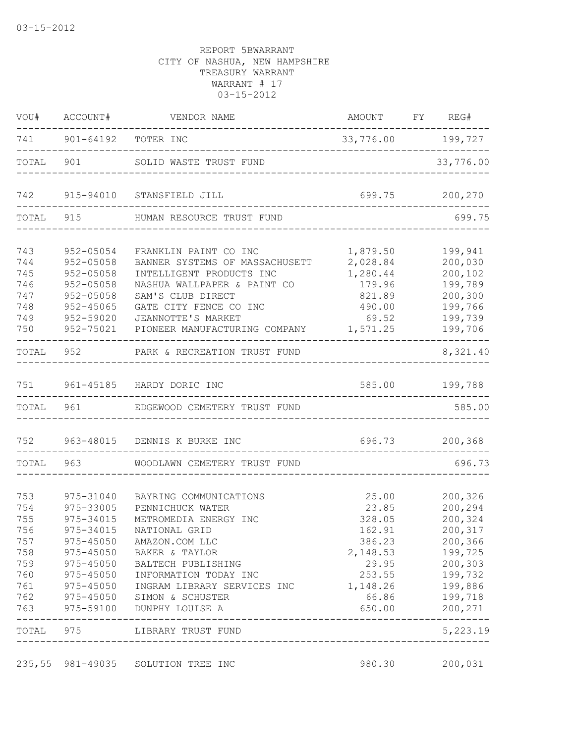03-15-2012

REPORT 5BWARRANT
CITY OF NASHUA, NEW HAMPSHIRE
TREASURY WARRANT
WARRANT # 17
03-15-2012

| VOU# | ACCOUNT# | VENDOR NAME | AMOUNT | FY | REG# |
|---|---|---|---|---|---|
| 741 | 901-64192 | TOTER INC | 33,776.00 | | 199,727 |
| TOTAL | 901 | SOLID WASTE TRUST FUND | | | 33,776.00 |
| 742 | 915-94010 | STANSFIELD JILL | 699.75 | | 200,270 |
| TOTAL | 915 | HUMAN RESOURCE TRUST FUND | | | 699.75 |
| 743 | 952-05054 | FRANKLIN PAINT CO INC | 1,879.50 | | 199,941 |
| 744 | 952-05058 | BANNER SYSTEMS OF MASSACHUSETT | 2,028.84 | | 200,030 |
| 745 | 952-05058 | INTELLIGENT PRODUCTS INC | 1,280.44 | | 200,102 |
| 746 | 952-05058 | NASHUA WALLPAPER & PAINT CO | 179.96 | | 199,789 |
| 747 | 952-05058 | SAM'S CLUB DIRECT | 821.89 | | 200,300 |
| 748 | 952-45065 | GATE CITY FENCE CO INC | 490.00 | | 199,766 |
| 749 | 952-59020 | JEANNOTTE'S MARKET | 69.52 | | 199,739 |
| 750 | 952-75021 | PIONEER MANUFACTURING COMPANY | 1,571.25 | | 199,706 |
| TOTAL | 952 | PARK & RECREATION TRUST FUND | | | 8,321.40 |
| 751 | 961-45185 | HARDY DORIC INC | 585.00 | | 199,788 |
| TOTAL | 961 | EDGEWOOD CEMETERY TRUST FUND | | | 585.00 |
| 752 | 963-48015 | DENNIS K BURKE INC | 696.73 | | 200,368 |
| TOTAL | 963 | WOODLAWN CEMETERY TRUST FUND | | | 696.73 |
| 753 | 975-31040 | BAYRING COMMUNICATIONS | 25.00 | | 200,326 |
| 754 | 975-33005 | PENNICHUCK WATER | 23.85 | | 200,294 |
| 755 | 975-34015 | METROMEDIA ENERGY INC | 328.05 | | 200,324 |
| 756 | 975-34015 | NATIONAL GRID | 162.91 | | 200,317 |
| 757 | 975-45050 | AMAZON.COM LLC | 386.23 | | 200,366 |
| 758 | 975-45050 | BAKER & TAYLOR | 2,148.53 | | 199,725 |
| 759 | 975-45050 | BALTECH PUBLISHING | 29.95 | | 200,303 |
| 760 | 975-45050 | INFORMATION TODAY INC | 253.55 | | 199,732 |
| 761 | 975-45050 | INGRAM LIBRARY SERVICES INC | 1,148.26 | | 199,886 |
| 762 | 975-45050 | SIMON & SCHUSTER | 66.86 | | 199,718 |
| 763 | 975-59100 | DUNPHY LOUISE A | 650.00 | | 200,271 |
| TOTAL | 975 | LIBRARY TRUST FUND | | | 5,223.19 |
| 235,55 | 981-49035 | SOLUTION TREE INC | 980.30 | | 200,031 |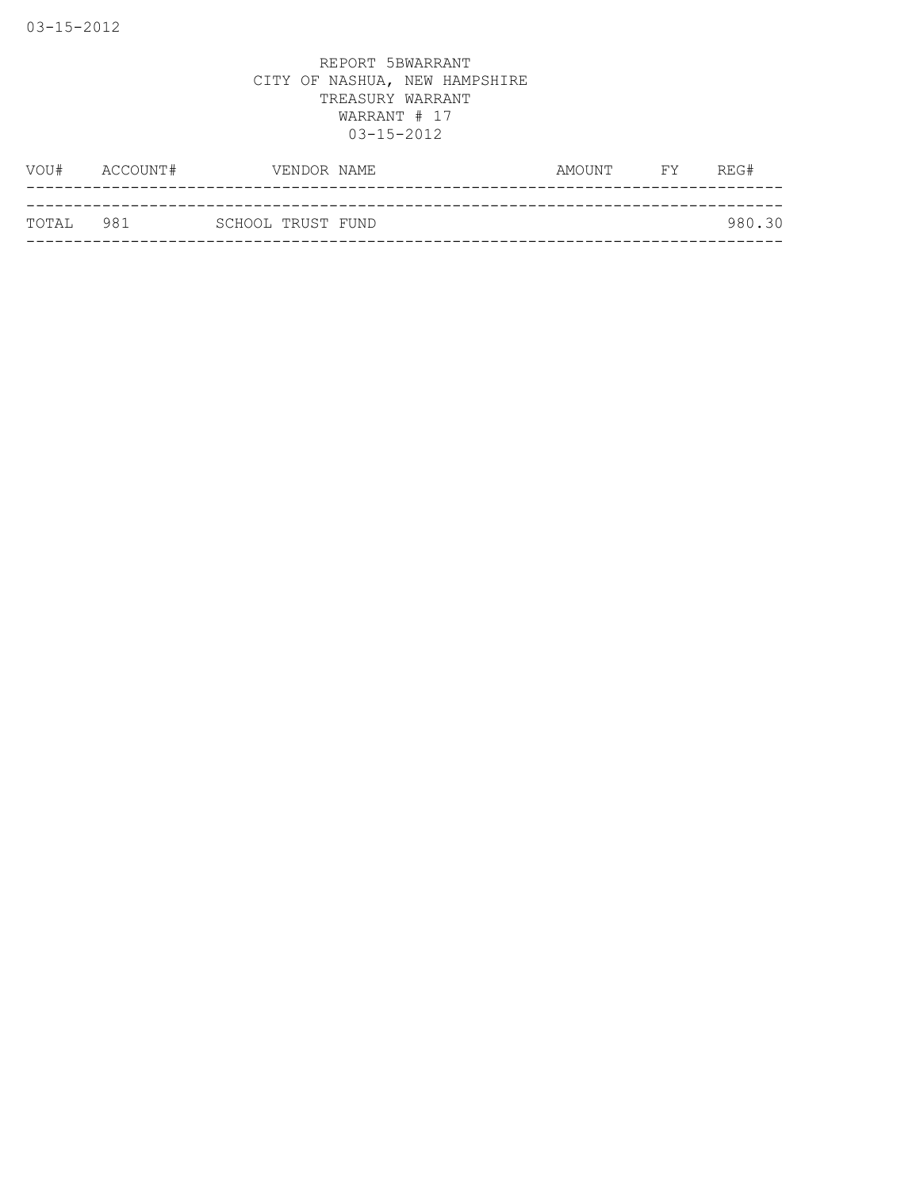REPORT 5BWARRANT
CITY OF NASHUA, NEW HAMPSHIRE
TREASURY WARRANT
WARRANT # 17
03-15-2012

| VOU# | ACCOUNT# | VENDOR NAME | AMOUNT | FY | REG# |
|---|---|---|---|---|---|
| TOTAL | 981 | SCHOOL TRUST FUND | | | 980.30 |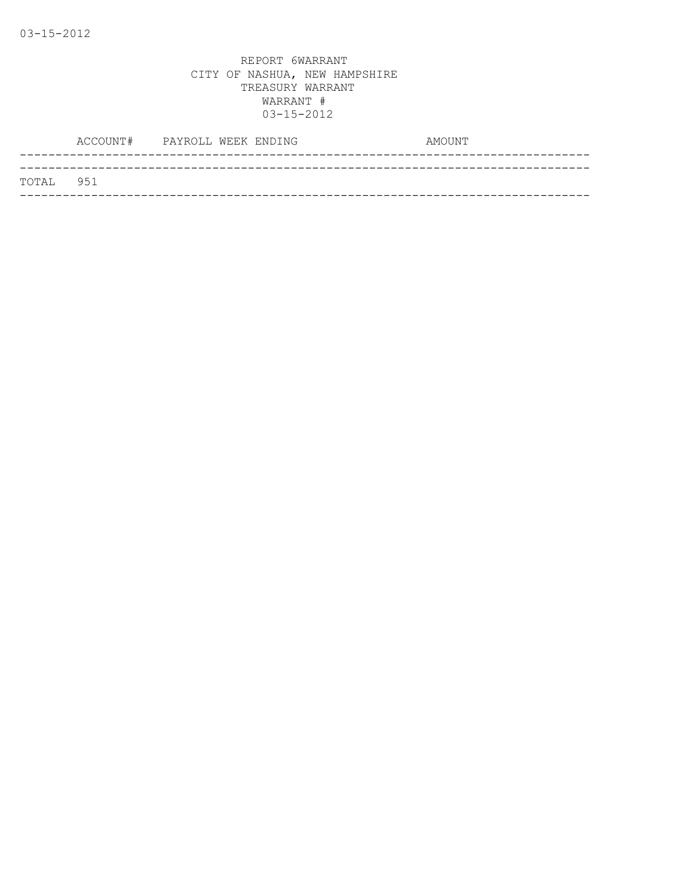REPORT 6WARRANT
CITY OF NASHUA, NEW HAMPSHIRE
TREASURY WARRANT
WARRANT #
03-15-2012

| ACCOUNT# | PAYROLL WEEK ENDING | AMOUNT |
|---|---|---|
| TOTAL 951 | | |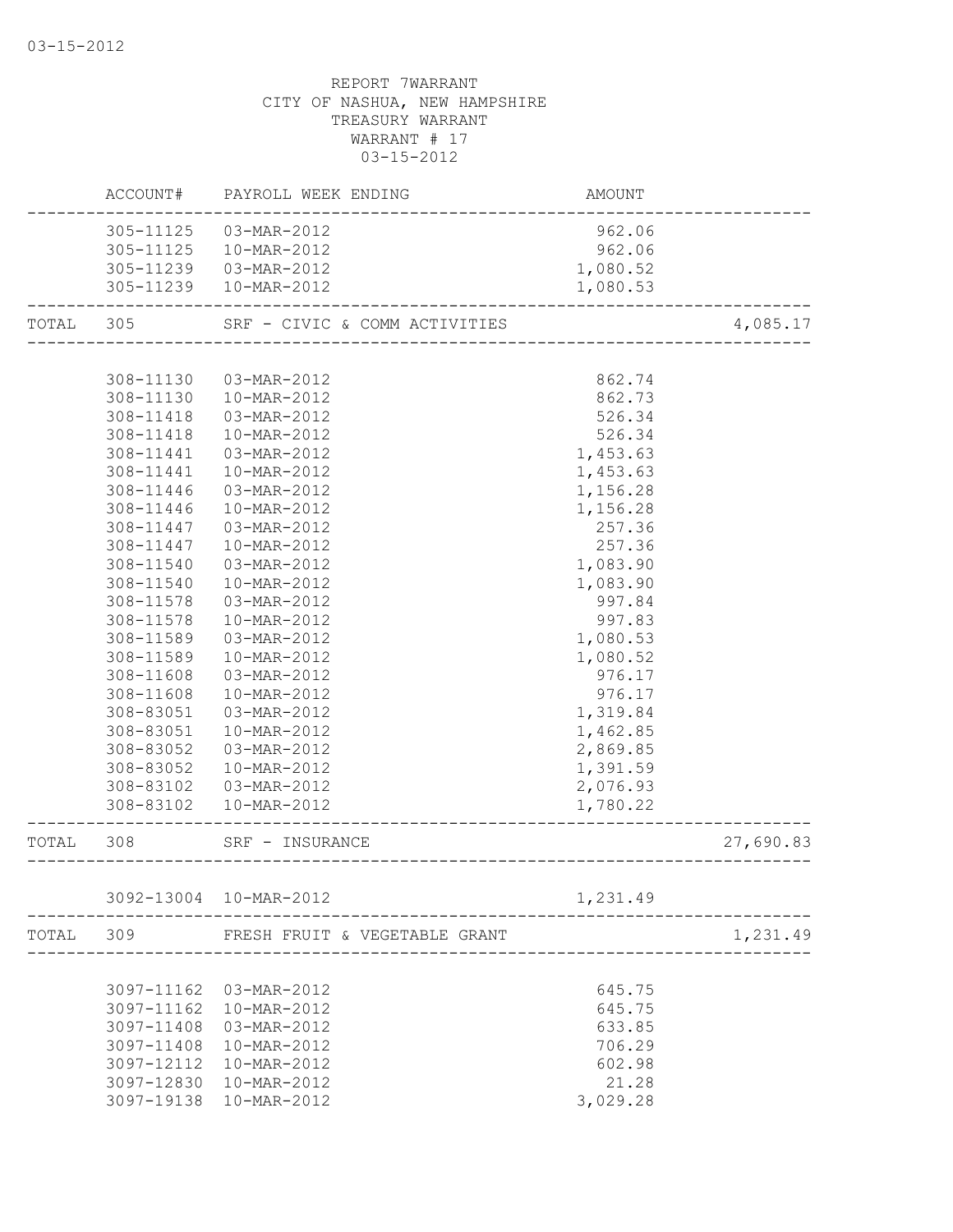REPORT 7WARRANT
CITY OF NASHUA, NEW HAMPSHIRE
TREASURY WARRANT
WARRANT # 17
03-15-2012

| | ACCOUNT# | PAYROLL WEEK ENDING | AMOUNT | |
|---|---|---|---|---|
| | 305-11125 | 03-MAR-2012 | 962.06 | |
| | 305-11125 | 10-MAR-2012 | 962.06 | |
| | 305-11239 | 03-MAR-2012 | 1,080.52 | |
| | 305-11239 | 10-MAR-2012 | 1,080.53 | |
| TOTAL | 305 | SRF - CIVIC & COMM ACTIVITIES | | 4,085.17 |
| | 308-11130 | 03-MAR-2012 | 862.74 | |
| | 308-11130 | 10-MAR-2012 | 862.73 | |
| | 308-11418 | 03-MAR-2012 | 526.34 | |
| | 308-11418 | 10-MAR-2012 | 526.34 | |
| | 308-11441 | 03-MAR-2012 | 1,453.63 | |
| | 308-11441 | 10-MAR-2012 | 1,453.63 | |
| | 308-11446 | 03-MAR-2012 | 1,156.28 | |
| | 308-11446 | 10-MAR-2012 | 1,156.28 | |
| | 308-11447 | 03-MAR-2012 | 257.36 | |
| | 308-11447 | 10-MAR-2012 | 257.36 | |
| | 308-11540 | 03-MAR-2012 | 1,083.90 | |
| | 308-11540 | 10-MAR-2012 | 1,083.90 | |
| | 308-11578 | 03-MAR-2012 | 997.84 | |
| | 308-11578 | 10-MAR-2012 | 997.83 | |
| | 308-11589 | 03-MAR-2012 | 1,080.53 | |
| | 308-11589 | 10-MAR-2012 | 1,080.52 | |
| | 308-11608 | 03-MAR-2012 | 976.17 | |
| | 308-11608 | 10-MAR-2012 | 976.17 | |
| | 308-83051 | 03-MAR-2012 | 1,319.84 | |
| | 308-83051 | 10-MAR-2012 | 1,462.85 | |
| | 308-83052 | 03-MAR-2012 | 2,869.85 | |
| | 308-83052 | 10-MAR-2012 | 1,391.59 | |
| | 308-83102 | 03-MAR-2012 | 2,076.93 | |
| | 308-83102 | 10-MAR-2012 | 1,780.22 | |
| TOTAL | 308 | SRF - INSURANCE | | 27,690.83 |
| | 3092-13004 | 10-MAR-2012 | 1,231.49 | |
| TOTAL | 309 | FRESH FRUIT & VEGETABLE GRANT | | 1,231.49 |
| | 3097-11162 | 03-MAR-2012 | 645.75 | |
| | 3097-11162 | 10-MAR-2012 | 645.75 | |
| | 3097-11408 | 03-MAR-2012 | 633.85 | |
| | 3097-11408 | 10-MAR-2012 | 706.29 | |
| | 3097-12112 | 10-MAR-2012 | 602.98 | |
| | 3097-12830 | 10-MAR-2012 | 21.28 | |
| | 3097-19138 | 10-MAR-2012 | 3,029.28 | |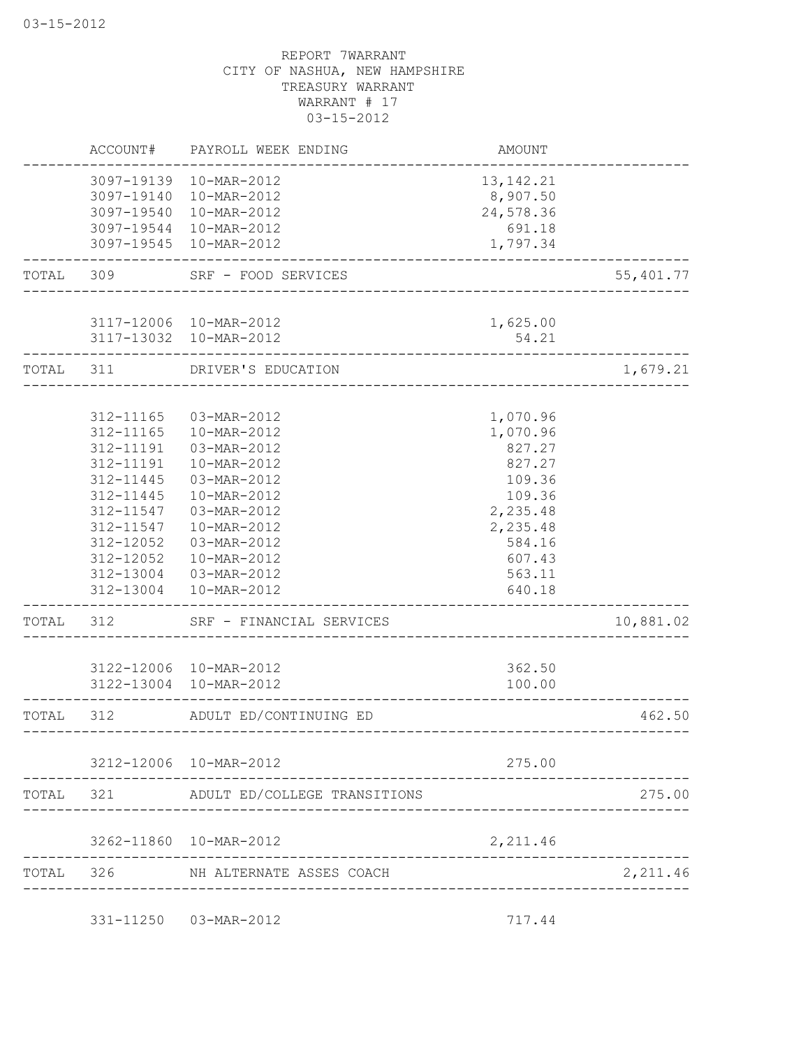REPORT 7WARRANT
CITY OF NASHUA, NEW HAMPSHIRE
TREASURY WARRANT
WARRANT # 17
03-15-2012

| | ACCOUNT# | PAYROLL WEEK ENDING | AMOUNT | |
|---|---|---|---|---|
| | 3097-19139 | 10-MAR-2012 | 13,142.21 | |
| | 3097-19140 | 10-MAR-2012 | 8,907.50 | |
| | 3097-19540 | 10-MAR-2012 | 24,578.36 | |
| | 3097-19544 | 10-MAR-2012 | 691.18 | |
| | 3097-19545 | 10-MAR-2012 | 1,797.34 | |
| TOTAL | 309 | SRF - FOOD SERVICES | | 55,401.77 |
| | 3117-12006 | 10-MAR-2012 | 1,625.00 | |
| | 3117-13032 | 10-MAR-2012 | 54.21 | |
| TOTAL | 311 | DRIVER'S EDUCATION | | 1,679.21 |
| | 312-11165 | 03-MAR-2012 | 1,070.96 | |
| | 312-11165 | 10-MAR-2012 | 1,070.96 | |
| | 312-11191 | 03-MAR-2012 | 827.27 | |
| | 312-11191 | 10-MAR-2012 | 827.27 | |
| | 312-11445 | 03-MAR-2012 | 109.36 | |
| | 312-11445 | 10-MAR-2012 | 109.36 | |
| | 312-11547 | 03-MAR-2012 | 2,235.48 | |
| | 312-11547 | 10-MAR-2012 | 2,235.48 | |
| | 312-12052 | 03-MAR-2012 | 584.16 | |
| | 312-12052 | 10-MAR-2012 | 607.43 | |
| | 312-13004 | 03-MAR-2012 | 563.11 | |
| | 312-13004 | 10-MAR-2012 | 640.18 | |
| TOTAL | 312 | SRF - FINANCIAL SERVICES | | 10,881.02 |
| | 3122-12006 | 10-MAR-2012 | 362.50 | |
| | 3122-13004 | 10-MAR-2012 | 100.00 | |
| TOTAL | 312 | ADULT ED/CONTINUING ED | | 462.50 |
| | 3212-12006 | 10-MAR-2012 | 275.00 | |
| TOTAL | 321 | ADULT ED/COLLEGE TRANSITIONS | | 275.00 |
| | 3262-11860 | 10-MAR-2012 | 2,211.46 | |
| TOTAL | 326 | NH ALTERNATE ASSES COACH | | 2,211.46 |
| | 331-11250 | 03-MAR-2012 | 717.44 | |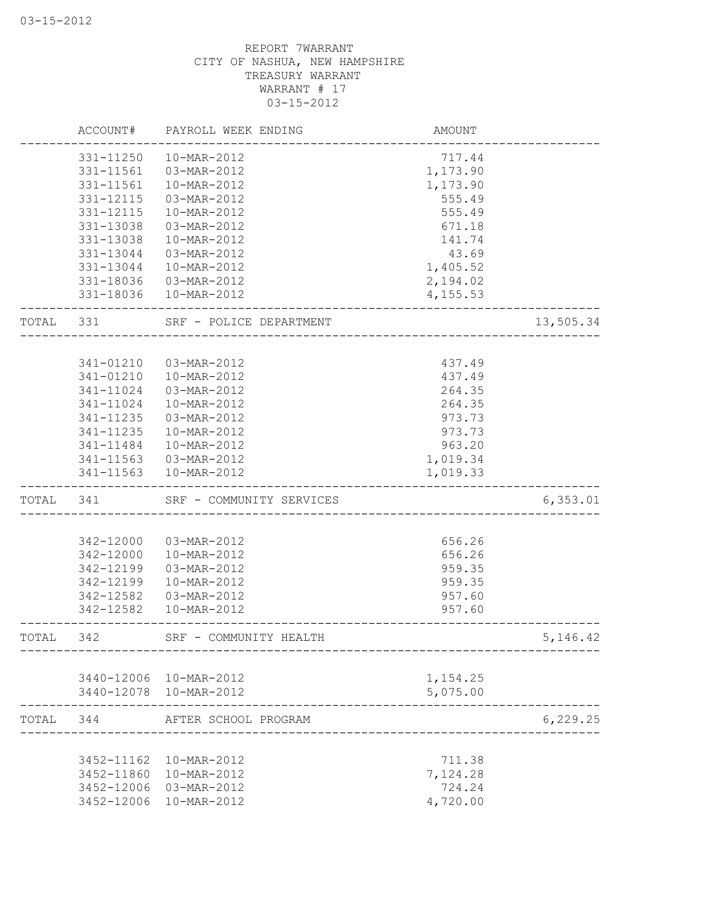REPORT 7WARRANT
CITY OF NASHUA, NEW HAMPSHIRE
TREASURY WARRANT
WARRANT # 17
03-15-2012

| ACCOUNT# | PAYROLL WEEK ENDING | AMOUNT | |
|---|---|---|---|
| 331-11250 | 10-MAR-2012 | 717.44 | |
| 331-11561 | 03-MAR-2012 | 1,173.90 | |
| 331-11561 | 10-MAR-2012 | 1,173.90 | |
| 331-12115 | 03-MAR-2012 | 555.49 | |
| 331-12115 | 10-MAR-2012 | 555.49 | |
| 331-13038 | 03-MAR-2012 | 671.18 | |
| 331-13038 | 10-MAR-2012 | 141.74 | |
| 331-13044 | 03-MAR-2012 | 43.69 | |
| 331-13044 | 10-MAR-2012 | 1,405.52 | |
| 331-18036 | 03-MAR-2012 | 2,194.02 | |
| 331-18036 | 10-MAR-2012 | 4,155.53 | |
| TOTAL 331 | SRF - POLICE DEPARTMENT | | 13,505.34 |
| 341-01210 | 03-MAR-2012 | 437.49 | |
| 341-01210 | 10-MAR-2012 | 437.49 | |
| 341-11024 | 03-MAR-2012 | 264.35 | |
| 341-11024 | 10-MAR-2012 | 264.35 | |
| 341-11235 | 03-MAR-2012 | 973.73 | |
| 341-11235 | 10-MAR-2012 | 973.73 | |
| 341-11484 | 10-MAR-2012 | 963.20 | |
| 341-11563 | 03-MAR-2012 | 1,019.34 | |
| 341-11563 | 10-MAR-2012 | 1,019.33 | |
| TOTAL 341 | SRF - COMMUNITY SERVICES | | 6,353.01 |
| 342-12000 | 03-MAR-2012 | 656.26 | |
| 342-12000 | 10-MAR-2012 | 656.26 | |
| 342-12199 | 03-MAR-2012 | 959.35 | |
| 342-12199 | 10-MAR-2012 | 959.35 | |
| 342-12582 | 03-MAR-2012 | 957.60 | |
| 342-12582 | 10-MAR-2012 | 957.60 | |
| TOTAL 342 | SRF - COMMUNITY HEALTH | | 5,146.42 |
| 3440-12006 | 10-MAR-2012 | 1,154.25 | |
| 3440-12078 | 10-MAR-2012 | 5,075.00 | |
| TOTAL 344 | AFTER SCHOOL PROGRAM | | 6,229.25 |
| 3452-11162 | 10-MAR-2012 | 711.38 | |
| 3452-11860 | 10-MAR-2012 | 7,124.28 | |
| 3452-12006 | 03-MAR-2012 | 724.24 | |
| 3452-12006 | 10-MAR-2012 | 4,720.00 | |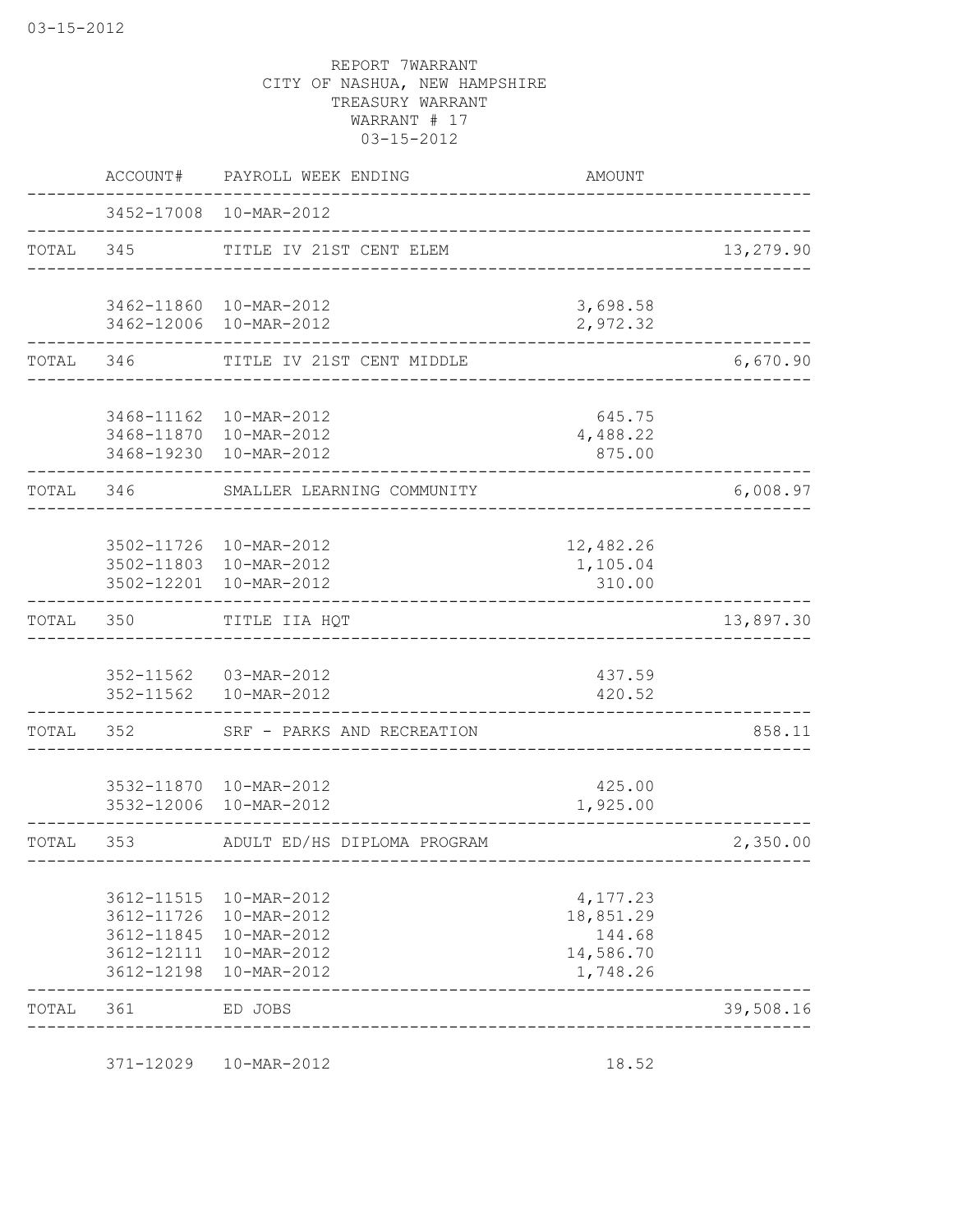03-15-2012

REPORT 7WARRANT
CITY OF NASHUA, NEW HAMPSHIRE
TREASURY WARRANT
WARRANT # 17
03-15-2012

| | ACCOUNT# | PAYROLL WEEK ENDING | AMOUNT | |
|---|---|---|---|---|
| | 3452-17008 | 10-MAR-2012 | | |
| TOTAL | 345 | TITLE IV 21ST CENT ELEM | | 13,279.90 |
| | 3462-11860 | 10-MAR-2012 | 3,698.58 | |
| | 3462-12006 | 10-MAR-2012 | 2,972.32 | |
| TOTAL | 346 | TITLE IV 21ST CENT MIDDLE | | 6,670.90 |
| | 3468-11162 | 10-MAR-2012 | 645.75 | |
| | 3468-11870 | 10-MAR-2012 | 4,488.22 | |
| | 3468-19230 | 10-MAR-2012 | 875.00 | |
| TOTAL | 346 | SMALLER LEARNING COMMUNITY | | 6,008.97 |
| | 3502-11726 | 10-MAR-2012 | 12,482.26 | |
| | 3502-11803 | 10-MAR-2012 | 1,105.04 | |
| | 3502-12201 | 10-MAR-2012 | 310.00 | |
| TOTAL | 350 | TITLE IIA HQT | | 13,897.30 |
| | 352-11562 | 03-MAR-2012 | 437.59 | |
| | 352-11562 | 10-MAR-2012 | 420.52 | |
| TOTAL | 352 | SRF - PARKS AND RECREATION | | 858.11 |
| | 3532-11870 | 10-MAR-2012 | 425.00 | |
| | 3532-12006 | 10-MAR-2012 | 1,925.00 | |
| TOTAL | 353 | ADULT ED/HS DIPLOMA PROGRAM | | 2,350.00 |
| | 3612-11515 | 10-MAR-2012 | 4,177.23 | |
| | 3612-11726 | 10-MAR-2012 | 18,851.29 | |
| | 3612-11845 | 10-MAR-2012 | 144.68 | |
| | 3612-12111 | 10-MAR-2012 | 14,586.70 | |
| | 3612-12198 | 10-MAR-2012 | 1,748.26 | |
| TOTAL | 361 | ED JOBS | | 39,508.16 |
| | 371-12029 | 10-MAR-2012 | 18.52 | |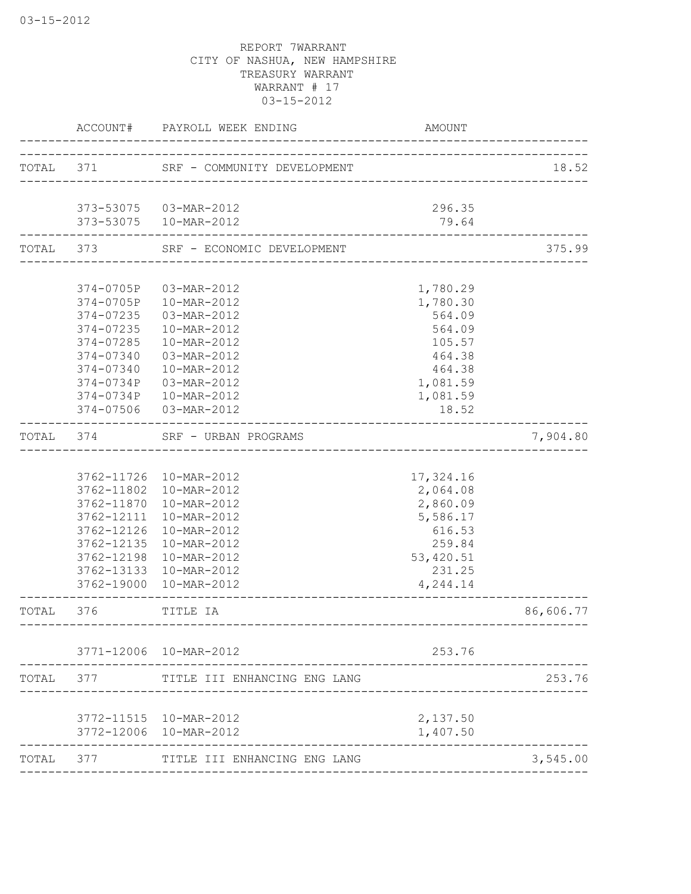REPORT 7WARRANT
CITY OF NASHUA, NEW HAMPSHIRE
TREASURY WARRANT
WARRANT # 17
03-15-2012

| | ACCOUNT# | PAYROLL WEEK ENDING | AMOUNT | |
|---|---|---|---|---|
| TOTAL | 371 | SRF - COMMUNITY DEVELOPMENT | | 18.52 |
| | 373-53075 | 03-MAR-2012 | 296.35 | |
| | 373-53075 | 10-MAR-2012 | 79.64 | |
| TOTAL | 373 | SRF - ECONOMIC DEVELOPMENT | | 375.99 |
| | 374-0705P | 03-MAR-2012 | 1,780.29 | |
| | 374-0705P | 10-MAR-2012 | 1,780.30 | |
| | 374-07235 | 03-MAR-2012 | 564.09 | |
| | 374-07235 | 10-MAR-2012 | 564.09 | |
| | 374-07285 | 10-MAR-2012 | 105.57 | |
| | 374-07340 | 03-MAR-2012 | 464.38 | |
| | 374-07340 | 10-MAR-2012 | 464.38 | |
| | 374-0734P | 03-MAR-2012 | 1,081.59 | |
| | 374-0734P | 10-MAR-2012 | 1,081.59 | |
| | 374-07506 | 03-MAR-2012 | 18.52 | |
| TOTAL | 374 | SRF - URBAN PROGRAMS | | 7,904.80 |
| | 3762-11726 | 10-MAR-2012 | 17,324.16 | |
| | 3762-11802 | 10-MAR-2012 | 2,064.08 | |
| | 3762-11870 | 10-MAR-2012 | 2,860.09 | |
| | 3762-12111 | 10-MAR-2012 | 5,586.17 | |
| | 3762-12126 | 10-MAR-2012 | 616.53 | |
| | 3762-12135 | 10-MAR-2012 | 259.84 | |
| | 3762-12198 | 10-MAR-2012 | 53,420.51 | |
| | 3762-13133 | 10-MAR-2012 | 231.25 | |
| | 3762-19000 | 10-MAR-2012 | 4,244.14 | |
| TOTAL | 376 | TITLE IA | | 86,606.77 |
| | 3771-12006 | 10-MAR-2012 | 253.76 | |
| TOTAL | 377 | TITLE III ENHANCING ENG LANG | | 253.76 |
| | 3772-11515 | 10-MAR-2012 | 2,137.50 | |
| | 3772-12006 | 10-MAR-2012 | 1,407.50 | |
| TOTAL | 377 | TITLE III ENHANCING ENG LANG | | 3,545.00 |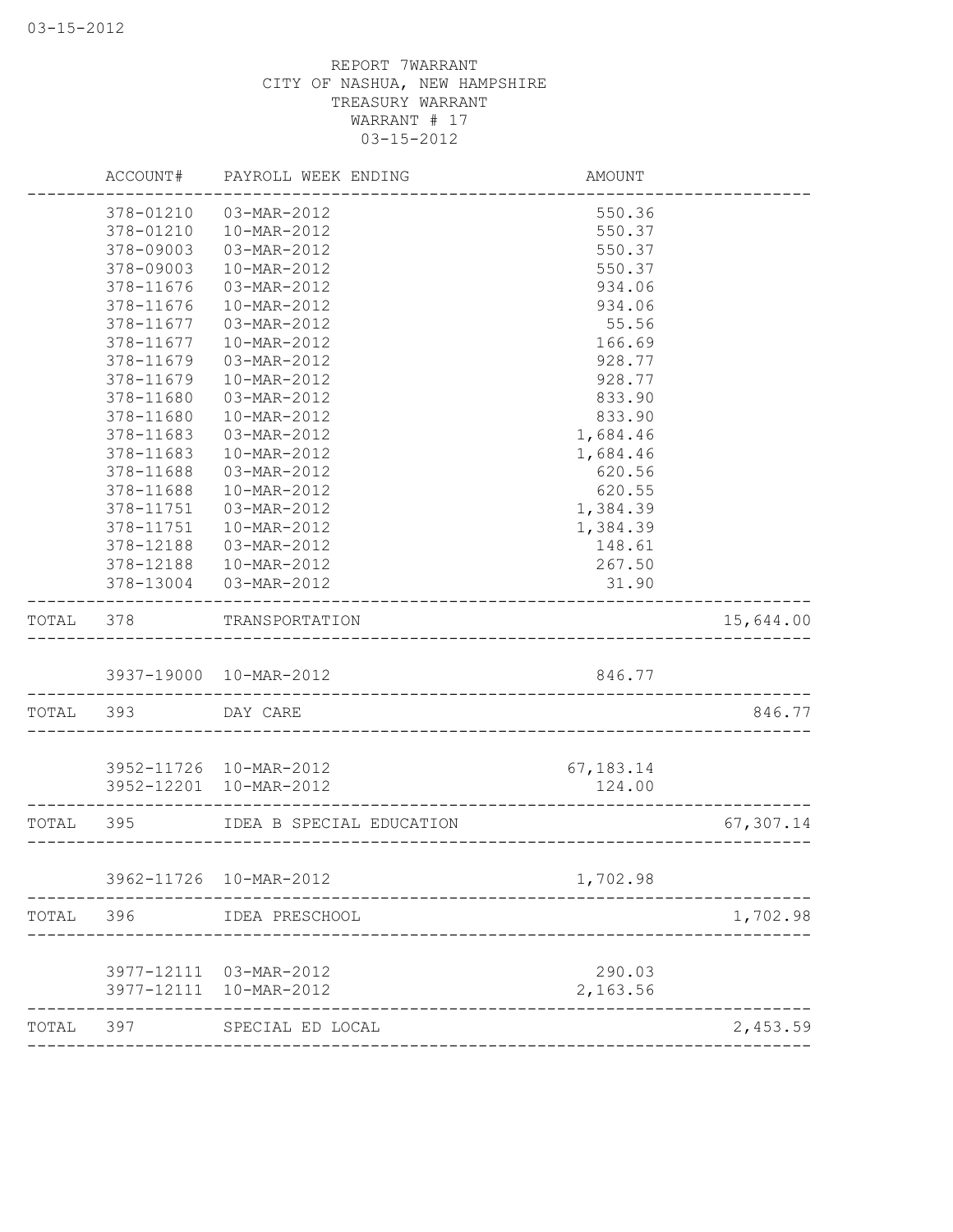REPORT 7WARRANT
CITY OF NASHUA, NEW HAMPSHIRE
TREASURY WARRANT
WARRANT # 17
03-15-2012

| | ACCOUNT# | PAYROLL WEEK ENDING | AMOUNT | |
|---|---|---|---|---|
| | 378-01210 | 03-MAR-2012 | 550.36 | |
| | 378-01210 | 10-MAR-2012 | 550.37 | |
| | 378-09003 | 03-MAR-2012 | 550.37 | |
| | 378-09003 | 10-MAR-2012 | 550.37 | |
| | 378-11676 | 03-MAR-2012 | 934.06 | |
| | 378-11676 | 10-MAR-2012 | 934.06 | |
| | 378-11677 | 03-MAR-2012 | 55.56 | |
| | 378-11677 | 10-MAR-2012 | 166.69 | |
| | 378-11679 | 03-MAR-2012 | 928.77 | |
| | 378-11679 | 10-MAR-2012 | 928.77 | |
| | 378-11680 | 03-MAR-2012 | 833.90 | |
| | 378-11680 | 10-MAR-2012 | 833.90 | |
| | 378-11683 | 03-MAR-2012 | 1,684.46 | |
| | 378-11683 | 10-MAR-2012 | 1,684.46 | |
| | 378-11688 | 03-MAR-2012 | 620.56 | |
| | 378-11688 | 10-MAR-2012 | 620.55 | |
| | 378-11751 | 03-MAR-2012 | 1,384.39 | |
| | 378-11751 | 10-MAR-2012 | 1,384.39 | |
| | 378-12188 | 03-MAR-2012 | 148.61 | |
| | 378-12188 | 10-MAR-2012 | 267.50 | |
| | 378-13004 | 03-MAR-2012 | 31.90 | |
| TOTAL | 378 | TRANSPORTATION | | 15,644.00 |
| | 3937-19000 | 10-MAR-2012 | 846.77 | |
| TOTAL | 393 | DAY CARE | | 846.77 |
| | 3952-11726 | 10-MAR-2012 | 67,183.14 | |
| | 3952-12201 | 10-MAR-2012 | 124.00 | |
| TOTAL | 395 | IDEA B SPECIAL EDUCATION | | 67,307.14 |
| | 3962-11726 | 10-MAR-2012 | 1,702.98 | |
| TOTAL | 396 | IDEA PRESCHOOL | | 1,702.98 |
| | 3977-12111 | 03-MAR-2012 | 290.03 | |
| | 3977-12111 | 10-MAR-2012 | 2,163.56 | |
| TOTAL | 397 | SPECIAL ED LOCAL | | 2,453.59 |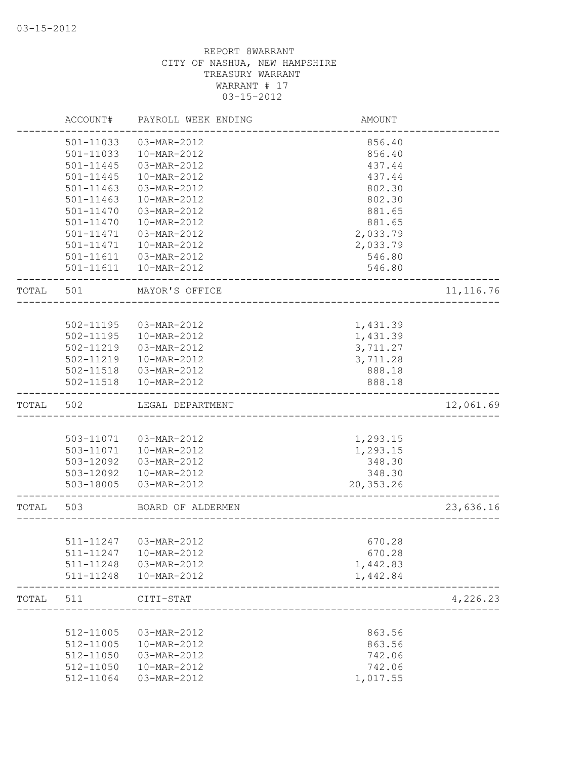03-15-2012

REPORT 8WARRANT
CITY OF NASHUA, NEW HAMPSHIRE
TREASURY WARRANT
WARRANT # 17
03-15-2012

| | ACCOUNT# | PAYROLL WEEK ENDING | AMOUNT | |
|---|---|---|---|---|
| | 501-11033 | 03-MAR-2012 | 856.40 | |
| | 501-11033 | 10-MAR-2012 | 856.40 | |
| | 501-11445 | 03-MAR-2012 | 437.44 | |
| | 501-11445 | 10-MAR-2012 | 437.44 | |
| | 501-11463 | 03-MAR-2012 | 802.30 | |
| | 501-11463 | 10-MAR-2012 | 802.30 | |
| | 501-11470 | 03-MAR-2012 | 881.65 | |
| | 501-11470 | 10-MAR-2012 | 881.65 | |
| | 501-11471 | 03-MAR-2012 | 2,033.79 | |
| | 501-11471 | 10-MAR-2012 | 2,033.79 | |
| | 501-11611 | 03-MAR-2012 | 546.80 | |
| | 501-11611 | 10-MAR-2012 | 546.80 | |
| TOTAL | 501 | MAYOR'S OFFICE | | 11,116.76 |
| | 502-11195 | 03-MAR-2012 | 1,431.39 | |
| | 502-11195 | 10-MAR-2012 | 1,431.39 | |
| | 502-11219 | 03-MAR-2012 | 3,711.27 | |
| | 502-11219 | 10-MAR-2012 | 3,711.28 | |
| | 502-11518 | 03-MAR-2012 | 888.18 | |
| | 502-11518 | 10-MAR-2012 | 888.18 | |
| TOTAL | 502 | LEGAL DEPARTMENT | | 12,061.69 |
| | 503-11071 | 03-MAR-2012 | 1,293.15 | |
| | 503-11071 | 10-MAR-2012 | 1,293.15 | |
| | 503-12092 | 03-MAR-2012 | 348.30 | |
| | 503-12092 | 10-MAR-2012 | 348.30 | |
| | 503-18005 | 03-MAR-2012 | 20,353.26 | |
| TOTAL | 503 | BOARD OF ALDERMEN | | 23,636.16 |
| | 511-11247 | 03-MAR-2012 | 670.28 | |
| | 511-11247 | 10-MAR-2012 | 670.28 | |
| | 511-11248 | 03-MAR-2012 | 1,442.83 | |
| | 511-11248 | 10-MAR-2012 | 1,442.84 | |
| TOTAL | 511 | CITI-STAT | | 4,226.23 |
| | 512-11005 | 03-MAR-2012 | 863.56 | |
| | 512-11005 | 10-MAR-2012 | 863.56 | |
| | 512-11050 | 03-MAR-2012 | 742.06 | |
| | 512-11050 | 10-MAR-2012 | 742.06 | |
| | 512-11064 | 03-MAR-2012 | 1,017.55 | |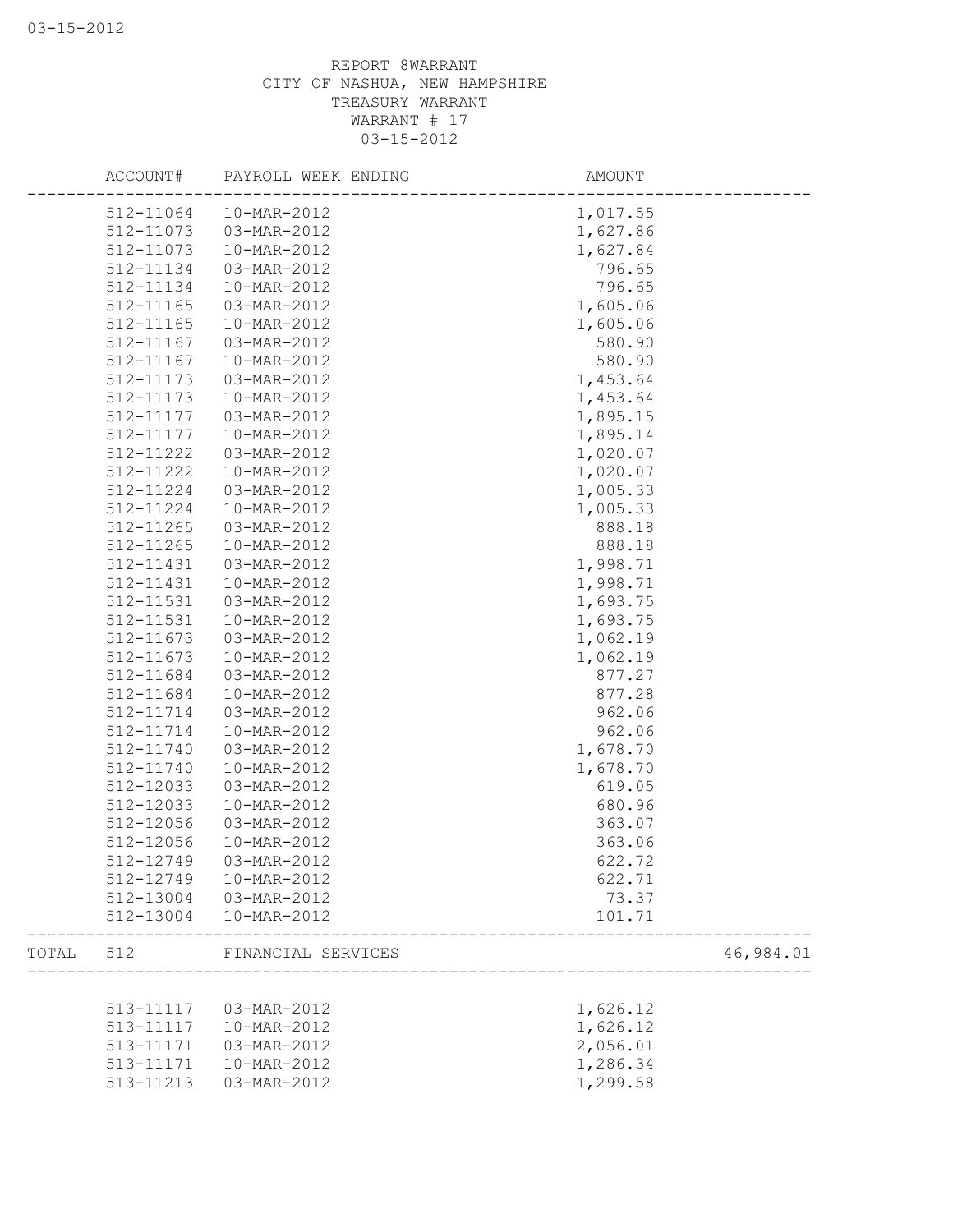REPORT 8WARRANT
CITY OF NASHUA, NEW HAMPSHIRE
TREASURY WARRANT
WARRANT # 17
03-15-2012

| ACCOUNT# | PAYROLL WEEK ENDING | AMOUNT | |
|---|---|---|---|
| 512-11064 | 10-MAR-2012 | 1,017.55 | |
| 512-11073 | 03-MAR-2012 | 1,627.86 | |
| 512-11073 | 10-MAR-2012 | 1,627.84 | |
| 512-11134 | 03-MAR-2012 | 796.65 | |
| 512-11134 | 10-MAR-2012 | 796.65 | |
| 512-11165 | 03-MAR-2012 | 1,605.06 | |
| 512-11165 | 10-MAR-2012 | 1,605.06 | |
| 512-11167 | 03-MAR-2012 | 580.90 | |
| 512-11167 | 10-MAR-2012 | 580.90 | |
| 512-11173 | 03-MAR-2012 | 1,453.64 | |
| 512-11173 | 10-MAR-2012 | 1,453.64 | |
| 512-11177 | 03-MAR-2012 | 1,895.15 | |
| 512-11177 | 10-MAR-2012 | 1,895.14 | |
| 512-11222 | 03-MAR-2012 | 1,020.07 | |
| 512-11222 | 10-MAR-2012 | 1,020.07 | |
| 512-11224 | 03-MAR-2012 | 1,005.33 | |
| 512-11224 | 10-MAR-2012 | 1,005.33 | |
| 512-11265 | 03-MAR-2012 | 888.18 | |
| 512-11265 | 10-MAR-2012 | 888.18 | |
| 512-11431 | 03-MAR-2012 | 1,998.71 | |
| 512-11431 | 10-MAR-2012 | 1,998.71 | |
| 512-11531 | 03-MAR-2012 | 1,693.75 | |
| 512-11531 | 10-MAR-2012 | 1,693.75 | |
| 512-11673 | 03-MAR-2012 | 1,062.19 | |
| 512-11673 | 10-MAR-2012 | 1,062.19 | |
| 512-11684 | 03-MAR-2012 | 877.27 | |
| 512-11684 | 10-MAR-2012 | 877.28 | |
| 512-11714 | 03-MAR-2012 | 962.06 | |
| 512-11714 | 10-MAR-2012 | 962.06 | |
| 512-11740 | 03-MAR-2012 | 1,678.70 | |
| 512-11740 | 10-MAR-2012 | 1,678.70 | |
| 512-12033 | 03-MAR-2012 | 619.05 | |
| 512-12033 | 10-MAR-2012 | 680.96 | |
| 512-12056 | 03-MAR-2012 | 363.07 | |
| 512-12056 | 10-MAR-2012 | 363.06 | |
| 512-12749 | 03-MAR-2012 | 622.72 | |
| 512-12749 | 10-MAR-2012 | 622.71 | |
| 512-13004 | 03-MAR-2012 | 73.37 | |
| 512-13004 | 10-MAR-2012 | 101.71 | |
| TOTAL 512 | FINANCIAL SERVICES | | 46,984.01 |
| 513-11117 | 03-MAR-2012 | 1,626.12 | |
| 513-11117 | 10-MAR-2012 | 1,626.12 | |
| 513-11171 | 03-MAR-2012 | 2,056.01 | |
| 513-11171 | 10-MAR-2012 | 1,286.34 | |
| 513-11213 | 03-MAR-2012 | 1,299.58 | |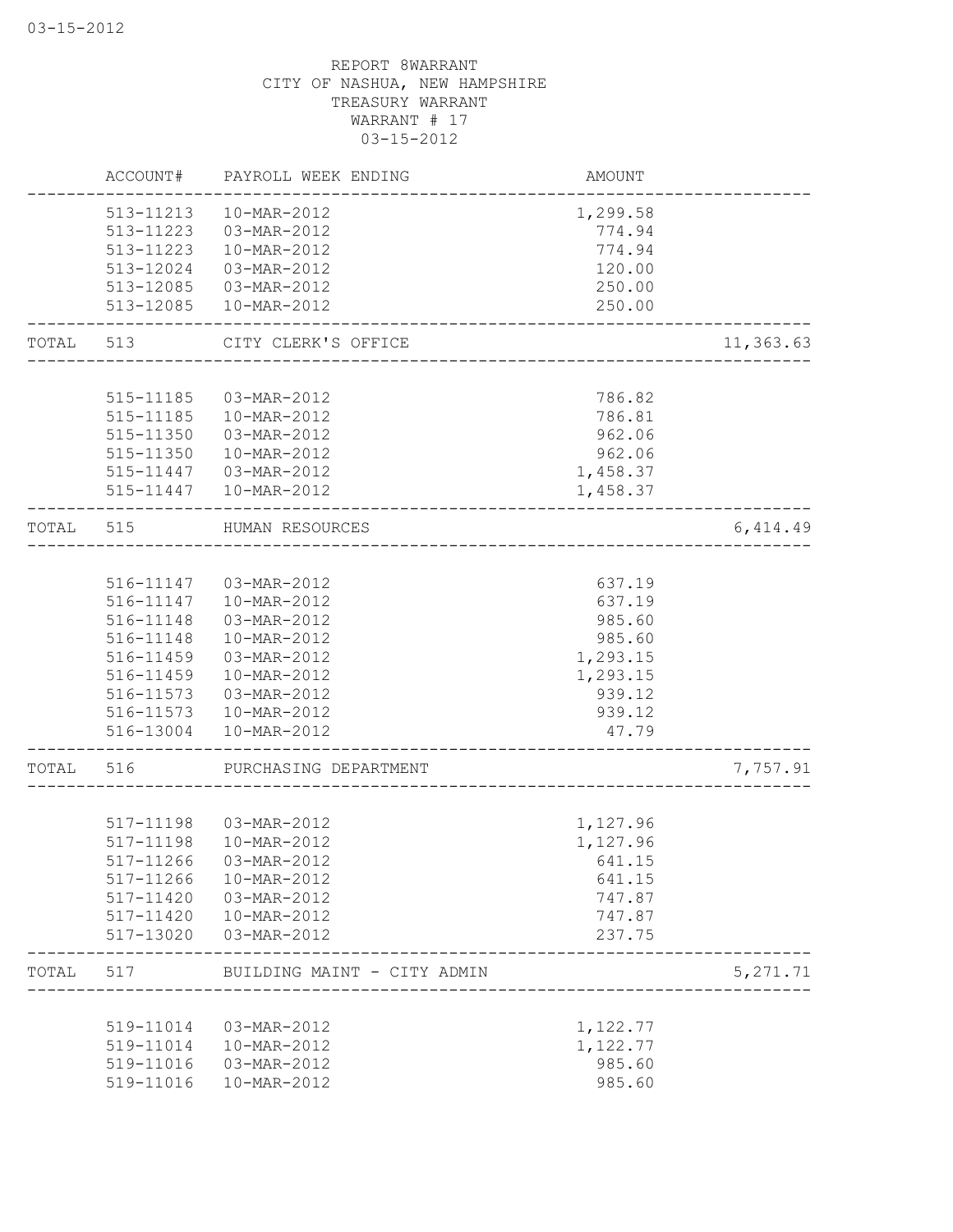REPORT 8WARRANT
CITY OF NASHUA, NEW HAMPSHIRE
TREASURY WARRANT
WARRANT # 17
03-15-2012

| | ACCOUNT# | PAYROLL WEEK ENDING | AMOUNT | |
|---|---|---|---|---|
| | 513-11213 | 10-MAR-2012 | 1,299.58 | |
| | 513-11223 | 03-MAR-2012 | 774.94 | |
| | 513-11223 | 10-MAR-2012 | 774.94 | |
| | 513-12024 | 03-MAR-2012 | 120.00 | |
| | 513-12085 | 03-MAR-2012 | 250.00 | |
| | 513-12085 | 10-MAR-2012 | 250.00 | |
| TOTAL | 513 | CITY CLERK'S OFFICE | | 11,363.63 |
| | 515-11185 | 03-MAR-2012 | 786.82 | |
| | 515-11185 | 10-MAR-2012 | 786.81 | |
| | 515-11350 | 03-MAR-2012 | 962.06 | |
| | 515-11350 | 10-MAR-2012 | 962.06 | |
| | 515-11447 | 03-MAR-2012 | 1,458.37 | |
| | 515-11447 | 10-MAR-2012 | 1,458.37 | |
| TOTAL | 515 | HUMAN RESOURCES | | 6,414.49 |
| | 516-11147 | 03-MAR-2012 | 637.19 | |
| | 516-11147 | 10-MAR-2012 | 637.19 | |
| | 516-11148 | 03-MAR-2012 | 985.60 | |
| | 516-11148 | 10-MAR-2012 | 985.60 | |
| | 516-11459 | 03-MAR-2012 | 1,293.15 | |
| | 516-11459 | 10-MAR-2012 | 1,293.15 | |
| | 516-11573 | 03-MAR-2012 | 939.12 | |
| | 516-11573 | 10-MAR-2012 | 939.12 | |
| | 516-13004 | 10-MAR-2012 | 47.79 | |
| TOTAL | 516 | PURCHASING DEPARTMENT | | 7,757.91 |
| | 517-11198 | 03-MAR-2012 | 1,127.96 | |
| | 517-11198 | 10-MAR-2012 | 1,127.96 | |
| | 517-11266 | 03-MAR-2012 | 641.15 | |
| | 517-11266 | 10-MAR-2012 | 641.15 | |
| | 517-11420 | 03-MAR-2012 | 747.87 | |
| | 517-11420 | 10-MAR-2012 | 747.87 | |
| | 517-13020 | 03-MAR-2012 | 237.75 | |
| TOTAL | 517 | BUILDING MAINT - CITY ADMIN | | 5,271.71 |
| | 519-11014 | 03-MAR-2012 | 1,122.77 | |
| | 519-11014 | 10-MAR-2012 | 1,122.77 | |
| | 519-11016 | 03-MAR-2012 | 985.60 | |
| | 519-11016 | 10-MAR-2012 | 985.60 | |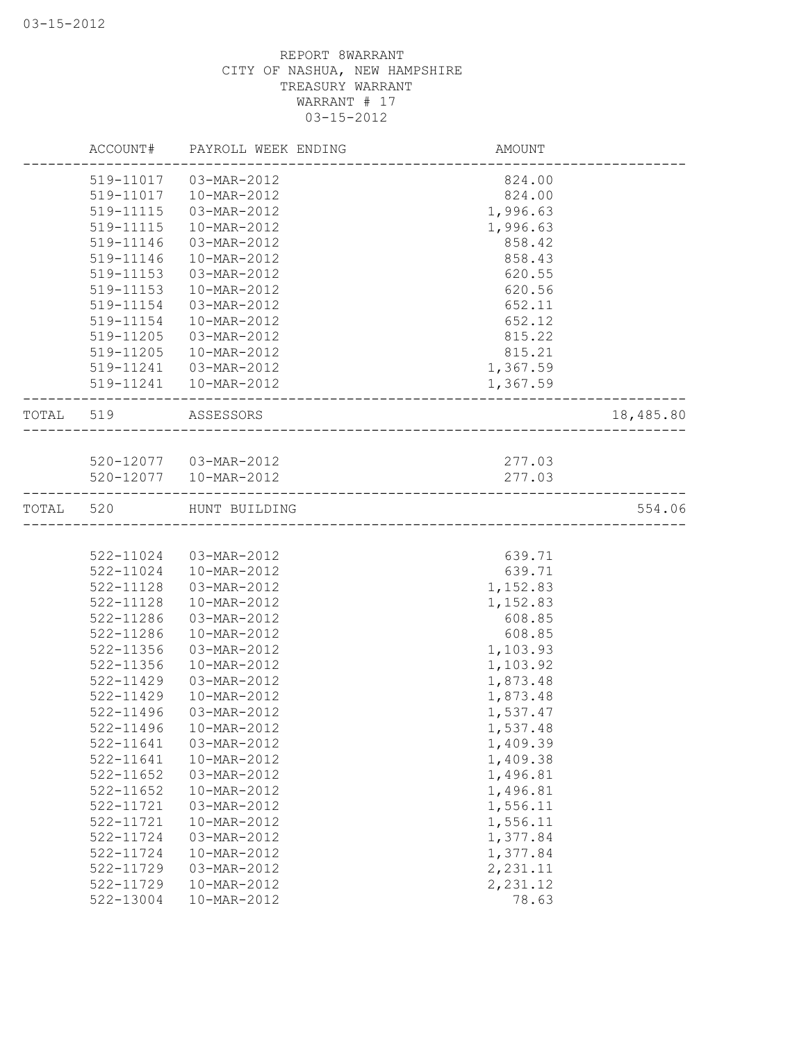REPORT 8WARRANT
CITY OF NASHUA, NEW HAMPSHIRE
TREASURY WARRANT
WARRANT # 17
03-15-2012

| | ACCOUNT# | PAYROLL WEEK ENDING | AMOUNT | |
|---|---|---|---|---|
| | 519-11017 | 03-MAR-2012 | 824.00 | |
| | 519-11017 | 10-MAR-2012 | 824.00 | |
| | 519-11115 | 03-MAR-2012 | 1,996.63 | |
| | 519-11115 | 10-MAR-2012 | 1,996.63 | |
| | 519-11146 | 03-MAR-2012 | 858.42 | |
| | 519-11146 | 10-MAR-2012 | 858.43 | |
| | 519-11153 | 03-MAR-2012 | 620.55 | |
| | 519-11153 | 10-MAR-2012 | 620.56 | |
| | 519-11154 | 03-MAR-2012 | 652.11 | |
| | 519-11154 | 10-MAR-2012 | 652.12 | |
| | 519-11205 | 03-MAR-2012 | 815.22 | |
| | 519-11205 | 10-MAR-2012 | 815.21 | |
| | 519-11241 | 03-MAR-2012 | 1,367.59 | |
| | 519-11241 | 10-MAR-2012 | 1,367.59 | |
| TOTAL | 519 | ASSESSORS | | 18,485.80 |
| | 520-12077 | 03-MAR-2012 | 277.03 | |
| | 520-12077 | 10-MAR-2012 | 277.03 | |
| TOTAL | 520 | HUNT BUILDING | | 554.06 |
| | 522-11024 | 03-MAR-2012 | 639.71 | |
| | 522-11024 | 10-MAR-2012 | 639.71 | |
| | 522-11128 | 03-MAR-2012 | 1,152.83 | |
| | 522-11128 | 10-MAR-2012 | 1,152.83 | |
| | 522-11286 | 03-MAR-2012 | 608.85 | |
| | 522-11286 | 10-MAR-2012 | 608.85 | |
| | 522-11356 | 03-MAR-2012 | 1,103.93 | |
| | 522-11356 | 10-MAR-2012 | 1,103.92 | |
| | 522-11429 | 03-MAR-2012 | 1,873.48 | |
| | 522-11429 | 10-MAR-2012 | 1,873.48 | |
| | 522-11496 | 03-MAR-2012 | 1,537.47 | |
| | 522-11496 | 10-MAR-2012 | 1,537.48 | |
| | 522-11641 | 03-MAR-2012 | 1,409.39 | |
| | 522-11641 | 10-MAR-2012 | 1,409.38 | |
| | 522-11652 | 03-MAR-2012 | 1,496.81 | |
| | 522-11652 | 10-MAR-2012 | 1,496.81 | |
| | 522-11721 | 03-MAR-2012 | 1,556.11 | |
| | 522-11721 | 10-MAR-2012 | 1,556.11 | |
| | 522-11724 | 03-MAR-2012 | 1,377.84 | |
| | 522-11724 | 10-MAR-2012 | 1,377.84 | |
| | 522-11729 | 03-MAR-2012 | 2,231.11 | |
| | 522-11729 | 10-MAR-2012 | 2,231.12 | |
| | 522-13004 | 10-MAR-2012 | 78.63 | |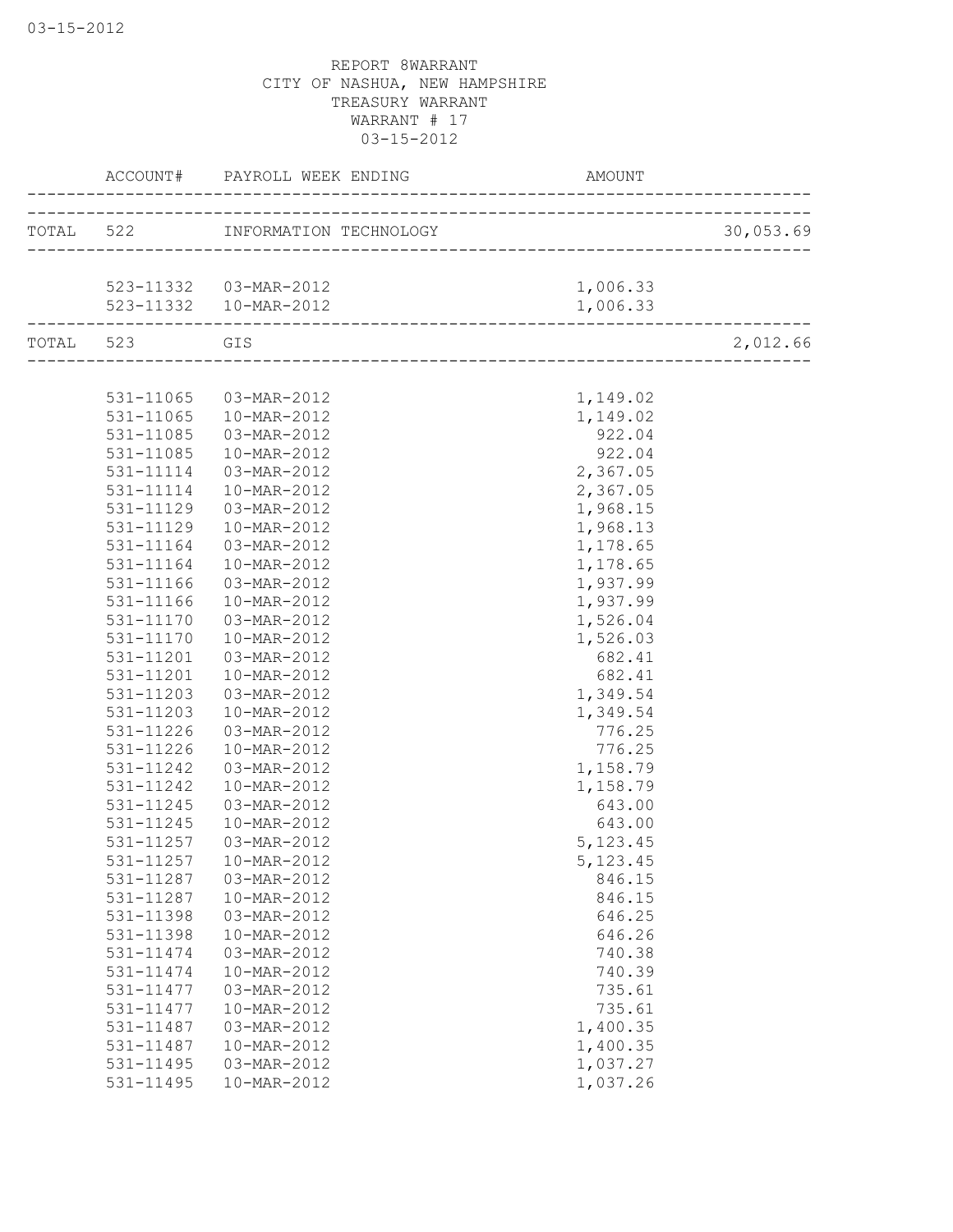REPORT 8WARRANT
CITY OF NASHUA, NEW HAMPSHIRE
TREASURY WARRANT
WARRANT # 17
03-15-2012

| | ACCOUNT# | PAYROLL WEEK ENDING | AMOUNT | |
|---|---|---|---|---|
| TOTAL | 522 | INFORMATION TECHNOLOGY | | 30,053.69 |
| | 523-11332 | 03-MAR-2012 | 1,006.33 | |
| | 523-11332 | 10-MAR-2012 | 1,006.33 | |
| TOTAL | 523 | GIS | | 2,012.66 |
| | 531-11065 | 03-MAR-2012 | 1,149.02 | |
| | 531-11065 | 10-MAR-2012 | 1,149.02 | |
| | 531-11085 | 03-MAR-2012 | 922.04 | |
| | 531-11085 | 10-MAR-2012 | 922.04 | |
| | 531-11114 | 03-MAR-2012 | 2,367.05 | |
| | 531-11114 | 10-MAR-2012 | 2,367.05 | |
| | 531-11129 | 03-MAR-2012 | 1,968.15 | |
| | 531-11129 | 10-MAR-2012 | 1,968.13 | |
| | 531-11164 | 03-MAR-2012 | 1,178.65 | |
| | 531-11164 | 10-MAR-2012 | 1,178.65 | |
| | 531-11166 | 03-MAR-2012 | 1,937.99 | |
| | 531-11166 | 10-MAR-2012 | 1,937.99 | |
| | 531-11170 | 03-MAR-2012 | 1,526.04 | |
| | 531-11170 | 10-MAR-2012 | 1,526.03 | |
| | 531-11201 | 03-MAR-2012 | 682.41 | |
| | 531-11201 | 10-MAR-2012 | 682.41 | |
| | 531-11203 | 03-MAR-2012 | 1,349.54 | |
| | 531-11203 | 10-MAR-2012 | 1,349.54 | |
| | 531-11226 | 03-MAR-2012 | 776.25 | |
| | 531-11226 | 10-MAR-2012 | 776.25 | |
| | 531-11242 | 03-MAR-2012 | 1,158.79 | |
| | 531-11242 | 10-MAR-2012 | 1,158.79 | |
| | 531-11245 | 03-MAR-2012 | 643.00 | |
| | 531-11245 | 10-MAR-2012 | 643.00 | |
| | 531-11257 | 03-MAR-2012 | 5,123.45 | |
| | 531-11257 | 10-MAR-2012 | 5,123.45 | |
| | 531-11287 | 03-MAR-2012 | 846.15 | |
| | 531-11287 | 10-MAR-2012 | 846.15 | |
| | 531-11398 | 03-MAR-2012 | 646.25 | |
| | 531-11398 | 10-MAR-2012 | 646.26 | |
| | 531-11474 | 03-MAR-2012 | 740.38 | |
| | 531-11474 | 10-MAR-2012 | 740.39 | |
| | 531-11477 | 03-MAR-2012 | 735.61 | |
| | 531-11477 | 10-MAR-2012 | 735.61 | |
| | 531-11487 | 03-MAR-2012 | 1,400.35 | |
| | 531-11487 | 10-MAR-2012 | 1,400.35 | |
| | 531-11495 | 03-MAR-2012 | 1,037.27 | |
| | 531-11495 | 10-MAR-2012 | 1,037.26 | |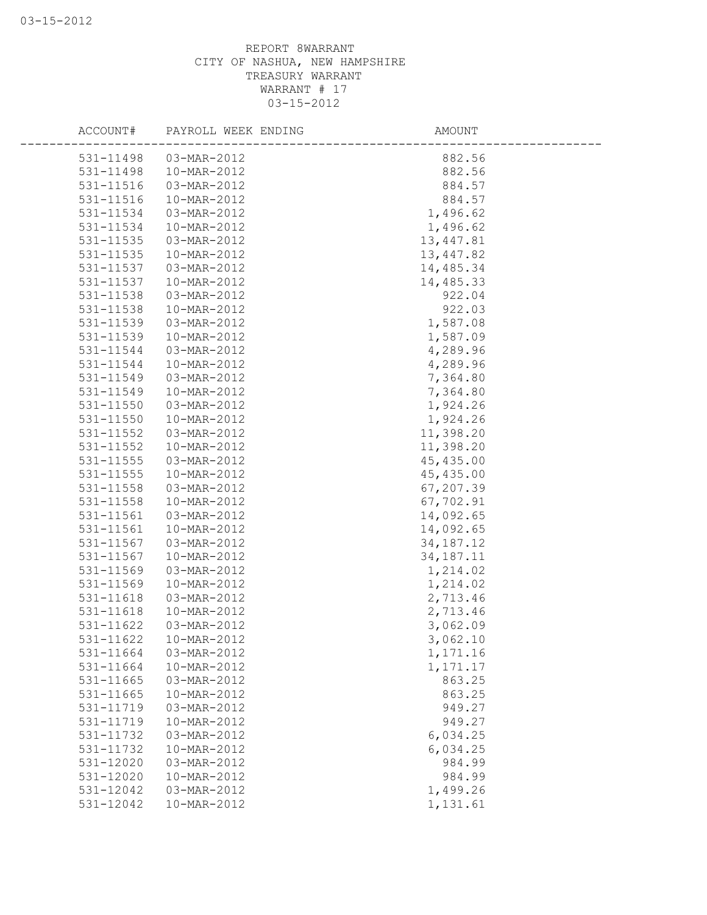REPORT 8WARRANT
CITY OF NASHUA, NEW HAMPSHIRE
TREASURY WARRANT
WARRANT # 17
03-15-2012

| ACCOUNT# | PAYROLL WEEK ENDING | AMOUNT |
|---|---|---|
| 531-11498 | 03-MAR-2012 | 882.56 |
| 531-11498 | 10-MAR-2012 | 882.56 |
| 531-11516 | 03-MAR-2012 | 884.57 |
| 531-11516 | 10-MAR-2012 | 884.57 |
| 531-11534 | 03-MAR-2012 | 1,496.62 |
| 531-11534 | 10-MAR-2012 | 1,496.62 |
| 531-11535 | 03-MAR-2012 | 13,447.81 |
| 531-11535 | 10-MAR-2012 | 13,447.82 |
| 531-11537 | 03-MAR-2012 | 14,485.34 |
| 531-11537 | 10-MAR-2012 | 14,485.33 |
| 531-11538 | 03-MAR-2012 | 922.04 |
| 531-11538 | 10-MAR-2012 | 922.03 |
| 531-11539 | 03-MAR-2012 | 1,587.08 |
| 531-11539 | 10-MAR-2012 | 1,587.09 |
| 531-11544 | 03-MAR-2012 | 4,289.96 |
| 531-11544 | 10-MAR-2012 | 4,289.96 |
| 531-11549 | 03-MAR-2012 | 7,364.80 |
| 531-11549 | 10-MAR-2012 | 7,364.80 |
| 531-11550 | 03-MAR-2012 | 1,924.26 |
| 531-11550 | 10-MAR-2012 | 1,924.26 |
| 531-11552 | 03-MAR-2012 | 11,398.20 |
| 531-11552 | 10-MAR-2012 | 11,398.20 |
| 531-11555 | 03-MAR-2012 | 45,435.00 |
| 531-11555 | 10-MAR-2012 | 45,435.00 |
| 531-11558 | 03-MAR-2012 | 67,207.39 |
| 531-11558 | 10-MAR-2012 | 67,702.91 |
| 531-11561 | 03-MAR-2012 | 14,092.65 |
| 531-11561 | 10-MAR-2012 | 14,092.65 |
| 531-11567 | 03-MAR-2012 | 34,187.12 |
| 531-11567 | 10-MAR-2012 | 34,187.11 |
| 531-11569 | 03-MAR-2012 | 1,214.02 |
| 531-11569 | 10-MAR-2012 | 1,214.02 |
| 531-11618 | 03-MAR-2012 | 2,713.46 |
| 531-11618 | 10-MAR-2012 | 2,713.46 |
| 531-11622 | 03-MAR-2012 | 3,062.09 |
| 531-11622 | 10-MAR-2012 | 3,062.10 |
| 531-11664 | 03-MAR-2012 | 1,171.16 |
| 531-11664 | 10-MAR-2012 | 1,171.17 |
| 531-11665 | 03-MAR-2012 | 863.25 |
| 531-11665 | 10-MAR-2012 | 863.25 |
| 531-11719 | 03-MAR-2012 | 949.27 |
| 531-11719 | 10-MAR-2012 | 949.27 |
| 531-11732 | 03-MAR-2012 | 6,034.25 |
| 531-11732 | 10-MAR-2012 | 6,034.25 |
| 531-12020 | 03-MAR-2012 | 984.99 |
| 531-12020 | 10-MAR-2012 | 984.99 |
| 531-12042 | 03-MAR-2012 | 1,499.26 |
| 531-12042 | 10-MAR-2012 | 1,131.61 |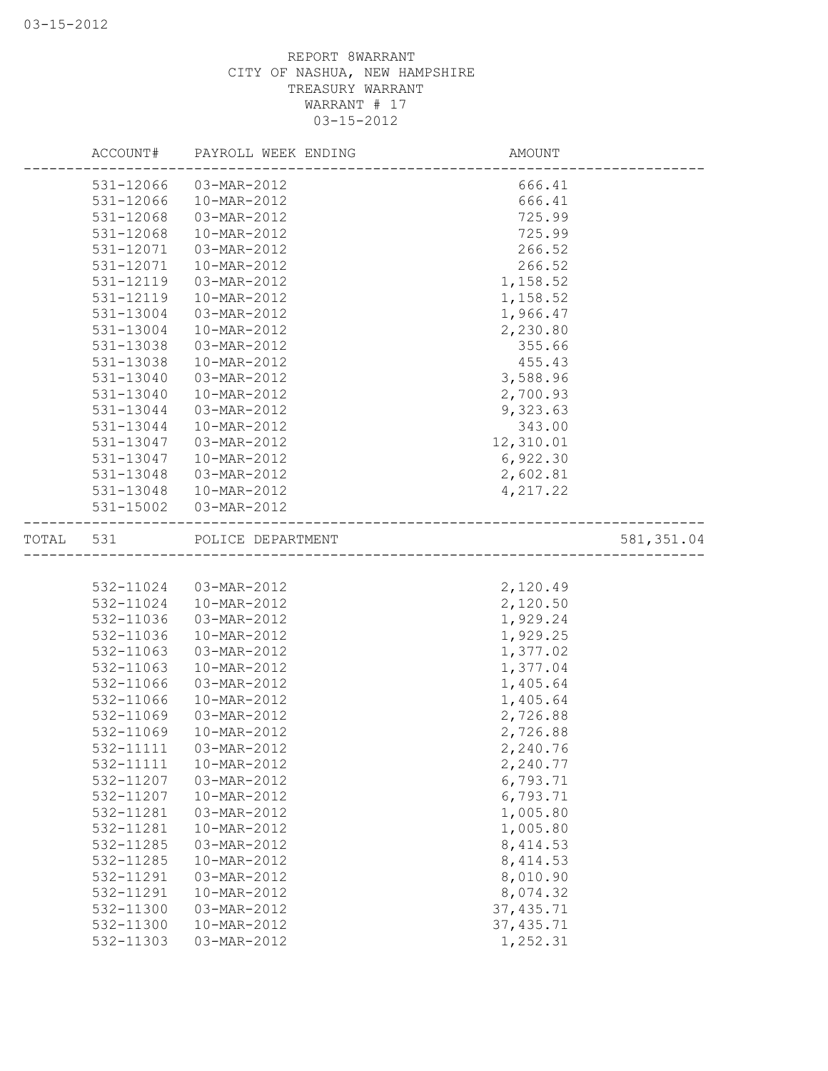REPORT 8WARRANT
CITY OF NASHUA, NEW HAMPSHIRE
TREASURY WARRANT
WARRANT # 17
03-15-2012

| | ACCOUNT# | PAYROLL WEEK ENDING | AMOUNT | |
|---|---|---|---|---|
| | 531-12066 | 03-MAR-2012 | 666.41 | |
| | 531-12066 | 10-MAR-2012 | 666.41 | |
| | 531-12068 | 03-MAR-2012 | 725.99 | |
| | 531-12068 | 10-MAR-2012 | 725.99 | |
| | 531-12071 | 03-MAR-2012 | 266.52 | |
| | 531-12071 | 10-MAR-2012 | 266.52 | |
| | 531-12119 | 03-MAR-2012 | 1,158.52 | |
| | 531-12119 | 10-MAR-2012 | 1,158.52 | |
| | 531-13004 | 03-MAR-2012 | 1,966.47 | |
| | 531-13004 | 10-MAR-2012 | 2,230.80 | |
| | 531-13038 | 03-MAR-2012 | 355.66 | |
| | 531-13038 | 10-MAR-2012 | 455.43 | |
| | 531-13040 | 03-MAR-2012 | 3,588.96 | |
| | 531-13040 | 10-MAR-2012 | 2,700.93 | |
| | 531-13044 | 03-MAR-2012 | 9,323.63 | |
| | 531-13044 | 10-MAR-2012 | 343.00 | |
| | 531-13047 | 03-MAR-2012 | 12,310.01 | |
| | 531-13047 | 10-MAR-2012 | 6,922.30 | |
| | 531-13048 | 03-MAR-2012 | 2,602.81 | |
| | 531-13048 | 10-MAR-2012 | 4,217.22 | |
| | 531-15002 | 03-MAR-2012 | | |
| TOTAL | 531 | POLICE DEPARTMENT | | 581,351.04 |
| | 532-11024 | 03-MAR-2012 | 2,120.49 | |
| | 532-11024 | 10-MAR-2012 | 2,120.50 | |
| | 532-11036 | 03-MAR-2012 | 1,929.24 | |
| | 532-11036 | 10-MAR-2012 | 1,929.25 | |
| | 532-11063 | 03-MAR-2012 | 1,377.02 | |
| | 532-11063 | 10-MAR-2012 | 1,377.04 | |
| | 532-11066 | 03-MAR-2012 | 1,405.64 | |
| | 532-11066 | 10-MAR-2012 | 1,405.64 | |
| | 532-11069 | 03-MAR-2012 | 2,726.88 | |
| | 532-11069 | 10-MAR-2012 | 2,726.88 | |
| | 532-11111 | 03-MAR-2012 | 2,240.76 | |
| | 532-11111 | 10-MAR-2012 | 2,240.77 | |
| | 532-11207 | 03-MAR-2012 | 6,793.71 | |
| | 532-11207 | 10-MAR-2012 | 6,793.71 | |
| | 532-11281 | 03-MAR-2012 | 1,005.80 | |
| | 532-11281 | 10-MAR-2012 | 1,005.80 | |
| | 532-11285 | 03-MAR-2012 | 8,414.53 | |
| | 532-11285 | 10-MAR-2012 | 8,414.53 | |
| | 532-11291 | 03-MAR-2012 | 8,010.90 | |
| | 532-11291 | 10-MAR-2012 | 8,074.32 | |
| | 532-11300 | 03-MAR-2012 | 37,435.71 | |
| | 532-11300 | 10-MAR-2012 | 37,435.71 | |
| | 532-11303 | 03-MAR-2012 | 1,252.31 | |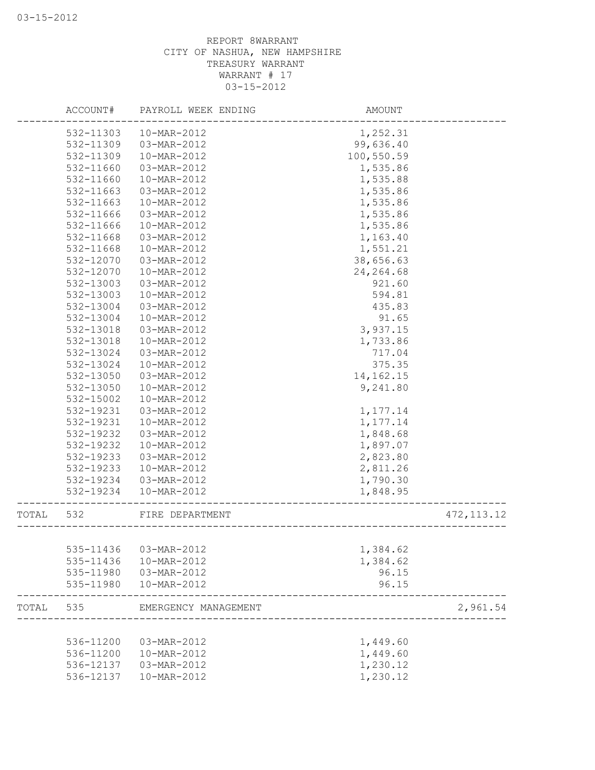REPORT 8WARRANT
CITY OF NASHUA, NEW HAMPSHIRE
TREASURY WARRANT
WARRANT # 17
03-15-2012

| | ACCOUNT# | PAYROLL WEEK ENDING | AMOUNT | |
|---|---|---|---|---|
| | 532-11303 | 10-MAR-2012 | 1,252.31 | |
| | 532-11309 | 03-MAR-2012 | 99,636.40 | |
| | 532-11309 | 10-MAR-2012 | 100,550.59 | |
| | 532-11660 | 03-MAR-2012 | 1,535.86 | |
| | 532-11660 | 10-MAR-2012 | 1,535.88 | |
| | 532-11663 | 03-MAR-2012 | 1,535.86 | |
| | 532-11663 | 10-MAR-2012 | 1,535.86 | |
| | 532-11666 | 03-MAR-2012 | 1,535.86 | |
| | 532-11666 | 10-MAR-2012 | 1,535.86 | |
| | 532-11668 | 03-MAR-2012 | 1,163.40 | |
| | 532-11668 | 10-MAR-2012 | 1,551.21 | |
| | 532-12070 | 03-MAR-2012 | 38,656.63 | |
| | 532-12070 | 10-MAR-2012 | 24,264.68 | |
| | 532-13003 | 03-MAR-2012 | 921.60 | |
| | 532-13003 | 10-MAR-2012 | 594.81 | |
| | 532-13004 | 03-MAR-2012 | 435.83 | |
| | 532-13004 | 10-MAR-2012 | 91.65 | |
| | 532-13018 | 03-MAR-2012 | 3,937.15 | |
| | 532-13018 | 10-MAR-2012 | 1,733.86 | |
| | 532-13024 | 03-MAR-2012 | 717.04 | |
| | 532-13024 | 10-MAR-2012 | 375.35 | |
| | 532-13050 | 03-MAR-2012 | 14,162.15 | |
| | 532-13050 | 10-MAR-2012 | 9,241.80 | |
| | 532-15002 | 10-MAR-2012 | | |
| | 532-19231 | 03-MAR-2012 | 1,177.14 | |
| | 532-19231 | 10-MAR-2012 | 1,177.14 | |
| | 532-19232 | 03-MAR-2012 | 1,848.68 | |
| | 532-19232 | 10-MAR-2012 | 1,897.07 | |
| | 532-19233 | 03-MAR-2012 | 2,823.80 | |
| | 532-19233 | 10-MAR-2012 | 2,811.26 | |
| | 532-19234 | 03-MAR-2012 | 1,790.30 | |
| | 532-19234 | 10-MAR-2012 | 1,848.95 | |
| TOTAL | 532 | FIRE DEPARTMENT | | 472,113.12 |
| | 535-11436 | 03-MAR-2012 | 1,384.62 | |
| | 535-11436 | 10-MAR-2012 | 1,384.62 | |
| | 535-11980 | 03-MAR-2012 | 96.15 | |
| | 535-11980 | 10-MAR-2012 | 96.15 | |
| TOTAL | 535 | EMERGENCY MANAGEMENT | | 2,961.54 |
| | 536-11200 | 03-MAR-2012 | 1,449.60 | |
| | 536-11200 | 10-MAR-2012 | 1,449.60 | |
| | 536-12137 | 03-MAR-2012 | 1,230.12 | |
| | 536-12137 | 10-MAR-2012 | 1,230.12 | |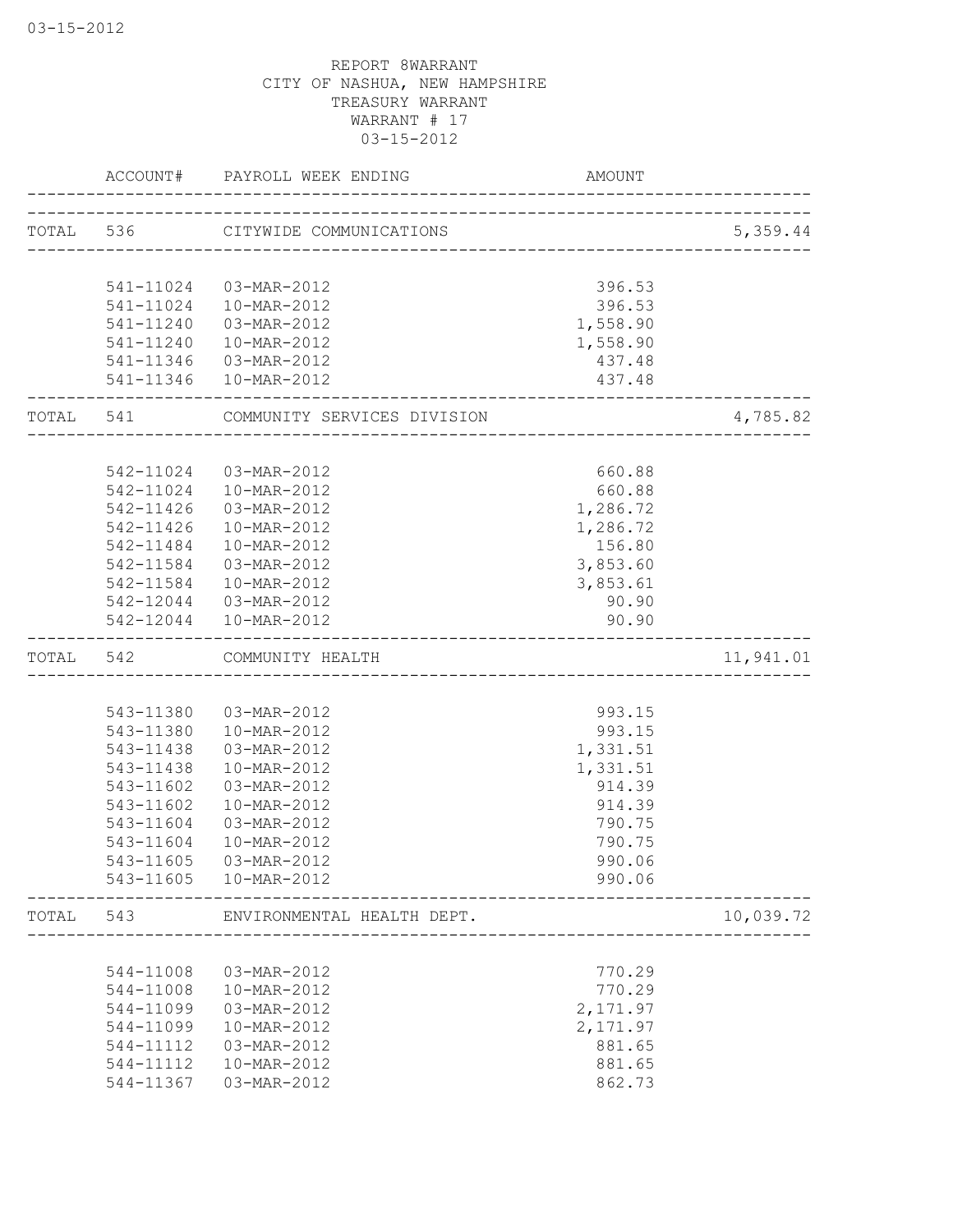REPORT 8WARRANT
CITY OF NASHUA, NEW HAMPSHIRE
TREASURY WARRANT
WARRANT # 17
03-15-2012

| | ACCOUNT# | PAYROLL WEEK ENDING | AMOUNT | |
|---|---|---|---|---|
| TOTAL | 536 | CITYWIDE COMMUNICATIONS | | 5,359.44 |
| | 541-11024 | 03-MAR-2012 | 396.53 | |
| | 541-11024 | 10-MAR-2012 | 396.53 | |
| | 541-11240 | 03-MAR-2012 | 1,558.90 | |
| | 541-11240 | 10-MAR-2012 | 1,558.90 | |
| | 541-11346 | 03-MAR-2012 | 437.48 | |
| | 541-11346 | 10-MAR-2012 | 437.48 | |
| TOTAL | 541 | COMMUNITY SERVICES DIVISION | | 4,785.82 |
| | 542-11024 | 03-MAR-2012 | 660.88 | |
| | 542-11024 | 10-MAR-2012 | 660.88 | |
| | 542-11426 | 03-MAR-2012 | 1,286.72 | |
| | 542-11426 | 10-MAR-2012 | 1,286.72 | |
| | 542-11484 | 10-MAR-2012 | 156.80 | |
| | 542-11584 | 03-MAR-2012 | 3,853.60 | |
| | 542-11584 | 10-MAR-2012 | 3,853.61 | |
| | 542-12044 | 03-MAR-2012 | 90.90 | |
| | 542-12044 | 10-MAR-2012 | 90.90 | |
| TOTAL | 542 | COMMUNITY HEALTH | | 11,941.01 |
| | 543-11380 | 03-MAR-2012 | 993.15 | |
| | 543-11380 | 10-MAR-2012 | 993.15 | |
| | 543-11438 | 03-MAR-2012 | 1,331.51 | |
| | 543-11438 | 10-MAR-2012 | 1,331.51 | |
| | 543-11602 | 03-MAR-2012 | 914.39 | |
| | 543-11602 | 10-MAR-2012 | 914.39 | |
| | 543-11604 | 03-MAR-2012 | 790.75 | |
| | 543-11604 | 10-MAR-2012 | 790.75 | |
| | 543-11605 | 03-MAR-2012 | 990.06 | |
| | 543-11605 | 10-MAR-2012 | 990.06 | |
| TOTAL | 543 | ENVIRONMENTAL HEALTH DEPT. | | 10,039.72 |
| | 544-11008 | 03-MAR-2012 | 770.29 | |
| | 544-11008 | 10-MAR-2012 | 770.29 | |
| | 544-11099 | 03-MAR-2012 | 2,171.97 | |
| | 544-11099 | 10-MAR-2012 | 2,171.97 | |
| | 544-11112 | 03-MAR-2012 | 881.65 | |
| | 544-11112 | 10-MAR-2012 | 881.65 | |
| | 544-11367 | 03-MAR-2012 | 862.73 | |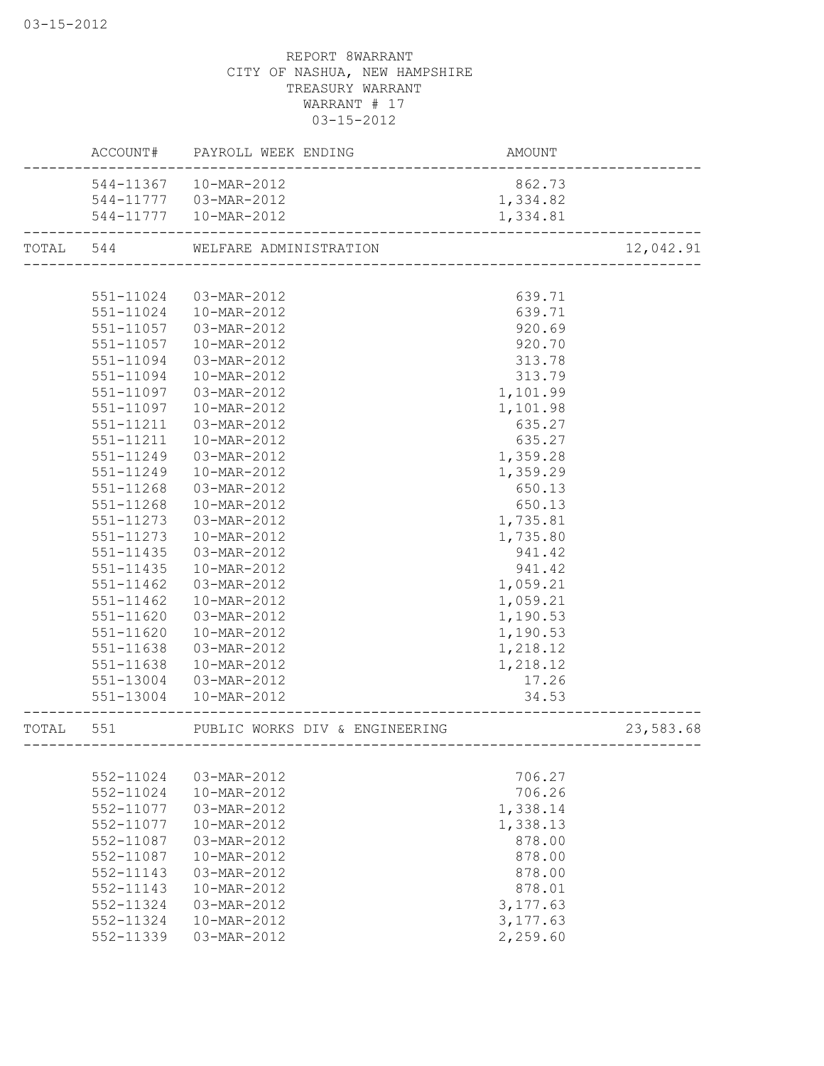REPORT 8WARRANT
CITY OF NASHUA, NEW HAMPSHIRE
TREASURY WARRANT
WARRANT # 17
03-15-2012

| | ACCOUNT# | PAYROLL WEEK ENDING | AMOUNT | |
|---|---|---|---|---|
| | 544-11367 | 10-MAR-2012 | 862.73 | |
| | 544-11777 | 03-MAR-2012 | 1,334.82 | |
| | 544-11777 | 10-MAR-2012 | 1,334.81 | |
| TOTAL | 544 | WELFARE ADMINISTRATION | | 12,042.91 |
| | 551-11024 | 03-MAR-2012 | 639.71 | |
| | 551-11024 | 10-MAR-2012 | 639.71 | |
| | 551-11057 | 03-MAR-2012 | 920.69 | |
| | 551-11057 | 10-MAR-2012 | 920.70 | |
| | 551-11094 | 03-MAR-2012 | 313.78 | |
| | 551-11094 | 10-MAR-2012 | 313.79 | |
| | 551-11097 | 03-MAR-2012 | 1,101.99 | |
| | 551-11097 | 10-MAR-2012 | 1,101.98 | |
| | 551-11211 | 03-MAR-2012 | 635.27 | |
| | 551-11211 | 10-MAR-2012 | 635.27 | |
| | 551-11249 | 03-MAR-2012 | 1,359.28 | |
| | 551-11249 | 10-MAR-2012 | 1,359.29 | |
| | 551-11268 | 03-MAR-2012 | 650.13 | |
| | 551-11268 | 10-MAR-2012 | 650.13 | |
| | 551-11273 | 03-MAR-2012 | 1,735.81 | |
| | 551-11273 | 10-MAR-2012 | 1,735.80 | |
| | 551-11435 | 03-MAR-2012 | 941.42 | |
| | 551-11435 | 10-MAR-2012 | 941.42 | |
| | 551-11462 | 03-MAR-2012 | 1,059.21 | |
| | 551-11462 | 10-MAR-2012 | 1,059.21 | |
| | 551-11620 | 03-MAR-2012 | 1,190.53 | |
| | 551-11620 | 10-MAR-2012 | 1,190.53 | |
| | 551-11638 | 03-MAR-2012 | 1,218.12 | |
| | 551-11638 | 10-MAR-2012 | 1,218.12 | |
| | 551-13004 | 03-MAR-2012 | 17.26 | |
| | 551-13004 | 10-MAR-2012 | 34.53 | |
| TOTAL | 551 | PUBLIC WORKS DIV & ENGINEERING | | 23,583.68 |
| | 552-11024 | 03-MAR-2012 | 706.27 | |
| | 552-11024 | 10-MAR-2012 | 706.26 | |
| | 552-11077 | 03-MAR-2012 | 1,338.14 | |
| | 552-11077 | 10-MAR-2012 | 1,338.13 | |
| | 552-11087 | 03-MAR-2012 | 878.00 | |
| | 552-11087 | 10-MAR-2012 | 878.00 | |
| | 552-11143 | 03-MAR-2012 | 878.00 | |
| | 552-11143 | 10-MAR-2012 | 878.01 | |
| | 552-11324 | 03-MAR-2012 | 3,177.63 | |
| | 552-11324 | 10-MAR-2012 | 3,177.63 | |
| | 552-11339 | 03-MAR-2012 | 2,259.60 | |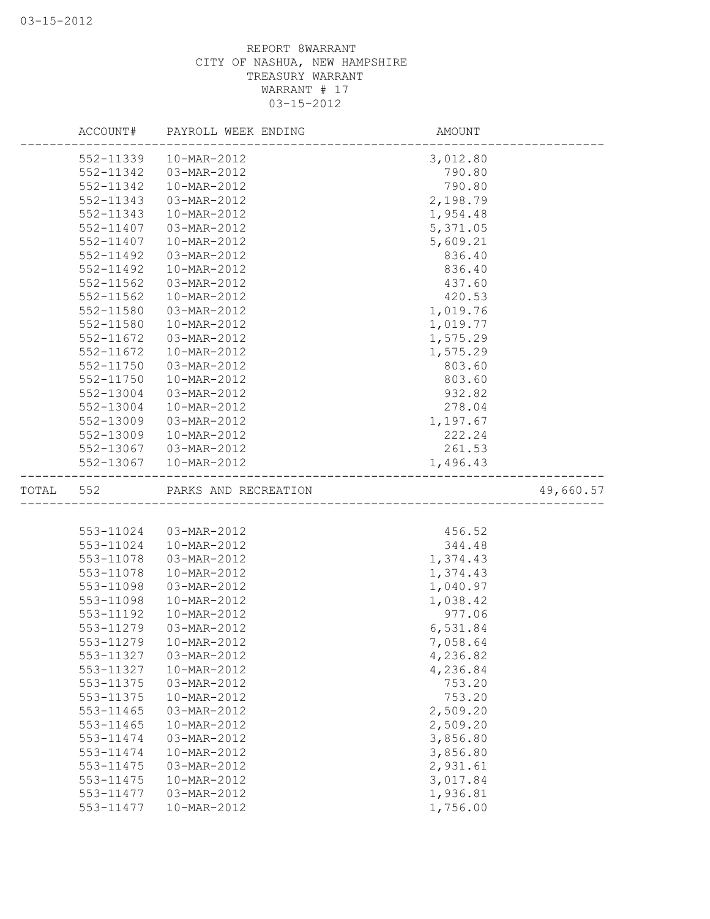REPORT 8WARRANT
CITY OF NASHUA, NEW HAMPSHIRE
TREASURY WARRANT
WARRANT # 17
03-15-2012

| ACCOUNT# | PAYROLL WEEK ENDING | AMOUNT | |
|---|---|---|---|
| 552-11339 | 10-MAR-2012 | 3,012.80 | |
| 552-11342 | 03-MAR-2012 | 790.80 | |
| 552-11342 | 10-MAR-2012 | 790.80 | |
| 552-11343 | 03-MAR-2012 | 2,198.79 | |
| 552-11343 | 10-MAR-2012 | 1,954.48 | |
| 552-11407 | 03-MAR-2012 | 5,371.05 | |
| 552-11407 | 10-MAR-2012 | 5,609.21 | |
| 552-11492 | 03-MAR-2012 | 836.40 | |
| 552-11492 | 10-MAR-2012 | 836.40 | |
| 552-11562 | 03-MAR-2012 | 437.60 | |
| 552-11562 | 10-MAR-2012 | 420.53 | |
| 552-11580 | 03-MAR-2012 | 1,019.76 | |
| 552-11580 | 10-MAR-2012 | 1,019.77 | |
| 552-11672 | 03-MAR-2012 | 1,575.29 | |
| 552-11672 | 10-MAR-2012 | 1,575.29 | |
| 552-11750 | 03-MAR-2012 | 803.60 | |
| 552-11750 | 10-MAR-2012 | 803.60 | |
| 552-13004 | 03-MAR-2012 | 932.82 | |
| 552-13004 | 10-MAR-2012 | 278.04 | |
| 552-13009 | 03-MAR-2012 | 1,197.67 | |
| 552-13009 | 10-MAR-2012 | 222.24 | |
| 552-13067 | 03-MAR-2012 | 261.53 | |
| 552-13067 | 10-MAR-2012 | 1,496.43 | |
| TOTAL 552 | PARKS AND RECREATION | | 49,660.57 |
| 553-11024 | 03-MAR-2012 | 456.52 | |
| 553-11024 | 10-MAR-2012 | 344.48 | |
| 553-11078 | 03-MAR-2012 | 1,374.43 | |
| 553-11078 | 10-MAR-2012 | 1,374.43 | |
| 553-11098 | 03-MAR-2012 | 1,040.97 | |
| 553-11098 | 10-MAR-2012 | 1,038.42 | |
| 553-11192 | 10-MAR-2012 | 977.06 | |
| 553-11279 | 03-MAR-2012 | 6,531.84 | |
| 553-11279 | 10-MAR-2012 | 7,058.64 | |
| 553-11327 | 03-MAR-2012 | 4,236.82 | |
| 553-11327 | 10-MAR-2012 | 4,236.84 | |
| 553-11375 | 03-MAR-2012 | 753.20 | |
| 553-11375 | 10-MAR-2012 | 753.20 | |
| 553-11465 | 03-MAR-2012 | 2,509.20 | |
| 553-11465 | 10-MAR-2012 | 2,509.20 | |
| 553-11474 | 03-MAR-2012 | 3,856.80 | |
| 553-11474 | 10-MAR-2012 | 3,856.80 | |
| 553-11475 | 03-MAR-2012 | 2,931.61 | |
| 553-11475 | 10-MAR-2012 | 3,017.84 | |
| 553-11477 | 03-MAR-2012 | 1,936.81 | |
| 553-11477 | 10-MAR-2012 | 1,756.00 | |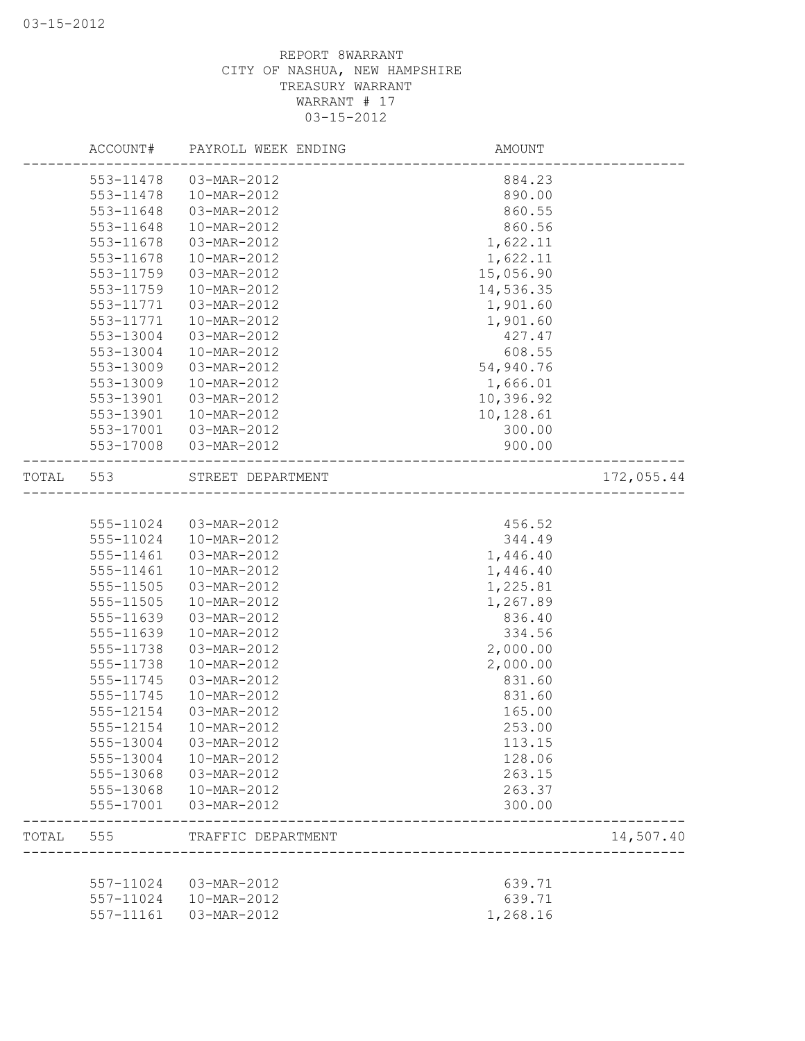REPORT 8WARRANT
CITY OF NASHUA, NEW HAMPSHIRE
TREASURY WARRANT
WARRANT # 17
03-15-2012

| | ACCOUNT# | PAYROLL WEEK ENDING | AMOUNT | |
|---|---|---|---|---|
| | 553-11478 | 03-MAR-2012 | 884.23 | |
| | 553-11478 | 10-MAR-2012 | 890.00 | |
| | 553-11648 | 03-MAR-2012 | 860.55 | |
| | 553-11648 | 10-MAR-2012 | 860.56 | |
| | 553-11678 | 03-MAR-2012 | 1,622.11 | |
| | 553-11678 | 10-MAR-2012 | 1,622.11 | |
| | 553-11759 | 03-MAR-2012 | 15,056.90 | |
| | 553-11759 | 10-MAR-2012 | 14,536.35 | |
| | 553-11771 | 03-MAR-2012 | 1,901.60 | |
| | 553-11771 | 10-MAR-2012 | 1,901.60 | |
| | 553-13004 | 03-MAR-2012 | 427.47 | |
| | 553-13004 | 10-MAR-2012 | 608.55 | |
| | 553-13009 | 03-MAR-2012 | 54,940.76 | |
| | 553-13009 | 10-MAR-2012 | 1,666.01 | |
| | 553-13901 | 03-MAR-2012 | 10,396.92 | |
| | 553-13901 | 10-MAR-2012 | 10,128.61 | |
| | 553-17001 | 03-MAR-2012 | 300.00 | |
| | 553-17008 | 03-MAR-2012 | 900.00 | |
| TOTAL | 553 | STREET DEPARTMENT | | 172,055.44 |
| | 555-11024 | 03-MAR-2012 | 456.52 | |
| | 555-11024 | 10-MAR-2012 | 344.49 | |
| | 555-11461 | 03-MAR-2012 | 1,446.40 | |
| | 555-11461 | 10-MAR-2012 | 1,446.40 | |
| | 555-11505 | 03-MAR-2012 | 1,225.81 | |
| | 555-11505 | 10-MAR-2012 | 1,267.89 | |
| | 555-11639 | 03-MAR-2012 | 836.40 | |
| | 555-11639 | 10-MAR-2012 | 334.56 | |
| | 555-11738 | 03-MAR-2012 | 2,000.00 | |
| | 555-11738 | 10-MAR-2012 | 2,000.00 | |
| | 555-11745 | 03-MAR-2012 | 831.60 | |
| | 555-11745 | 10-MAR-2012 | 831.60 | |
| | 555-12154 | 03-MAR-2012 | 165.00 | |
| | 555-12154 | 10-MAR-2012 | 253.00 | |
| | 555-13004 | 03-MAR-2012 | 113.15 | |
| | 555-13004 | 10-MAR-2012 | 128.06 | |
| | 555-13068 | 03-MAR-2012 | 263.15 | |
| | 555-13068 | 10-MAR-2012 | 263.37 | |
| | 555-17001 | 03-MAR-2012 | 300.00 | |
| TOTAL | 555 | TRAFFIC DEPARTMENT | | 14,507.40 |
| | 557-11024 | 03-MAR-2012 | 639.71 | |
| | 557-11024 | 10-MAR-2012 | 639.71 | |
| | 557-11161 | 03-MAR-2012 | 1,268.16 | |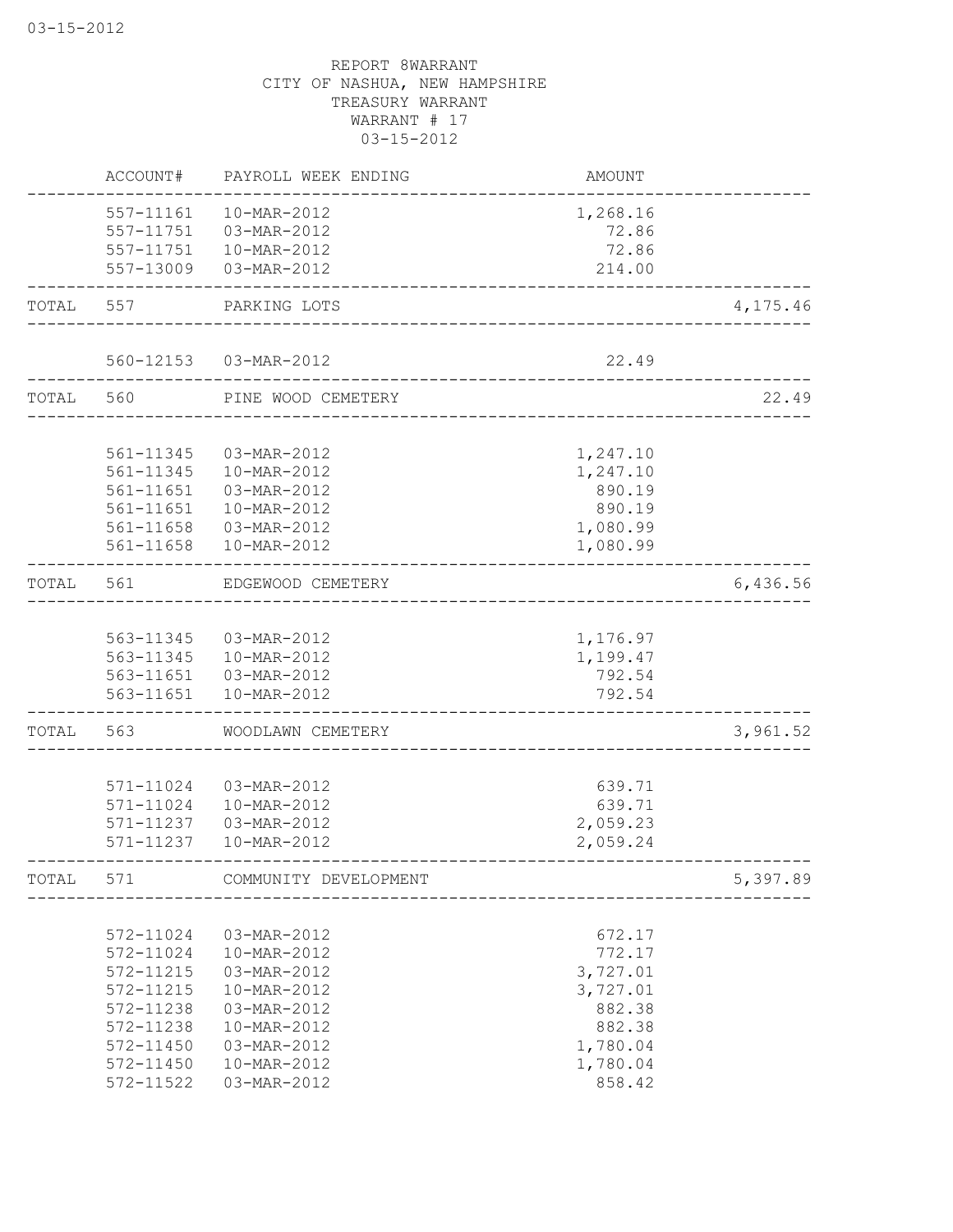REPORT 8WARRANT
CITY OF NASHUA, NEW HAMPSHIRE
TREASURY WARRANT
WARRANT # 17
03-15-2012

| ACCOUNT# | PAYROLL WEEK ENDING | AMOUNT | |
|---|---|---|---|
| 557-11161 | 10-MAR-2012 | 1,268.16 | |
| 557-11751 | 03-MAR-2012 | 72.86 | |
| 557-11751 | 10-MAR-2012 | 72.86 | |
| 557-13009 | 03-MAR-2012 | 214.00 | |
| TOTAL 557 | PARKING LOTS | | 4,175.46 |
| 560-12153 | 03-MAR-2012 | 22.49 | |
| TOTAL 560 | PINE WOOD CEMETERY | | 22.49 |
| 561-11345 | 03-MAR-2012 | 1,247.10 | |
| 561-11345 | 10-MAR-2012 | 1,247.10 | |
| 561-11651 | 03-MAR-2012 | 890.19 | |
| 561-11651 | 10-MAR-2012 | 890.19 | |
| 561-11658 | 03-MAR-2012 | 1,080.99 | |
| 561-11658 | 10-MAR-2012 | 1,080.99 | |
| TOTAL 561 | EDGEWOOD CEMETERY | | 6,436.56 |
| 563-11345 | 03-MAR-2012 | 1,176.97 | |
| 563-11345 | 10-MAR-2012 | 1,199.47 | |
| 563-11651 | 03-MAR-2012 | 792.54 | |
| 563-11651 | 10-MAR-2012 | 792.54 | |
| TOTAL 563 | WOODLAWN CEMETERY | | 3,961.52 |
| 571-11024 | 03-MAR-2012 | 639.71 | |
| 571-11024 | 10-MAR-2012 | 639.71 | |
| 571-11237 | 03-MAR-2012 | 2,059.23 | |
| 571-11237 | 10-MAR-2012 | 2,059.24 | |
| TOTAL 571 | COMMUNITY DEVELOPMENT | | 5,397.89 |
| 572-11024 | 03-MAR-2012 | 672.17 | |
| 572-11024 | 10-MAR-2012 | 772.17 | |
| 572-11215 | 03-MAR-2012 | 3,727.01 | |
| 572-11215 | 10-MAR-2012 | 3,727.01 | |
| 572-11238 | 03-MAR-2012 | 882.38 | |
| 572-11238 | 10-MAR-2012 | 882.38 | |
| 572-11450 | 03-MAR-2012 | 1,780.04 | |
| 572-11450 | 10-MAR-2012 | 1,780.04 | |
| 572-11522 | 03-MAR-2012 | 858.42 | |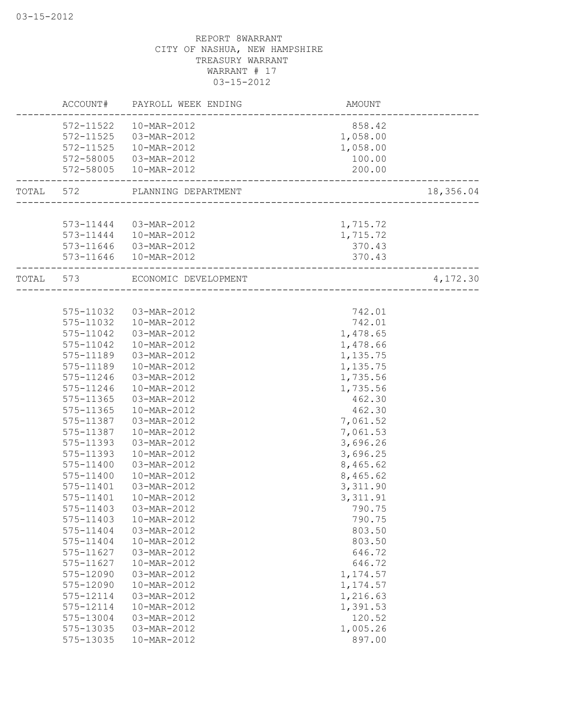REPORT 8WARRANT
CITY OF NASHUA, NEW HAMPSHIRE
TREASURY WARRANT
WARRANT # 17
03-15-2012

| | ACCOUNT# | PAYROLL WEEK ENDING | AMOUNT | |
|---|---|---|---|---|
| | 572-11522 | 10-MAR-2012 | 858.42 | |
| | 572-11525 | 03-MAR-2012 | 1,058.00 | |
| | 572-11525 | 10-MAR-2012 | 1,058.00 | |
| | 572-58005 | 03-MAR-2012 | 100.00 | |
| | 572-58005 | 10-MAR-2012 | 200.00 | |
| TOTAL | 572 | PLANNING DEPARTMENT | | 18,356.04 |
| | 573-11444 | 03-MAR-2012 | 1,715.72 | |
| | 573-11444 | 10-MAR-2012 | 1,715.72 | |
| | 573-11646 | 03-MAR-2012 | 370.43 | |
| | 573-11646 | 10-MAR-2012 | 370.43 | |
| TOTAL | 573 | ECONOMIC DEVELOPMENT | | 4,172.30 |
| | 575-11032 | 03-MAR-2012 | 742.01 | |
| | 575-11032 | 10-MAR-2012 | 742.01 | |
| | 575-11042 | 03-MAR-2012 | 1,478.65 | |
| | 575-11042 | 10-MAR-2012 | 1,478.66 | |
| | 575-11189 | 03-MAR-2012 | 1,135.75 | |
| | 575-11189 | 10-MAR-2012 | 1,135.75 | |
| | 575-11246 | 03-MAR-2012 | 1,735.56 | |
| | 575-11246 | 10-MAR-2012 | 1,735.56 | |
| | 575-11365 | 03-MAR-2012 | 462.30 | |
| | 575-11365 | 10-MAR-2012 | 462.30 | |
| | 575-11387 | 03-MAR-2012 | 7,061.52 | |
| | 575-11387 | 10-MAR-2012 | 7,061.53 | |
| | 575-11393 | 03-MAR-2012 | 3,696.26 | |
| | 575-11393 | 10-MAR-2012 | 3,696.25 | |
| | 575-11400 | 03-MAR-2012 | 8,465.62 | |
| | 575-11400 | 10-MAR-2012 | 8,465.62 | |
| | 575-11401 | 03-MAR-2012 | 3,311.90 | |
| | 575-11401 | 10-MAR-2012 | 3,311.91 | |
| | 575-11403 | 03-MAR-2012 | 790.75 | |
| | 575-11403 | 10-MAR-2012 | 790.75 | |
| | 575-11404 | 03-MAR-2012 | 803.50 | |
| | 575-11404 | 10-MAR-2012 | 803.50 | |
| | 575-11627 | 03-MAR-2012 | 646.72 | |
| | 575-11627 | 10-MAR-2012 | 646.72 | |
| | 575-12090 | 03-MAR-2012 | 1,174.57 | |
| | 575-12090 | 10-MAR-2012 | 1,174.57 | |
| | 575-12114 | 03-MAR-2012 | 1,216.63 | |
| | 575-12114 | 10-MAR-2012 | 1,391.53 | |
| | 575-13004 | 03-MAR-2012 | 120.52 | |
| | 575-13035 | 03-MAR-2012 | 1,005.26 | |
| | 575-13035 | 10-MAR-2012 | 897.00 | |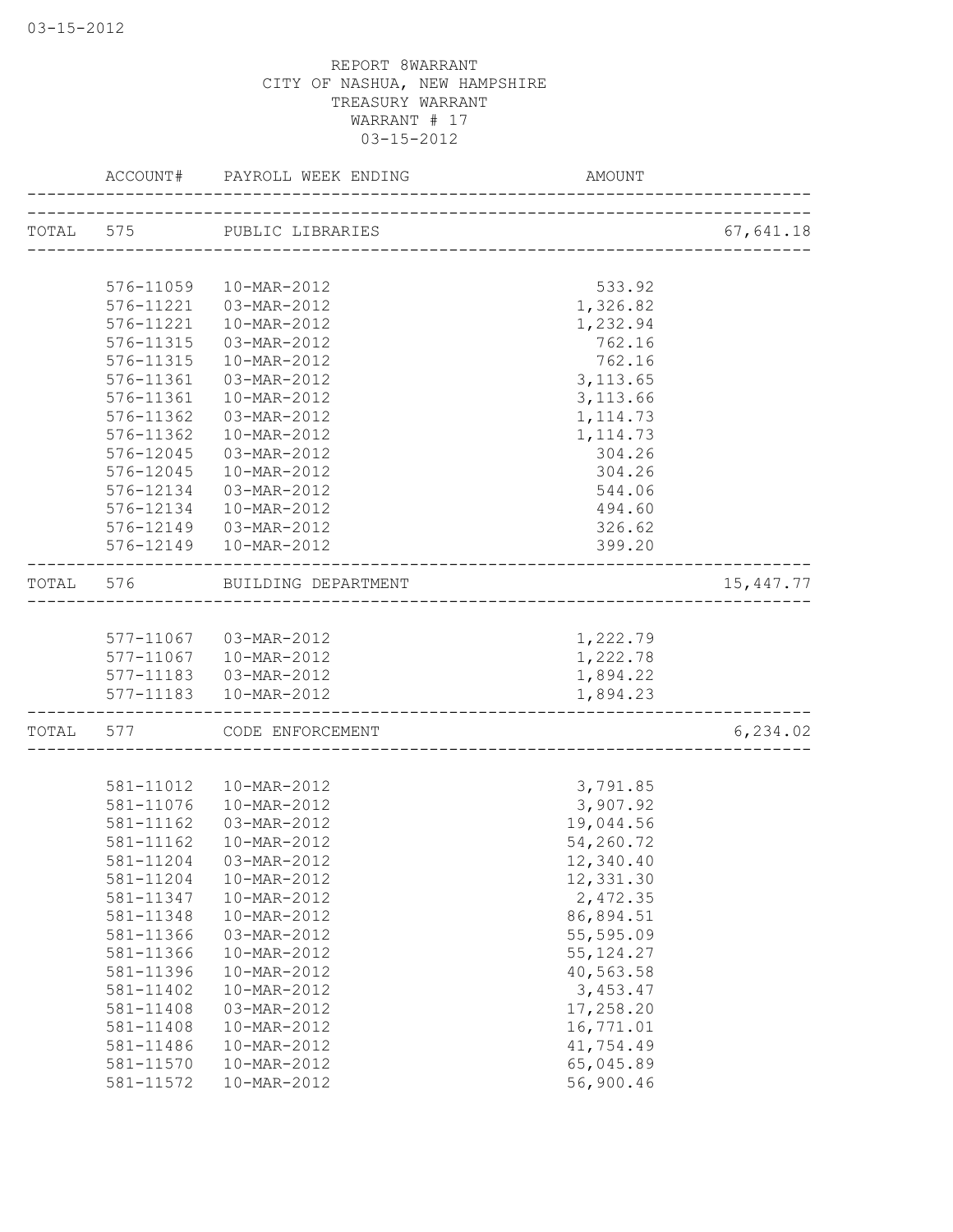REPORT 8WARRANT
CITY OF NASHUA, NEW HAMPSHIRE
TREASURY WARRANT
WARRANT # 17
03-15-2012

| | ACCOUNT# | PAYROLL WEEK ENDING | AMOUNT | |
|---|---|---|---|---|
| TOTAL | 575 | PUBLIC LIBRARIES | | 67,641.18 |
| | 576-11059 | 10-MAR-2012 | 533.92 | |
| | 576-11221 | 03-MAR-2012 | 1,326.82 | |
| | 576-11221 | 10-MAR-2012 | 1,232.94 | |
| | 576-11315 | 03-MAR-2012 | 762.16 | |
| | 576-11315 | 10-MAR-2012 | 762.16 | |
| | 576-11361 | 03-MAR-2012 | 3,113.65 | |
| | 576-11361 | 10-MAR-2012 | 3,113.66 | |
| | 576-11362 | 03-MAR-2012 | 1,114.73 | |
| | 576-11362 | 10-MAR-2012 | 1,114.73 | |
| | 576-12045 | 03-MAR-2012 | 304.26 | |
| | 576-12045 | 10-MAR-2012 | 304.26 | |
| | 576-12134 | 03-MAR-2012 | 544.06 | |
| | 576-12134 | 10-MAR-2012 | 494.60 | |
| | 576-12149 | 03-MAR-2012 | 326.62 | |
| | 576-12149 | 10-MAR-2012 | 399.20 | |
| TOTAL | 576 | BUILDING DEPARTMENT | | 15,447.77 |
| | 577-11067 | 03-MAR-2012 | 1,222.79 | |
| | 577-11067 | 10-MAR-2012 | 1,222.78 | |
| | 577-11183 | 03-MAR-2012 | 1,894.22 | |
| | 577-11183 | 10-MAR-2012 | 1,894.23 | |
| TOTAL | 577 | CODE ENFORCEMENT | | 6,234.02 |
| | 581-11012 | 10-MAR-2012 | 3,791.85 | |
| | 581-11076 | 10-MAR-2012 | 3,907.92 | |
| | 581-11162 | 03-MAR-2012 | 19,044.56 | |
| | 581-11162 | 10-MAR-2012 | 54,260.72 | |
| | 581-11204 | 03-MAR-2012 | 12,340.40 | |
| | 581-11204 | 10-MAR-2012 | 12,331.30 | |
| | 581-11347 | 10-MAR-2012 | 2,472.35 | |
| | 581-11348 | 10-MAR-2012 | 86,894.51 | |
| | 581-11366 | 03-MAR-2012 | 55,595.09 | |
| | 581-11366 | 10-MAR-2012 | 55,124.27 | |
| | 581-11396 | 10-MAR-2012 | 40,563.58 | |
| | 581-11402 | 10-MAR-2012 | 3,453.47 | |
| | 581-11408 | 03-MAR-2012 | 17,258.20 | |
| | 581-11408 | 10-MAR-2012 | 16,771.01 | |
| | 581-11486 | 10-MAR-2012 | 41,754.49 | |
| | 581-11570 | 10-MAR-2012 | 65,045.89 | |
| | 581-11572 | 10-MAR-2012 | 56,900.46 | |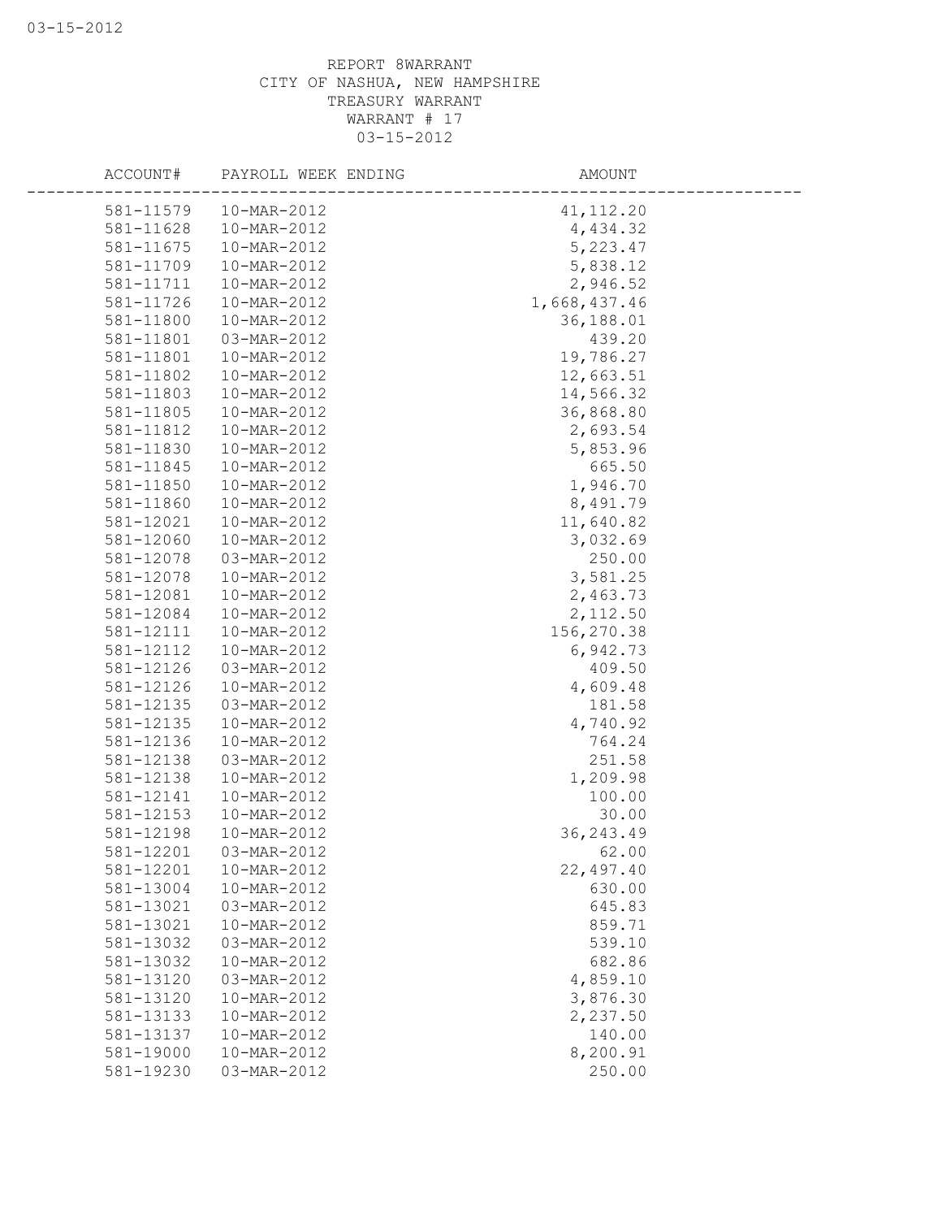REPORT 8WARRANT
CITY OF NASHUA, NEW HAMPSHIRE
TREASURY WARRANT
WARRANT # 17
03-15-2012

| ACCOUNT# | PAYROLL WEEK ENDING | AMOUNT |
|---|---|---|
| 581-11579 | 10-MAR-2012 | 41,112.20 |
| 581-11628 | 10-MAR-2012 | 4,434.32 |
| 581-11675 | 10-MAR-2012 | 5,223.47 |
| 581-11709 | 10-MAR-2012 | 5,838.12 |
| 581-11711 | 10-MAR-2012 | 2,946.52 |
| 581-11726 | 10-MAR-2012 | 1,668,437.46 |
| 581-11800 | 10-MAR-2012 | 36,188.01 |
| 581-11801 | 03-MAR-2012 | 439.20 |
| 581-11801 | 10-MAR-2012 | 19,786.27 |
| 581-11802 | 10-MAR-2012 | 12,663.51 |
| 581-11803 | 10-MAR-2012 | 14,566.32 |
| 581-11805 | 10-MAR-2012 | 36,868.80 |
| 581-11812 | 10-MAR-2012 | 2,693.54 |
| 581-11830 | 10-MAR-2012 | 5,853.96 |
| 581-11845 | 10-MAR-2012 | 665.50 |
| 581-11850 | 10-MAR-2012 | 1,946.70 |
| 581-11860 | 10-MAR-2012 | 8,491.79 |
| 581-12021 | 10-MAR-2012 | 11,640.82 |
| 581-12060 | 10-MAR-2012 | 3,032.69 |
| 581-12078 | 03-MAR-2012 | 250.00 |
| 581-12078 | 10-MAR-2012 | 3,581.25 |
| 581-12081 | 10-MAR-2012 | 2,463.73 |
| 581-12084 | 10-MAR-2012 | 2,112.50 |
| 581-12111 | 10-MAR-2012 | 156,270.38 |
| 581-12112 | 10-MAR-2012 | 6,942.73 |
| 581-12126 | 03-MAR-2012 | 409.50 |
| 581-12126 | 10-MAR-2012 | 4,609.48 |
| 581-12135 | 03-MAR-2012 | 181.58 |
| 581-12135 | 10-MAR-2012 | 4,740.92 |
| 581-12136 | 10-MAR-2012 | 764.24 |
| 581-12138 | 03-MAR-2012 | 251.58 |
| 581-12138 | 10-MAR-2012 | 1,209.98 |
| 581-12141 | 10-MAR-2012 | 100.00 |
| 581-12153 | 10-MAR-2012 | 30.00 |
| 581-12198 | 10-MAR-2012 | 36,243.49 |
| 581-12201 | 03-MAR-2012 | 62.00 |
| 581-12201 | 10-MAR-2012 | 22,497.40 |
| 581-13004 | 10-MAR-2012 | 630.00 |
| 581-13021 | 03-MAR-2012 | 645.83 |
| 581-13021 | 10-MAR-2012 | 859.71 |
| 581-13032 | 03-MAR-2012 | 539.10 |
| 581-13032 | 10-MAR-2012 | 682.86 |
| 581-13120 | 03-MAR-2012 | 4,859.10 |
| 581-13120 | 10-MAR-2012 | 3,876.30 |
| 581-13133 | 10-MAR-2012 | 2,237.50 |
| 581-13137 | 10-MAR-2012 | 140.00 |
| 581-19000 | 10-MAR-2012 | 8,200.91 |
| 581-19230 | 03-MAR-2012 | 250.00 |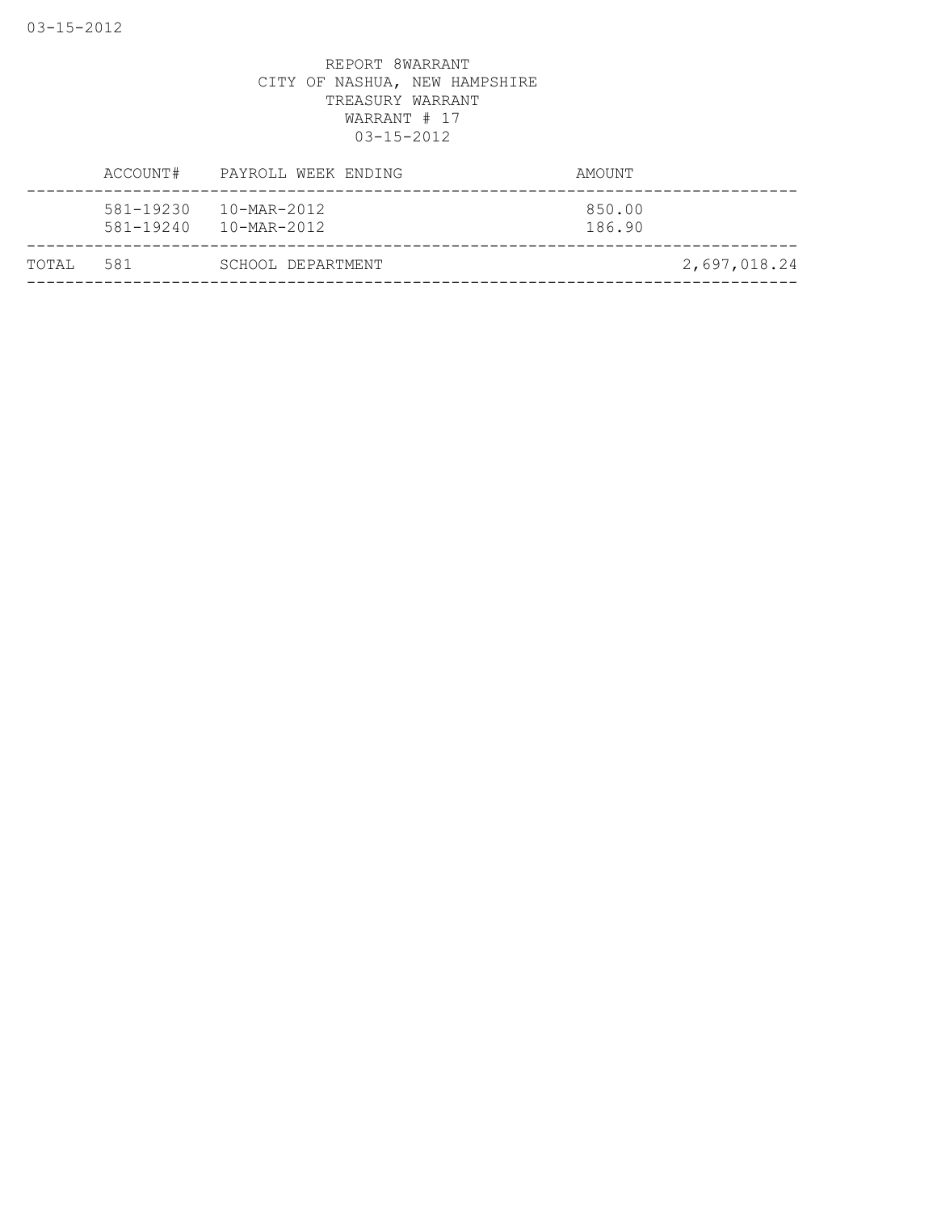REPORT 8WARRANT
CITY OF NASHUA, NEW HAMPSHIRE
TREASURY WARRANT
WARRANT # 17
03-15-2012

| | ACCOUNT# | PAYROLL WEEK ENDING | AMOUNT | |
|---|---|---|---|---|
| | 581-19230 | 10-MAR-2012 | 850.00 | |
| | 581-19240 | 10-MAR-2012 | 186.90 | |
| TOTAL | 581 | SCHOOL DEPARTMENT | | 2,697,018.24 |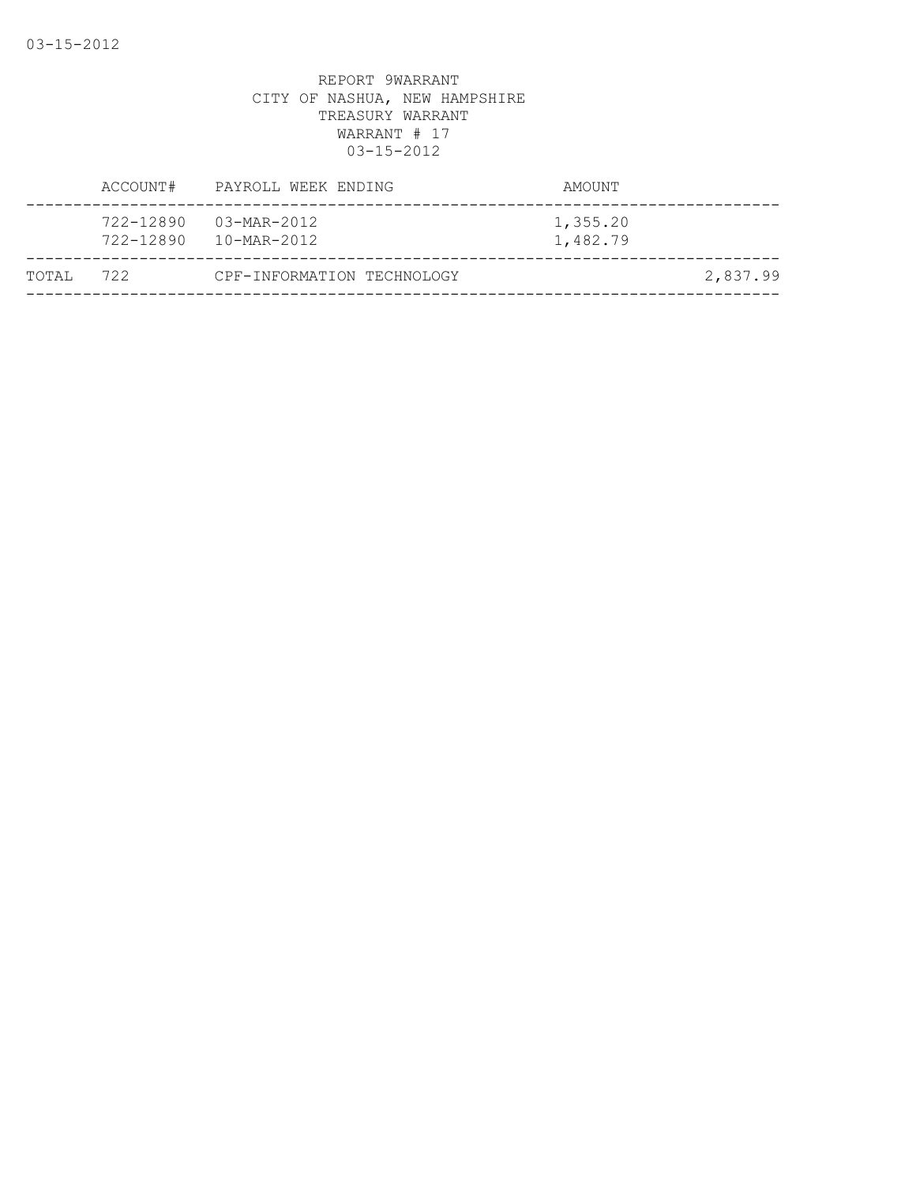REPORT 9WARRANT
CITY OF NASHUA, NEW HAMPSHIRE
TREASURY WARRANT
WARRANT # 17
03-15-2012

| | ACCOUNT# | PAYROLL WEEK ENDING | AMOUNT | |
|---|---|---|---|---|
| | 722-12890 | 03-MAR-2012 | 1,355.20 | |
| | 722-12890 | 10-MAR-2012 | 1,482.79 | |
| TOTAL | 722 | CPF-INFORMATION TECHNOLOGY | | 2,837.99 |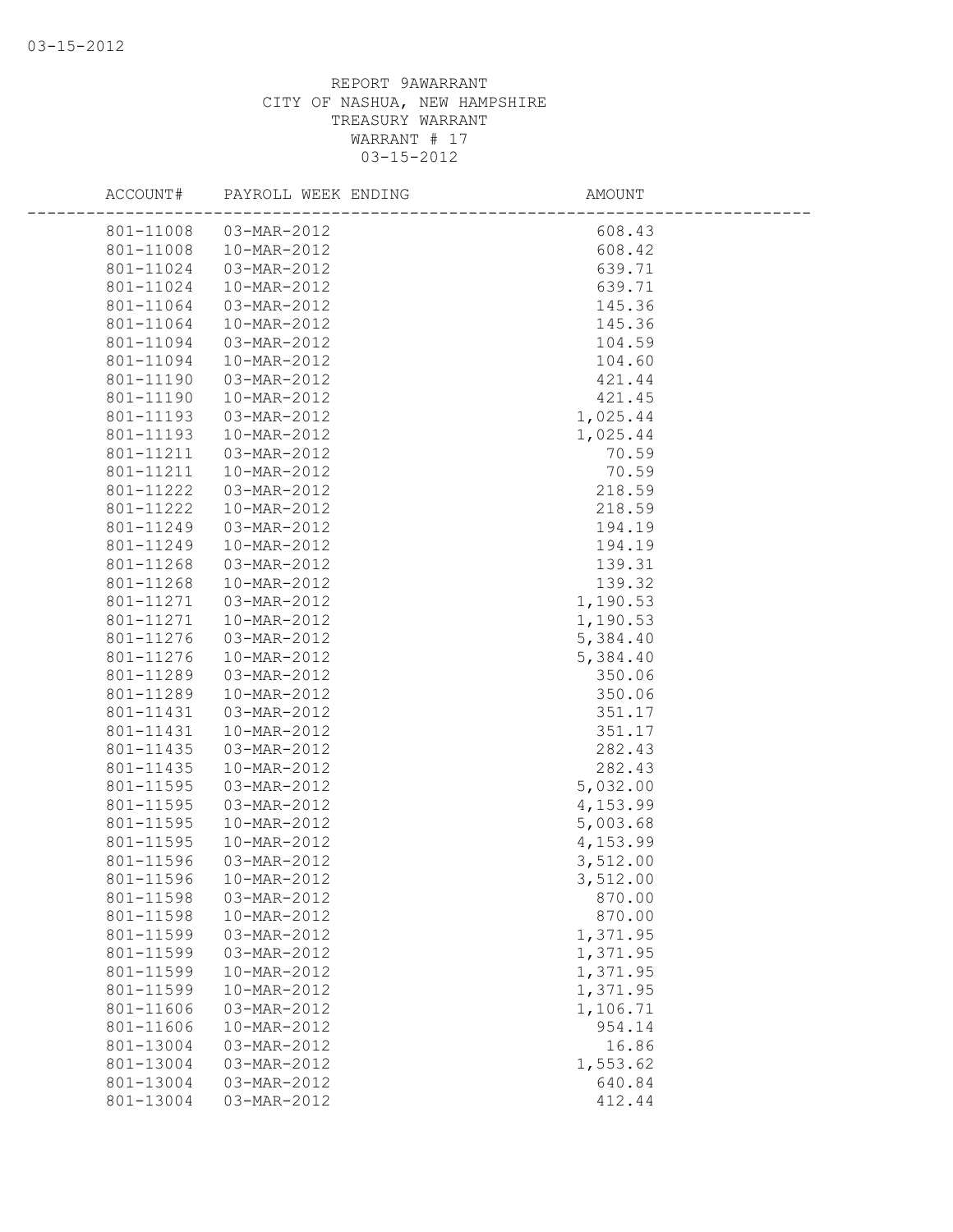REPORT 9AWARRANT
CITY OF NASHUA, NEW HAMPSHIRE
TREASURY WARRANT
WARRANT # 17
03-15-2012

| ACCOUNT# | PAYROLL WEEK ENDING | AMOUNT |
|---|---|---|
| 801-11008 | 03-MAR-2012 | 608.43 |
| 801-11008 | 10-MAR-2012 | 608.42 |
| 801-11024 | 03-MAR-2012 | 639.71 |
| 801-11024 | 10-MAR-2012 | 639.71 |
| 801-11064 | 03-MAR-2012 | 145.36 |
| 801-11064 | 10-MAR-2012 | 145.36 |
| 801-11094 | 03-MAR-2012 | 104.59 |
| 801-11094 | 10-MAR-2012 | 104.60 |
| 801-11190 | 03-MAR-2012 | 421.44 |
| 801-11190 | 10-MAR-2012 | 421.45 |
| 801-11193 | 03-MAR-2012 | 1,025.44 |
| 801-11193 | 10-MAR-2012 | 1,025.44 |
| 801-11211 | 03-MAR-2012 | 70.59 |
| 801-11211 | 10-MAR-2012 | 70.59 |
| 801-11222 | 03-MAR-2012 | 218.59 |
| 801-11222 | 10-MAR-2012 | 218.59 |
| 801-11249 | 03-MAR-2012 | 194.19 |
| 801-11249 | 10-MAR-2012 | 194.19 |
| 801-11268 | 03-MAR-2012 | 139.31 |
| 801-11268 | 10-MAR-2012 | 139.32 |
| 801-11271 | 03-MAR-2012 | 1,190.53 |
| 801-11271 | 10-MAR-2012 | 1,190.53 |
| 801-11276 | 03-MAR-2012 | 5,384.40 |
| 801-11276 | 10-MAR-2012 | 5,384.40 |
| 801-11289 | 03-MAR-2012 | 350.06 |
| 801-11289 | 10-MAR-2012 | 350.06 |
| 801-11431 | 03-MAR-2012 | 351.17 |
| 801-11431 | 10-MAR-2012 | 351.17 |
| 801-11435 | 03-MAR-2012 | 282.43 |
| 801-11435 | 10-MAR-2012 | 282.43 |
| 801-11595 | 03-MAR-2012 | 5,032.00 |
| 801-11595 | 03-MAR-2012 | 4,153.99 |
| 801-11595 | 10-MAR-2012 | 5,003.68 |
| 801-11595 | 10-MAR-2012 | 4,153.99 |
| 801-11596 | 03-MAR-2012 | 3,512.00 |
| 801-11596 | 10-MAR-2012 | 3,512.00 |
| 801-11598 | 03-MAR-2012 | 870.00 |
| 801-11598 | 10-MAR-2012 | 870.00 |
| 801-11599 | 03-MAR-2012 | 1,371.95 |
| 801-11599 | 03-MAR-2012 | 1,371.95 |
| 801-11599 | 10-MAR-2012 | 1,371.95 |
| 801-11599 | 10-MAR-2012 | 1,371.95 |
| 801-11606 | 03-MAR-2012 | 1,106.71 |
| 801-11606 | 10-MAR-2012 | 954.14 |
| 801-13004 | 03-MAR-2012 | 16.86 |
| 801-13004 | 03-MAR-2012 | 1,553.62 |
| 801-13004 | 03-MAR-2012 | 640.84 |
| 801-13004 | 03-MAR-2012 | 412.44 |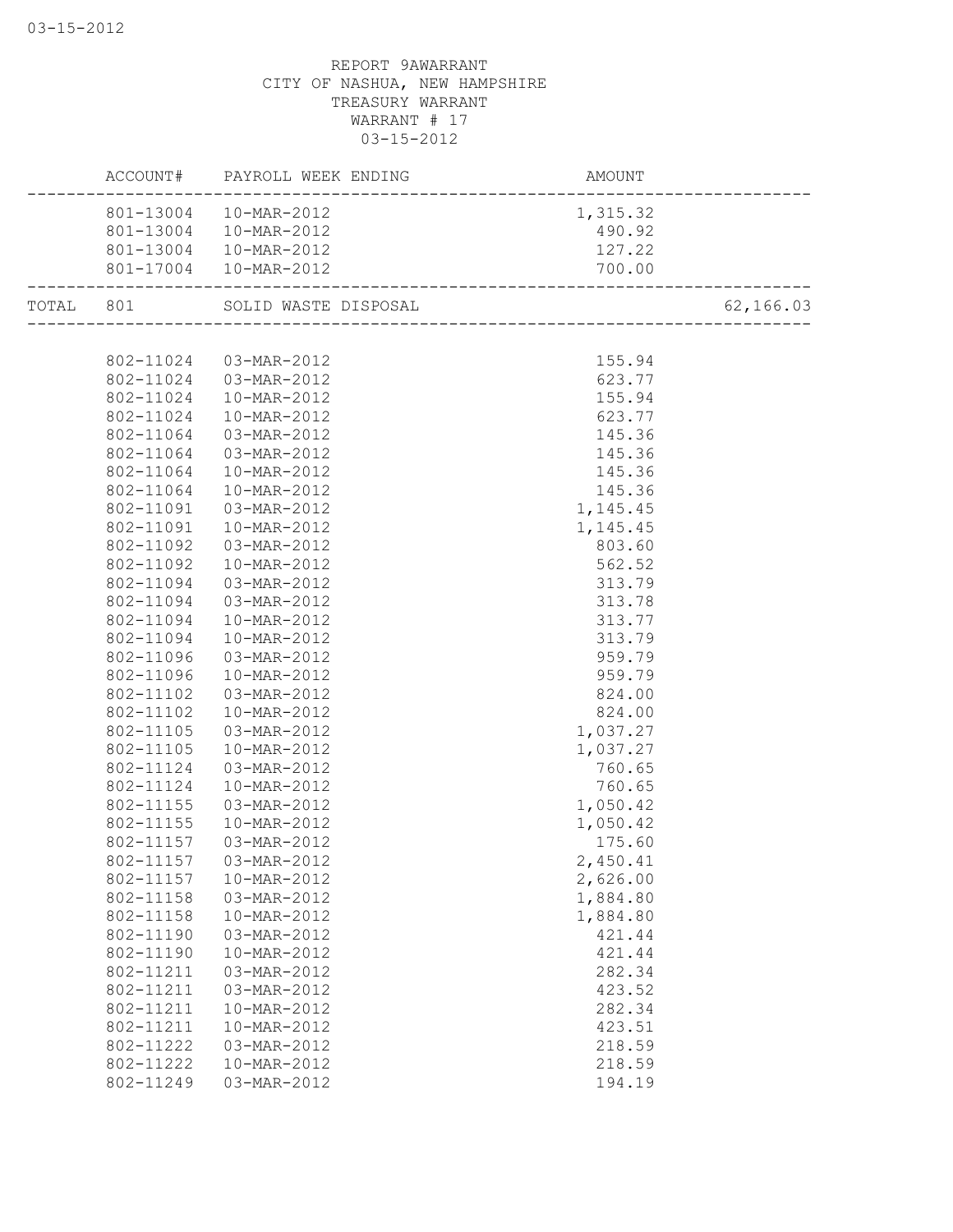REPORT 9AWARRANT
CITY OF NASHUA, NEW HAMPSHIRE
TREASURY WARRANT
WARRANT # 17
03-15-2012

| | ACCOUNT# | PAYROLL WEEK ENDING | AMOUNT | |
|---|---|---|---|---|
| | 801-13004 | 10-MAR-2012 | 1,315.32 | |
| | 801-13004 | 10-MAR-2012 | 490.92 | |
| | 801-13004 | 10-MAR-2012 | 127.22 | |
| | 801-17004 | 10-MAR-2012 | 700.00 | |
| TOTAL | 801 | SOLID WASTE DISPOSAL | | 62,166.03 |
| | 802-11024 | 03-MAR-2012 | 155.94 | |
| | 802-11024 | 03-MAR-2012 | 623.77 | |
| | 802-11024 | 10-MAR-2012 | 155.94 | |
| | 802-11024 | 10-MAR-2012 | 623.77 | |
| | 802-11064 | 03-MAR-2012 | 145.36 | |
| | 802-11064 | 03-MAR-2012 | 145.36 | |
| | 802-11064 | 10-MAR-2012 | 145.36 | |
| | 802-11064 | 10-MAR-2012 | 145.36 | |
| | 802-11091 | 03-MAR-2012 | 1,145.45 | |
| | 802-11091 | 10-MAR-2012 | 1,145.45 | |
| | 802-11092 | 03-MAR-2012 | 803.60 | |
| | 802-11092 | 10-MAR-2012 | 562.52 | |
| | 802-11094 | 03-MAR-2012 | 313.79 | |
| | 802-11094 | 03-MAR-2012 | 313.78 | |
| | 802-11094 | 10-MAR-2012 | 313.77 | |
| | 802-11094 | 10-MAR-2012 | 313.79 | |
| | 802-11096 | 03-MAR-2012 | 959.79 | |
| | 802-11096 | 10-MAR-2012 | 959.79 | |
| | 802-11102 | 03-MAR-2012 | 824.00 | |
| | 802-11102 | 10-MAR-2012 | 824.00 | |
| | 802-11105 | 03-MAR-2012 | 1,037.27 | |
| | 802-11105 | 10-MAR-2012 | 1,037.27 | |
| | 802-11124 | 03-MAR-2012 | 760.65 | |
| | 802-11124 | 10-MAR-2012 | 760.65 | |
| | 802-11155 | 03-MAR-2012 | 1,050.42 | |
| | 802-11155 | 10-MAR-2012 | 1,050.42 | |
| | 802-11157 | 03-MAR-2012 | 175.60 | |
| | 802-11157 | 03-MAR-2012 | 2,450.41 | |
| | 802-11157 | 10-MAR-2012 | 2,626.00 | |
| | 802-11158 | 03-MAR-2012 | 1,884.80 | |
| | 802-11158 | 10-MAR-2012 | 1,884.80 | |
| | 802-11190 | 03-MAR-2012 | 421.44 | |
| | 802-11190 | 10-MAR-2012 | 421.44 | |
| | 802-11211 | 03-MAR-2012 | 282.34 | |
| | 802-11211 | 03-MAR-2012 | 423.52 | |
| | 802-11211 | 10-MAR-2012 | 282.34 | |
| | 802-11211 | 10-MAR-2012 | 423.51 | |
| | 802-11222 | 03-MAR-2012 | 218.59 | |
| | 802-11222 | 10-MAR-2012 | 218.59 | |
| | 802-11249 | 03-MAR-2012 | 194.19 | |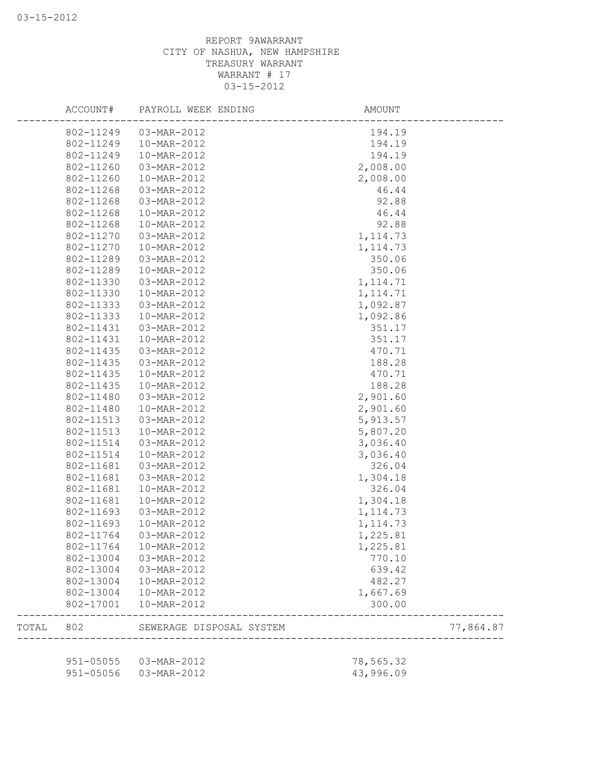REPORT 9AWARRANT
CITY OF NASHUA, NEW HAMPSHIRE
TREASURY WARRANT
WARRANT # 17
03-15-2012

| | ACCOUNT# | PAYROLL WEEK ENDING | AMOUNT | |
|---|---|---|---|---|
| | 802-11249 | 03-MAR-2012 | 194.19 | |
| | 802-11249 | 10-MAR-2012 | 194.19 | |
| | 802-11249 | 10-MAR-2012 | 194.19 | |
| | 802-11260 | 03-MAR-2012 | 2,008.00 | |
| | 802-11260 | 10-MAR-2012 | 2,008.00 | |
| | 802-11268 | 03-MAR-2012 | 46.44 | |
| | 802-11268 | 03-MAR-2012 | 92.88 | |
| | 802-11268 | 10-MAR-2012 | 46.44 | |
| | 802-11268 | 10-MAR-2012 | 92.88 | |
| | 802-11270 | 03-MAR-2012 | 1,114.73 | |
| | 802-11270 | 10-MAR-2012 | 1,114.73 | |
| | 802-11289 | 03-MAR-2012 | 350.06 | |
| | 802-11289 | 10-MAR-2012 | 350.06 | |
| | 802-11330 | 03-MAR-2012 | 1,114.71 | |
| | 802-11330 | 10-MAR-2012 | 1,114.71 | |
| | 802-11333 | 03-MAR-2012 | 1,092.87 | |
| | 802-11333 | 10-MAR-2012 | 1,092.86 | |
| | 802-11431 | 03-MAR-2012 | 351.17 | |
| | 802-11431 | 10-MAR-2012 | 351.17 | |
| | 802-11435 | 03-MAR-2012 | 470.71 | |
| | 802-11435 | 03-MAR-2012 | 188.28 | |
| | 802-11435 | 10-MAR-2012 | 470.71 | |
| | 802-11435 | 10-MAR-2012 | 188.28 | |
| | 802-11480 | 03-MAR-2012 | 2,901.60 | |
| | 802-11480 | 10-MAR-2012 | 2,901.60 | |
| | 802-11513 | 03-MAR-2012 | 5,913.57 | |
| | 802-11513 | 10-MAR-2012 | 5,807.20 | |
| | 802-11514 | 03-MAR-2012 | 3,036.40 | |
| | 802-11514 | 10-MAR-2012 | 3,036.40 | |
| | 802-11681 | 03-MAR-2012 | 326.04 | |
| | 802-11681 | 03-MAR-2012 | 1,304.18 | |
| | 802-11681 | 10-MAR-2012 | 326.04 | |
| | 802-11681 | 10-MAR-2012 | 1,304.18 | |
| | 802-11693 | 03-MAR-2012 | 1,114.73 | |
| | 802-11693 | 10-MAR-2012 | 1,114.73 | |
| | 802-11764 | 03-MAR-2012 | 1,225.81 | |
| | 802-11764 | 10-MAR-2012 | 1,225.81 | |
| | 802-13004 | 03-MAR-2012 | 770.10 | |
| | 802-13004 | 03-MAR-2012 | 639.42 | |
| | 802-13004 | 10-MAR-2012 | 482.27 | |
| | 802-13004 | 10-MAR-2012 | 1,667.69 | |
| | 802-17001 | 10-MAR-2012 | 300.00 | |
| TOTAL | 802 | SEWERAGE DISPOSAL SYSTEM | | 77,864.87 |
| | 951-05055 | 03-MAR-2012 | 78,565.32 | |
| | 951-05056 | 03-MAR-2012 | 43,996.09 | |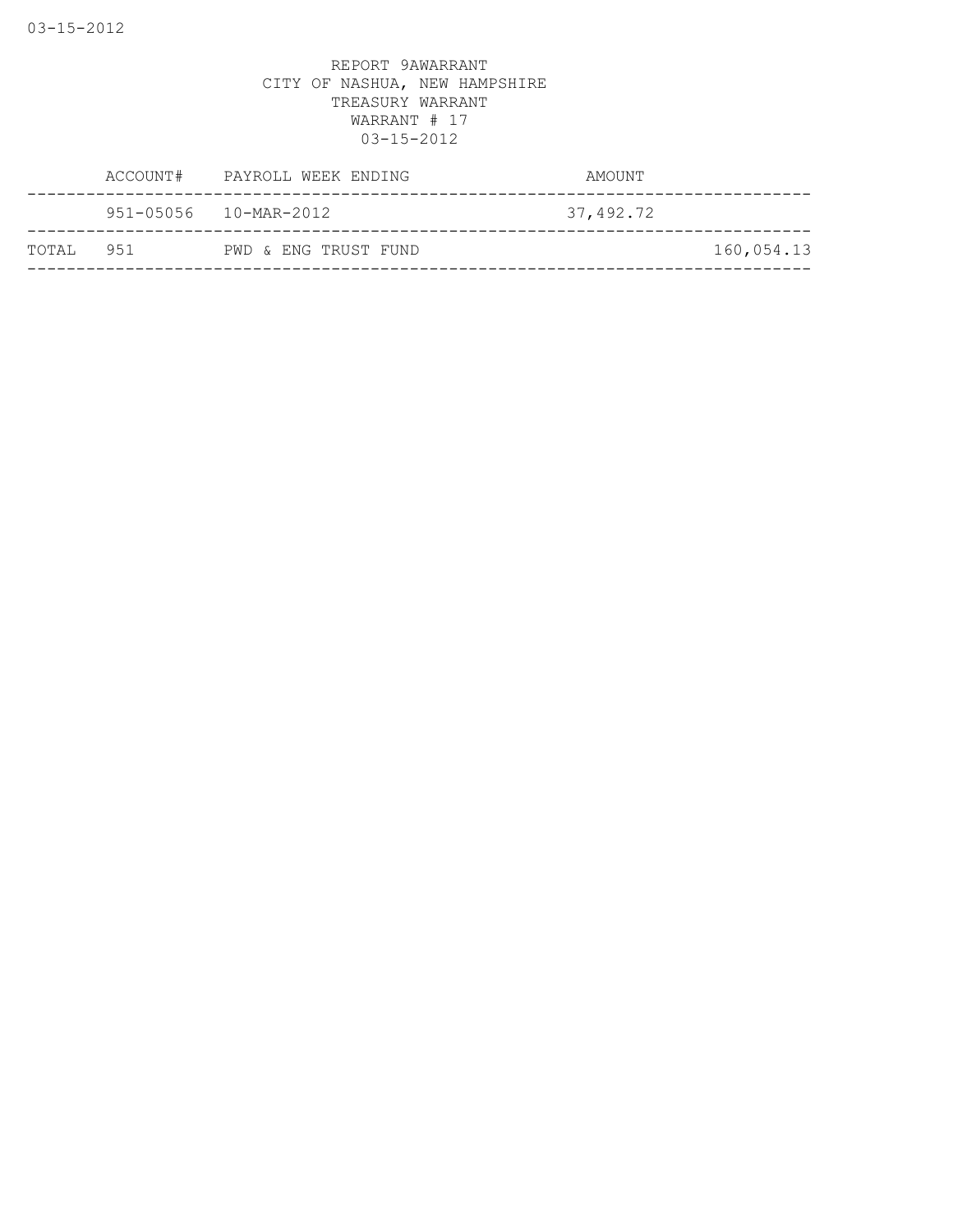REPORT 9AWARRANT
CITY OF NASHUA, NEW HAMPSHIRE
TREASURY WARRANT
WARRANT # 17
03-15-2012

| | ACCOUNT# | PAYROLL WEEK ENDING | AMOUNT | |
|---|---|---|---|---|
| | 951-05056 | 10-MAR-2012 | 37,492.72 | |
| TOTAL | 951 | PWD & ENG TRUST FUND | | 160,054.13 |